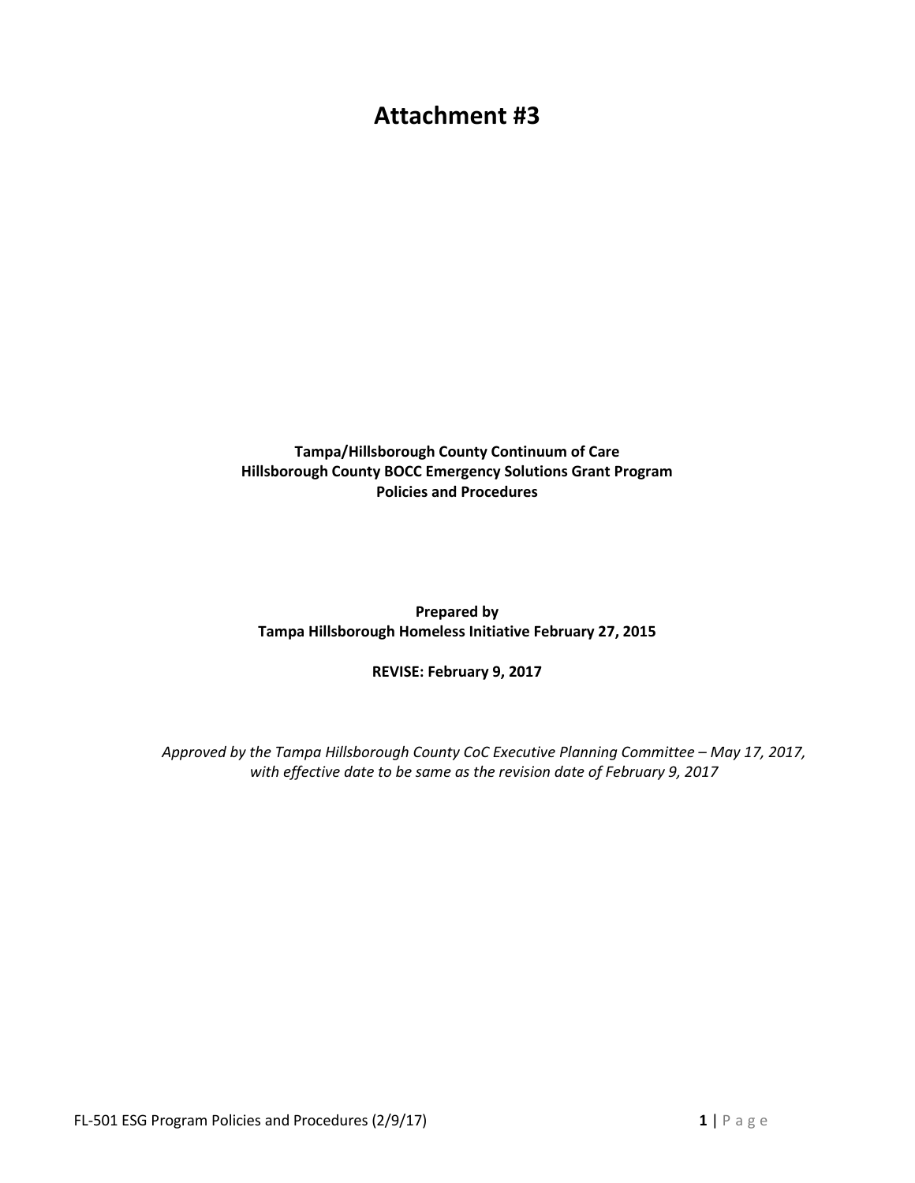# Attachment #3

**Tampa/Hillsborough County Continuum of Care**
**Hillsborough County BOCC Emergency Solutions Grant Program**
**Policies and Procedures**

**Prepared by**
**Tampa Hillsborough Homeless Initiative February 27, 2015**

**REVISE: February 9, 2017**

*Approved by the Tampa Hillsborough County CoC Executive Planning Committee – May 17, 2017, with effective date to be same as the revision date of February 9, 2017*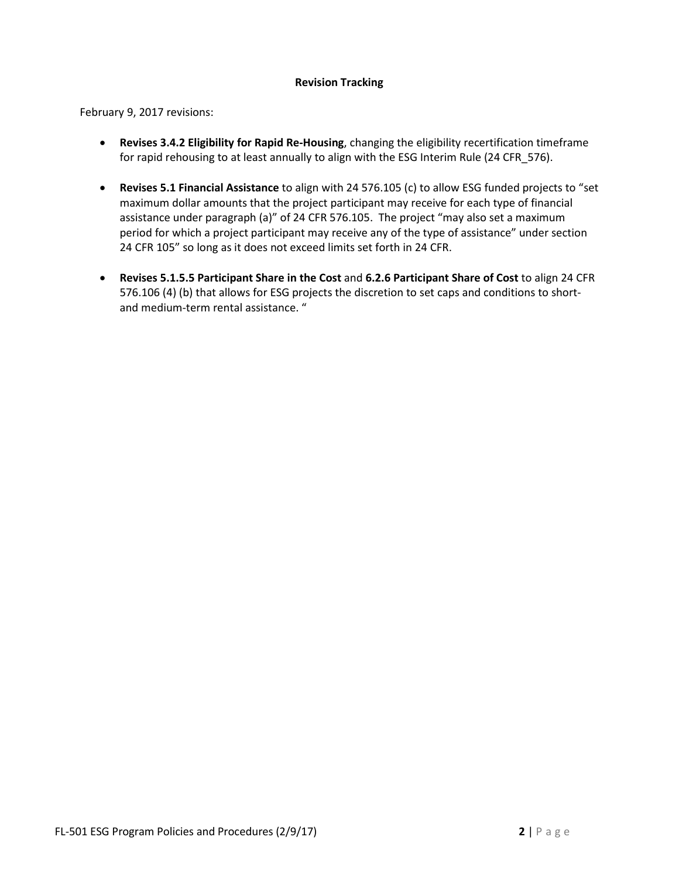## Revision Tracking

February 9, 2017 revisions:

- **Revises 3.4.2 Eligibility for Rapid Re-Housing**, changing the eligibility recertification timeframe for rapid rehousing to at least annually to align with the ESG Interim Rule (24 CFR_576).
- **Revises 5.1 Financial Assistance** to align with 24 576.105 (c) to allow ESG funded projects to "set maximum dollar amounts that the project participant may receive for each type of financial assistance under paragraph (a)" of 24 CFR 576.105. The project "may also set a maximum period for which a project participant may receive any of the type of assistance" under section 24 CFR 105" so long as it does not exceed limits set forth in 24 CFR.
- **Revises 5.1.5.5 Participant Share in the Cost** and **6.2.6 Participant Share of Cost** to align 24 CFR 576.106 (4) (b) that allows for ESG projects the discretion to set caps and conditions to short- and medium-term rental assistance. "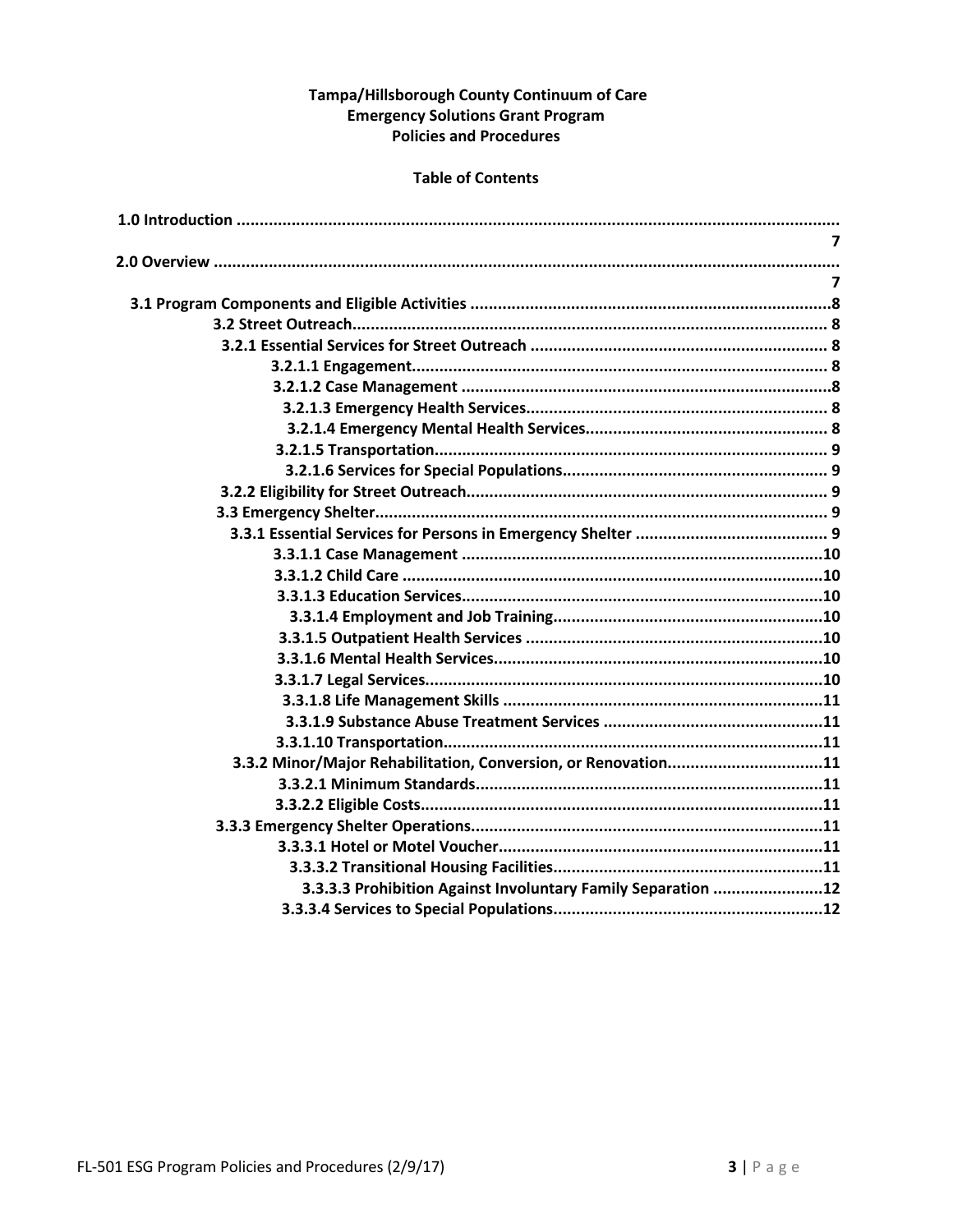**Tampa/Hillsborough County Continuum of Care**
**Emergency Solutions Grant Program**
**Policies and Procedures**

**Table of Contents**

**1.0 Introduction ....................................................... 7**

**2.0 Overview ....................................................... 7**

- **3.1 Program Components and Eligible Activities ....................................... 8**
  - **3.2 Street Outreach ....................................... 8**
    - **3.2.1 Essential Services for Street Outreach ....................................... 8**
      - **3.2.1.1 Engagement ....................................... 8**
      - **3.2.1.2 Case Management ....................................... 8**
      - **3.2.1.3 Emergency Health Services ....................................... 8**
      - **3.2.1.4 Emergency Mental Health Services ....................................... 8**
      - **3.2.1.5 Transportation ....................................... 9**
      - **3.2.1.6 Services for Special Populations ....................................... 9**
    - **3.2.2 Eligibility for Street Outreach ....................................... 9**
  - **3.3 Emergency Shelter ....................................... 9**
    - **3.3.1 Essential Services for Persons in Emergency Shelter ....................................... 9**
      - **3.3.1.1 Case Management ....................................... 10**
      - **3.3.1.2 Child Care ....................................... 10**
      - **3.3.1.3 Education Services ....................................... 10**
      - **3.3.1.4 Employment and Job Training ....................................... 10**
      - **3.3.1.5 Outpatient Health Services ....................................... 10**
      - **3.3.1.6 Mental Health Services ....................................... 10**
      - **3.3.1.7 Legal Services ....................................... 10**
      - **3.3.1.8 Life Management Skills ....................................... 11**
      - **3.3.1.9 Substance Abuse Treatment Services ....................................... 11**
      - **3.3.1.10 Transportation ....................................... 11**
    - **3.3.2 Minor/Major Rehabilitation, Conversion, or Renovation ....................................... 11**
      - **3.3.2.1 Minimum Standards ....................................... 11**
      - **3.3.2.2 Eligible Costs ....................................... 11**
    - **3.3.3 Emergency Shelter Operations ....................................... 11**
      - **3.3.3.1 Hotel or Motel Voucher ....................................... 11**
      - **3.3.3.2 Transitional Housing Facilities ....................................... 11**
      - **3.3.3.3 Prohibition Against Involuntary Family Separation ....................................... 12**
      - **3.3.3.4 Services to Special Populations ....................................... 12**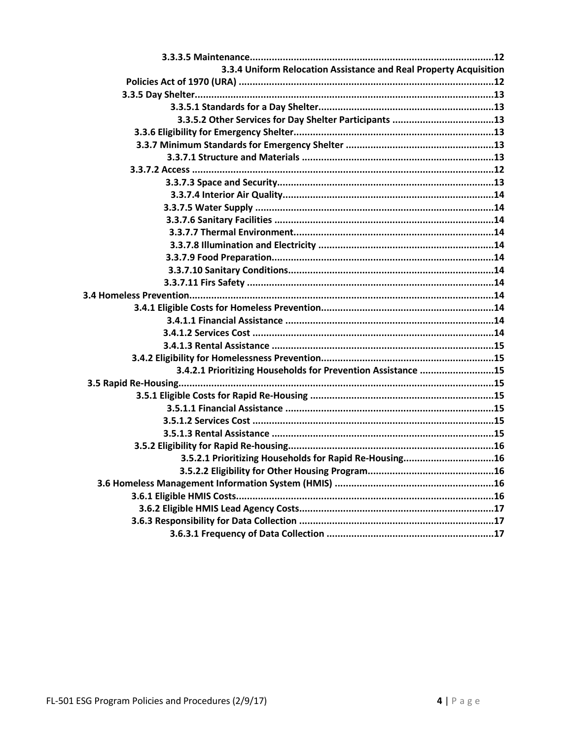3.3.3.5 Maintenance........................................................................................12

3.3.4 Uniform Relocation Assistance and Real Property Acquisition Policies Act of 1970 (URA) ............................................................................................12

3.3.5 Day Shelter............................................................................................13

3.3.5.1 Standards for a Day Shelter................................................................13

3.3.5.2 Other Services for Day Shelter Participants .....................................13

3.3.6 Eligibility for Emergency Shelter........................................................................13

3.3.7 Minimum Standards for Emergency Shelter ......................................................13

3.3.7.1 Structure and Materials ......................................................................13

3.3.7.2 Access ..............................................................................................................12

3.3.7.3 Space and Security...............................................................................13

3.3.7.4 Interior Air Quality.............................................................................14

3.3.7.5 Water Supply .......................................................................................14

3.3.7.6 Sanitary Facilities ................................................................................14

3.3.7.7 Thermal Environment.........................................................................14

3.3.7.8 Illumination and Electricity ................................................................14

3.3.7.9 Food Preparation................................................................................14

3.3.7.10 Sanitary Conditions..........................................................................14

3.3.7.11 Firs Safety ..........................................................................................14

3.4 Homeless Prevention..............................................................................................................14

3.4.1 Eligible Costs for Homeless Prevention...............................................................14

3.4.1.1 Financial Assistance ............................................................................14

3.4.1.2 Services Cost .......................................................................................14

3.4.1.3 Rental Assistance ................................................................................15

3.4.2 Eligibility for Homelessness Prevention..............................................................15

3.4.2.1 Prioritizing Households for Prevention Assistance ...........................15

3.5 Rapid Re-Housing..................................................................................................................15

3.5.1 Eligible Costs for Rapid Re-Housing ..................................................................15

3.5.1.1 Financial Assistance ...........................................................................15

3.5.1.2 Services Cost .......................................................................................15

3.5.1.3 Rental Assistance ................................................................................15

3.5.2 Eligibility for Rapid Re-housing...........................................................................16

3.5.2.1 Prioritizing Households for Rapid Re-Housing.................................16

3.5.2.2 Eligibility for Other Housing Program.............................................16

3.6 Homeless Management Information System (HMIS) ..........................................................16

3.6.1 Eligible HMIS Costs.............................................................................................16

3.6.2 Eligible HMIS Lead Agency Costs.......................................................................17

3.6.3 Responsibility for Data Collection .......................................................................17

3.6.3.1 Frequency of Data Collection ............................................................17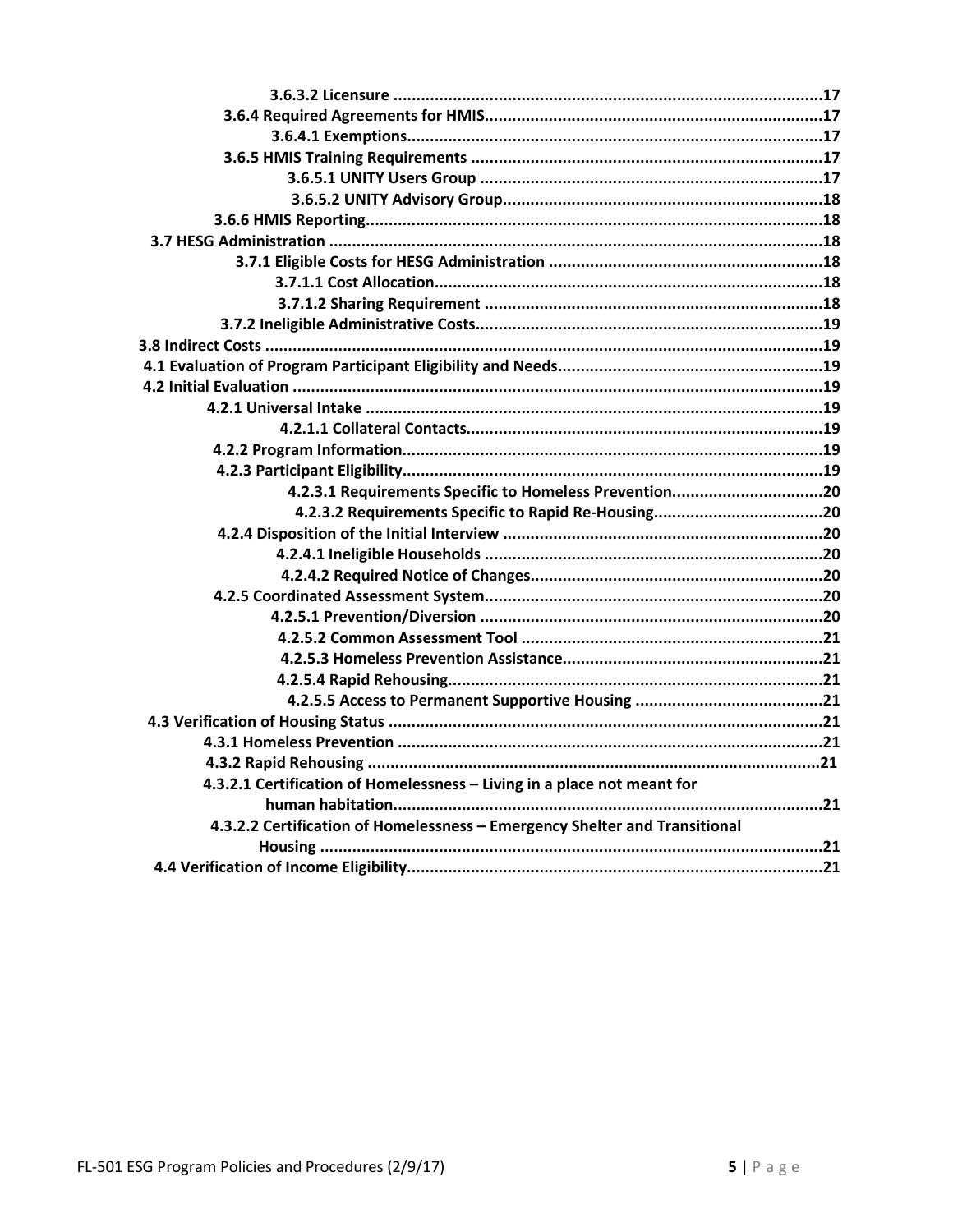3.6.3.2 Licensure ....................................................................................................17
3.6.4 Required Agreements for HMIS...........................................................................17
3.6.4.1 Exemptions.........................................................................................17
3.6.5 HMIS Training Requirements .............................................................................17
3.6.5.1 UNITY Users Group ...........................................................................17
3.6.5.2 UNITY Advisory Group.......................................................................18
3.6.6 HMIS Reporting......................................................................................................18
3.7 HESG Administration ............................................................................................18
3.7.1 Eligible Costs for HESG Administration ............................................................18
3.7.1.1 Cost Allocation.....................................................................................18
3.7.1.2 Sharing Requirement ..........................................................................18
3.7.2 Ineligible Administrative Costs............................................................................19
3.8 Indirect Costs ..........................................................................................................19
4.1 Evaluation of Program Participant Eligibility and Needs.........................................19
4.2 Initial Evaluation .....................................................................................................19
4.2.1 Universal Intake ...................................................................................................19
4.2.1.1 Collateral Contacts..............................................................................19
4.2.2 Program Information............................................................................................19
4.2.3 Participant Eligibility.............................................................................................19
4.2.3.1 Requirements Specific to Homeless Prevention.................................20
4.2.3.2 Requirements Specific to Rapid Re-Housing.....................................20
4.2.4 Disposition of the Initial Interview ......................................................................20
4.2.4.1 Ineligible Households ..........................................................................20
4.2.4.2 Required Notice of Changes................................................................20
4.2.5 Coordinated Assessment System.........................................................................20
4.2.5.1 Prevention/Diversion ...........................................................................20
4.2.5.2 Common Assessment Tool ..................................................................21
4.2.5.3 Homeless Prevention Assistance.........................................................21
4.2.5.4 Rapid Rehousing..................................................................................21
4.2.5.5 Access to Permanent Supportive Housing ..........................................21
4.3 Verification of Housing Status ...............................................................................21
4.3.1 Homeless Prevention ............................................................................................21
4.3.2 Rapid Rehousing ...................................................................................................21
4.3.2.1 Certification of Homelessness – Living in a place not meant for human habitation...............................................................................................21
4.3.2.2 Certification of Homelessness – Emergency Shelter and Transitional Housing ..............................................................................................................21
4.4 Verification of Income Eligibility............................................................................21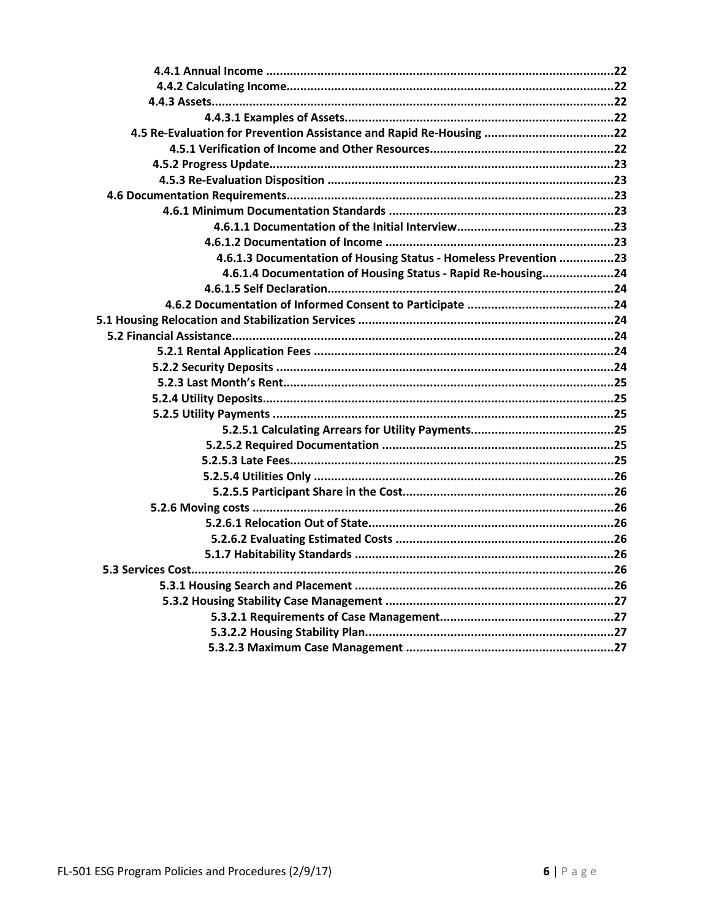4.4.1 Annual Income ....................................................................................................22
4.4.2 Calculating Income...............................................................................................22
4.4.3 Assets.....................................................................................................................22
4.4.3.1 Examples of Assets..............................................................................22
4.5 Re-Evaluation for Prevention Assistance and Rapid Re-Housing ......................................22
4.5.1 Verification of Income and Other Resources.....................................................22
4.5.2 Progress Update....................................................................................................23
4.5.3 Re-Evaluation Disposition ...................................................................................23
4.6 Documentation Requirements...............................................................................................23
4.6.1 Minimum Documentation Standards ..................................................................23
4.6.1.1 Documentation of the Initial Interview..............................................23
4.6.1.2 Documentation of Income ..................................................................23
4.6.1.3 Documentation of Housing Status - Homeless Prevention ................23
4.6.1.4 Documentation of Housing Status - Rapid Re-housing.....................24
4.6.1.5 Self Declaration....................................................................................24
4.6.2 Documentation of Informed Consent to Participate ...........................................24
5.1 Housing Relocation and Stabilization Services ..........................................................................24
5.2 Financial Assistance...............................................................................................................24
5.2.1 Rental Application Fees .......................................................................................24
5.2.2 Security Deposits ..................................................................................................24
5.2.3 Last Month's Rent.................................................................................................25
5.2.4 Utility Deposits......................................................................................................25
5.2.5 Utility Payments ...................................................................................................25
5.2.5.1 Calculating Arrears for Utility Payments..........................................25
5.2.5.2 Required Documentation ....................................................................25
5.2.5.3 Late Fees..............................................................................................25
5.2.5.4 Utilities Only ........................................................................................26
5.2.5.5 Participant Share in the Cost.............................................................26
5.2.6 Moving costs ........................................................................................................26
5.2.6.1 Relocation Out of State........................................................................26
5.2.6.2 Evaluating Estimated Costs ................................................................26
5.1.7 Habitability Standards ............................................................................26
5.3 Services Cost...........................................................................................................................26
5.3.1 Housing Search and Placement ...........................................................................26
5.3.2 Housing Stability Case Management ..................................................................27
5.3.2.1 Requirements of Case Management...................................................27
5.3.2.2 Housing Stability Plan.........................................................................27
5.3.2.3 Maximum Case Management .............................................................27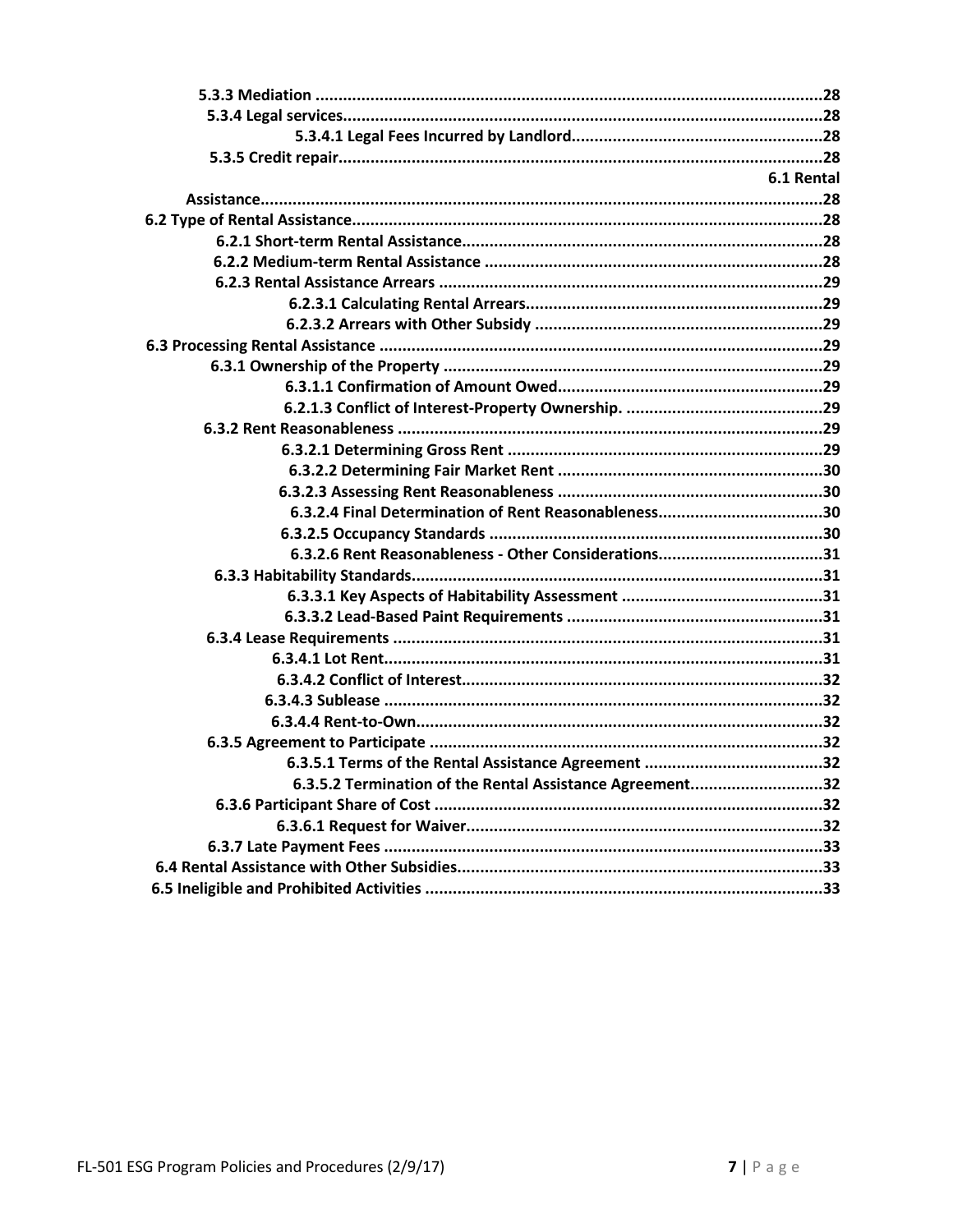**5.3.3 Mediation .......................................................................................................28**

**5.3.4 Legal services.......................................................................................................28**

**5.3.4.1 Legal Fees Incurred by Landlord.......................................................28**

**5.3.5 Credit repair.......................................................................................................28**

**6.1 Rental Assistance.......................................................................................................28**

**6.2 Type of Rental Assistance.......................................................................................................28**

**6.2.1 Short-term Rental Assistance.......................................................................................................28**

**6.2.2 Medium-term Rental Assistance .......................................................................................................28**

**6.2.3 Rental Assistance Arrears .......................................................................................................29**

**6.2.3.1 Calculating Rental Arrears.......................................................................................................29**

**6.2.3.2 Arrears with Other Subsidy .......................................................................................................29**

**6.3 Processing Rental Assistance .......................................................................................................29**

**6.3.1 Ownership of the Property .......................................................................................................29**

**6.3.1.1 Confirmation of Amount Owed.......................................................................................................29**

**6.2.1.3 Conflict of Interest-Property Ownership. .......................................................................................................29**

**6.3.2 Rent Reasonableness .......................................................................................................29**

**6.3.2.1 Determining Gross Rent .......................................................................................................29**

**6.3.2.2 Determining Fair Market Rent .......................................................................................................30**

**6.3.2.3 Assessing Rent Reasonableness .......................................................................................................30**

**6.3.2.4 Final Determination of Rent Reasonableness.......................................................................................................30**

**6.3.2.5 Occupancy Standards .......................................................................................................30**

**6.3.2.6 Rent Reasonableness - Other Considerations.......................................................................................................31**

**6.3.3 Habitability Standards.......................................................................................................31**

**6.3.3.1 Key Aspects of Habitability Assessment .......................................................................................................31**

**6.3.3.2 Lead-Based Paint Requirements .......................................................................................................31**

**6.3.4 Lease Requirements .......................................................................................................31**

**6.3.4.1 Lot Rent.......................................................................................................31**

**6.3.4.2 Conflict of Interest.......................................................................................................32**

**6.3.4.3 Sublease .......................................................................................................32**

**6.3.4.4 Rent-to-Own.......................................................................................................32**

**6.3.5 Agreement to Participate .......................................................................................................32**

**6.3.5.1 Terms of the Rental Assistance Agreement .......................................................................................................32**

**6.3.5.2 Termination of the Rental Assistance Agreement.......................................................................................................32**

**6.3.6 Participant Share of Cost .......................................................................................................32**

**6.3.6.1 Request for Waiver.......................................................................................................32**

**6.3.7 Late Payment Fees .......................................................................................................33**

**6.4 Rental Assistance with Other Subsidies.......................................................................................................33**

**6.5 Ineligible and Prohibited Activities .......................................................................................................33**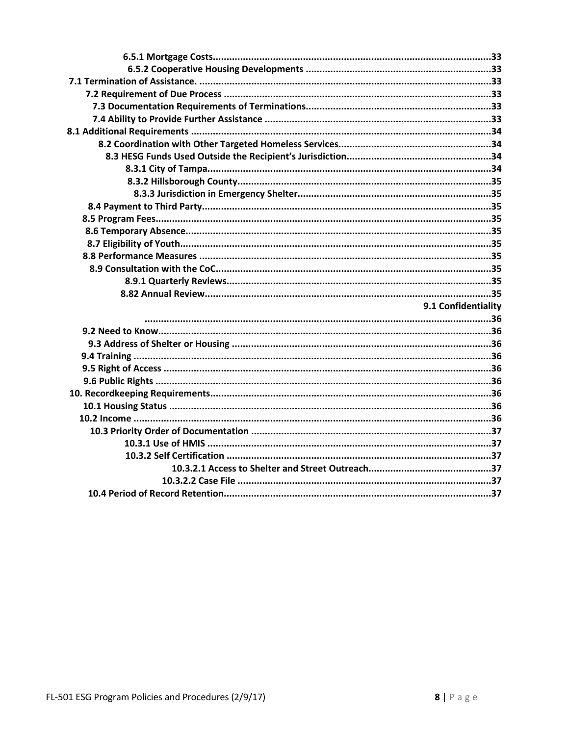**6.5.1 Mortgage Costs**......................................................................................................**33**

**6.5.2 Cooperative Housing Developments** ...................................................................**33**

**7.1 Termination of Assistance.** ..........................................................................................**33**

**7.2 Requirement of Due Process** .......................................................................................**33**

**7.3 Documentation Requirements of Terminations**..........................................................**33**

**7.4 Ability to Provide Further Assistance** .........................................................................**33**

**8.1 Additional Requirements** ..............................................................................................**34**

**8.2 Coordination with Other Targeted Homeless Services**...............................................**34**

**8.3 HESG Funds Used Outside the Recipient's Jurisdiction**.............................................**34**

**8.3.1 City of Tampa**...............................................................................................**34**

**8.3.2 Hillsborough County**...................................................................................**35**

**8.3.3 Jurisdiction in Emergency Shelter**..............................................................**35**

**8.4 Payment to Third Party**...................................................................................................**35**

**8.5 Program Fees**...................................................................................................................**35**

**8.6 Temporary Absence**........................................................................................................**35**

**8.7 Eligibility of Youth**.........................................................................................................**35**

**8.8 Performance Measures** ..................................................................................................**35**

**8.9 Consultation with the CoC**.............................................................................................**35**

**8.9.1 Quarterly Reviews**.......................................................................................**35**

**8.82 Annual Review**..............................................................................................**35**

**9.1 Confidentiality** ..............................................................................................................**36**

**9.2 Need to Know**..................................................................................................................**36**

**9.3 Address of Shelter or Housing** .......................................................................................**36**

**9.4 Training** ............................................................................................................................**36**

**9.5 Right of Access** ................................................................................................................**36**

**9.6 Public Rights** ....................................................................................................................**36**

**10. Recordkeeping Requirements**.......................................................................................**36**

**10.1 Housing Status** ..............................................................................................................**36**

**10.2 Income** ...........................................................................................................................**36**

**10.3 Priority Order of Documentation** ................................................................................**37**

**10.3.1 Use of HMIS** ...............................................................................................**37**

**10.3.2 Self Certification** ........................................................................................**37**

**10.3.2.1 Access to Shelter and Street Outreach**.........................................**37**

**10.3.2.2 Case File** ........................................................................................**37**

**10.4 Period of Record Retention**...........................................................................................**37**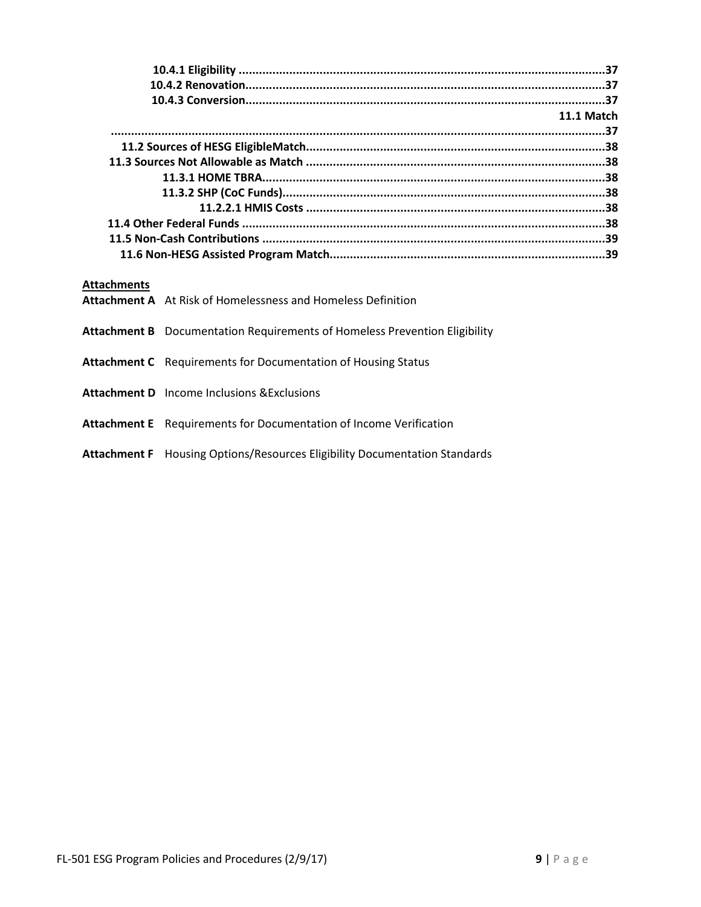**10.4.1 Eligibility** .......................................................................................................... 37
**10.4.2 Renovation** ......................................................................................................... 37
**10.4.3 Conversion** ........................................................................................................ 37
**11.1 Match** .................................................................................................................. 37
**11.2 Sources of HESG EligibleMatch** ....................................................................... 38
**11.3 Sources Not Allowable as Match** ...................................................................... 38
**11.3.1 HOME TBRA** .................................................................................................... 38
**11.3.2 SHP (CoC Funds)** .............................................................................................. 38
**11.2.2.1 HMIS Costs** ....................................................................................................... 38
**11.4 Other Federal Funds** .......................................................................................... 38
**11.5 Non-Cash Contributions** .................................................................................... 39
**11.6 Non-HESG Assisted Program Match** ................................................................ 39

**Attachments**

**Attachment A** At Risk of Homelessness and Homeless Definition

**Attachment B** Documentation Requirements of Homeless Prevention Eligibility

**Attachment C** Requirements for Documentation of Housing Status

**Attachment D** Income Inclusions &Exclusions

**Attachment E** Requirements for Documentation of Income Verification

**Attachment F** Housing Options/Resources Eligibility Documentation Standards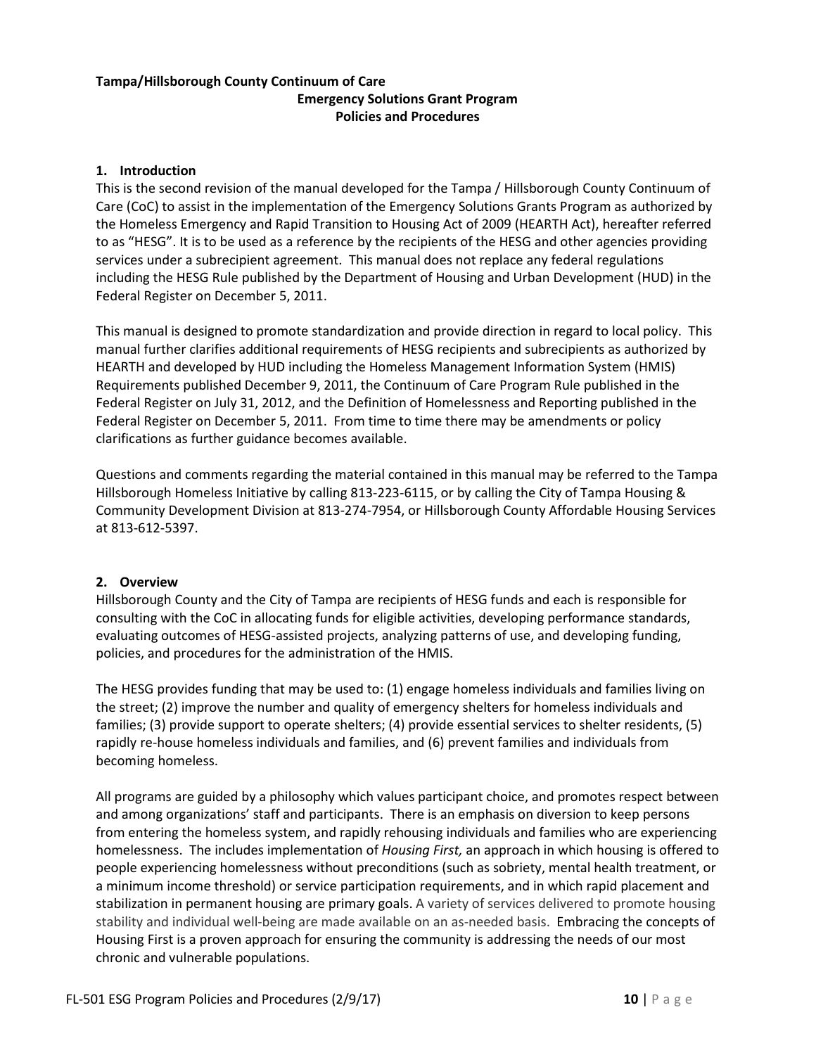**Tampa/Hillsborough County Continuum of Care**

**Emergency Solutions Grant Program**

**Policies and Procedures**

## 1. Introduction

This is the second revision of the manual developed for the Tampa / Hillsborough County Continuum of Care (CoC) to assist in the implementation of the Emergency Solutions Grants Program as authorized by the Homeless Emergency and Rapid Transition to Housing Act of 2009 (HEARTH Act), hereafter referred to as "HESG". It is to be used as a reference by the recipients of the HESG and other agencies providing services under a subrecipient agreement. This manual does not replace any federal regulations including the HESG Rule published by the Department of Housing and Urban Development (HUD) in the Federal Register on December 5, 2011.

This manual is designed to promote standardization and provide direction in regard to local policy. This manual further clarifies additional requirements of HESG recipients and subrecipients as authorized by HEARTH and developed by HUD including the Homeless Management Information System (HMIS) Requirements published December 9, 2011, the Continuum of Care Program Rule published in the Federal Register on July 31, 2012, and the Definition of Homelessness and Reporting published in the Federal Register on December 5, 2011. From time to time there may be amendments or policy clarifications as further guidance becomes available.

Questions and comments regarding the material contained in this manual may be referred to the Tampa Hillsborough Homeless Initiative by calling 813-223-6115, or by calling the City of Tampa Housing & Community Development Division at 813-274-7954, or Hillsborough County Affordable Housing Services at 813-612-5397.

## 2. Overview

Hillsborough County and the City of Tampa are recipients of HESG funds and each is responsible for consulting with the CoC in allocating funds for eligible activities, developing performance standards, evaluating outcomes of HESG-assisted projects, analyzing patterns of use, and developing funding, policies, and procedures for the administration of the HMIS.

The HESG provides funding that may be used to: (1) engage homeless individuals and families living on the street; (2) improve the number and quality of emergency shelters for homeless individuals and families; (3) provide support to operate shelters; (4) provide essential services to shelter residents, (5) rapidly re-house homeless individuals and families, and (6) prevent families and individuals from becoming homeless.

All programs are guided by a philosophy which values participant choice, and promotes respect between and among organizations' staff and participants. There is an emphasis on diversion to keep persons from entering the homeless system, and rapidly rehousing individuals and families who are experiencing homelessness. The includes implementation of *Housing First,* an approach in which housing is offered to people experiencing homelessness without preconditions (such as sobriety, mental health treatment, or a minimum income threshold) or service participation requirements, and in which rapid placement and stabilization in permanent housing are primary goals. A variety of services delivered to promote housing stability and individual well-being are made available on an as-needed basis. Embracing the concepts of Housing First is a proven approach for ensuring the community is addressing the needs of our most chronic and vulnerable populations.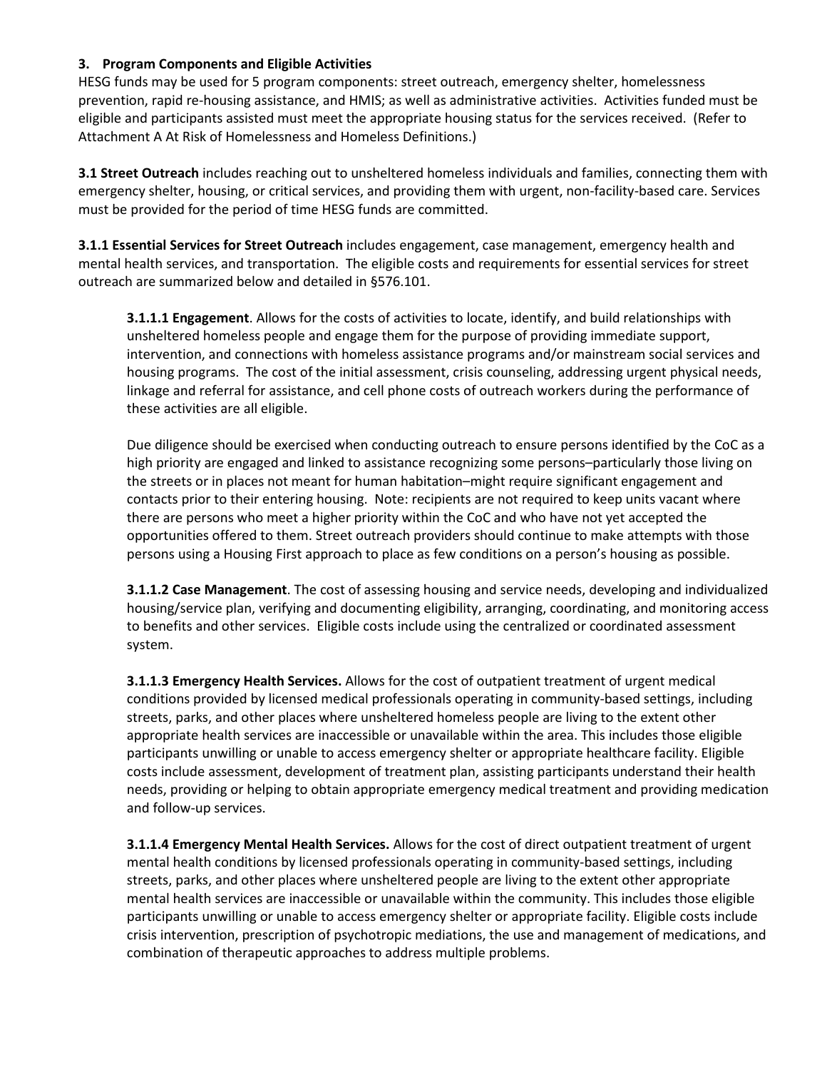### 3. Program Components and Eligible Activities

HESG funds may be used for 5 program components: street outreach, emergency shelter, homelessness prevention, rapid re-housing assistance, and HMIS; as well as administrative activities. Activities funded must be eligible and participants assisted must meet the appropriate housing status for the services received. (Refer to Attachment A At Risk of Homelessness and Homeless Definitions.)

**3.1 Street Outreach** includes reaching out to unsheltered homeless individuals and families, connecting them with emergency shelter, housing, or critical services, and providing them with urgent, non-facility-based care. Services must be provided for the period of time HESG funds are committed.

**3.1.1 Essential Services for Street Outreach** includes engagement, case management, emergency health and mental health services, and transportation. The eligible costs and requirements for essential services for street outreach are summarized below and detailed in §576.101.

**3.1.1.1 Engagement**. Allows for the costs of activities to locate, identify, and build relationships with unsheltered homeless people and engage them for the purpose of providing immediate support, intervention, and connections with homeless assistance programs and/or mainstream social services and housing programs. The cost of the initial assessment, crisis counseling, addressing urgent physical needs, linkage and referral for assistance, and cell phone costs of outreach workers during the performance of these activities are all eligible.

Due diligence should be exercised when conducting outreach to ensure persons identified by the CoC as a high priority are engaged and linked to assistance recognizing some persons–particularly those living on the streets or in places not meant for human habitation–might require significant engagement and contacts prior to their entering housing. Note: recipients are not required to keep units vacant where there are persons who meet a higher priority within the CoC and who have not yet accepted the opportunities offered to them. Street outreach providers should continue to make attempts with those persons using a Housing First approach to place as few conditions on a person's housing as possible.

**3.1.1.2 Case Management**. The cost of assessing housing and service needs, developing and individualized housing/service plan, verifying and documenting eligibility, arranging, coordinating, and monitoring access to benefits and other services. Eligible costs include using the centralized or coordinated assessment system.

**3.1.1.3 Emergency Health Services.** Allows for the cost of outpatient treatment of urgent medical conditions provided by licensed medical professionals operating in community-based settings, including streets, parks, and other places where unsheltered homeless people are living to the extent other appropriate health services are inaccessible or unavailable within the area. This includes those eligible participants unwilling or unable to access emergency shelter or appropriate healthcare facility. Eligible costs include assessment, development of treatment plan, assisting participants understand their health needs, providing or helping to obtain appropriate emergency medical treatment and providing medication and follow-up services.

**3.1.1.4 Emergency Mental Health Services.** Allows for the cost of direct outpatient treatment of urgent mental health conditions by licensed professionals operating in community-based settings, including streets, parks, and other places where unsheltered people are living to the extent other appropriate mental health services are inaccessible or unavailable within the community. This includes those eligible participants unwilling or unable to access emergency shelter or appropriate facility. Eligible costs include crisis intervention, prescription of psychotropic mediations, the use and management of medications, and combination of therapeutic approaches to address multiple problems.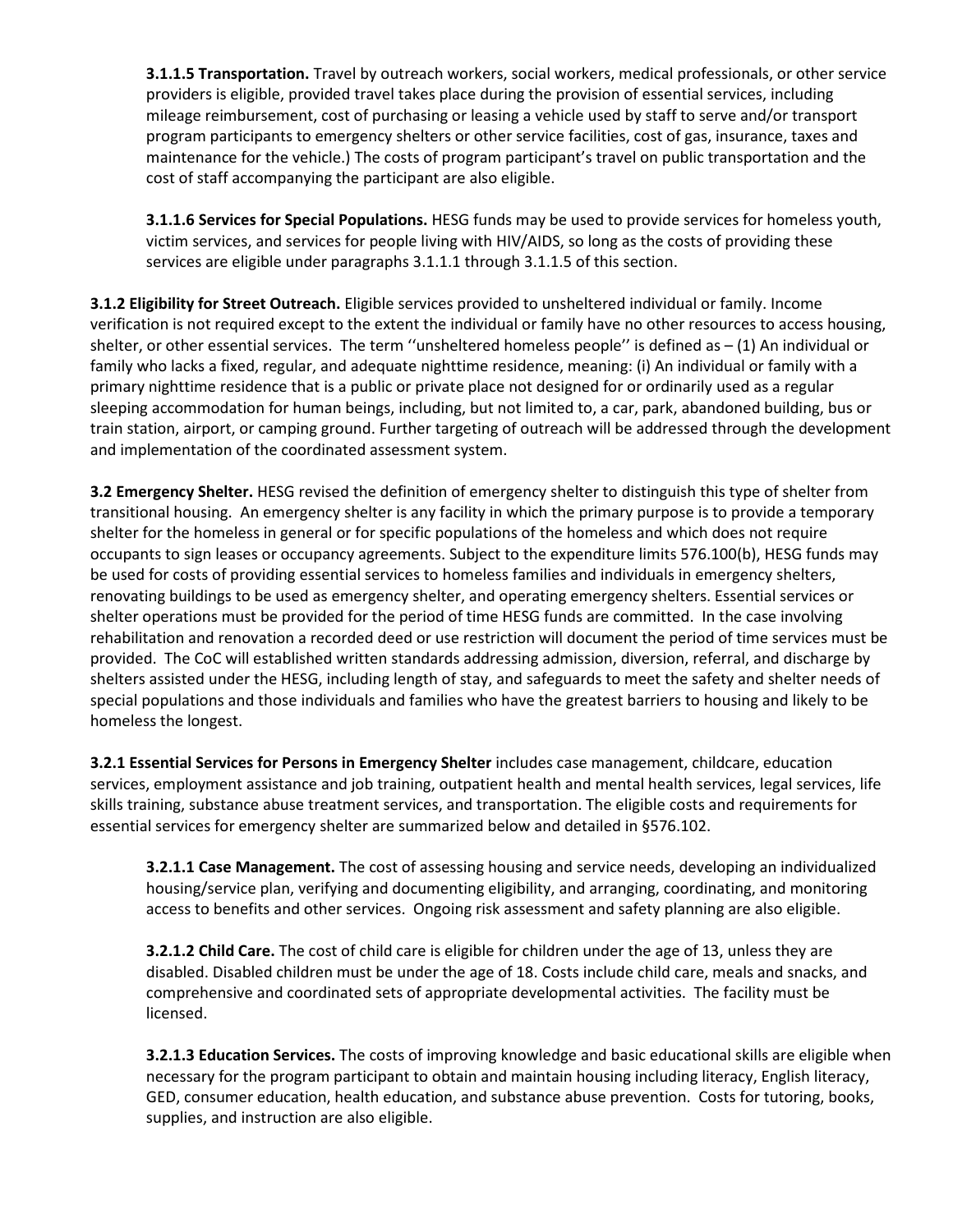**3.1.1.5 Transportation.** Travel by outreach workers, social workers, medical professionals, or other service providers is eligible, provided travel takes place during the provision of essential services, including mileage reimbursement, cost of purchasing or leasing a vehicle used by staff to serve and/or transport program participants to emergency shelters or other service facilities, cost of gas, insurance, taxes and maintenance for the vehicle.) The costs of program participant's travel on public transportation and the cost of staff accompanying the participant are also eligible.

**3.1.1.6 Services for Special Populations.** HESG funds may be used to provide services for homeless youth, victim services, and services for people living with HIV/AIDS, so long as the costs of providing these services are eligible under paragraphs 3.1.1.1 through 3.1.1.5 of this section.

**3.1.2 Eligibility for Street Outreach.** Eligible services provided to unsheltered individual or family. Income verification is not required except to the extent the individual or family have no other resources to access housing, shelter, or other essential services. The term ''unsheltered homeless people'' is defined as – (1) An individual or family who lacks a fixed, regular, and adequate nighttime residence, meaning: (i) An individual or family with a primary nighttime residence that is a public or private place not designed for or ordinarily used as a regular sleeping accommodation for human beings, including, but not limited to, a car, park, abandoned building, bus or train station, airport, or camping ground. Further targeting of outreach will be addressed through the development and implementation of the coordinated assessment system.

**3.2 Emergency Shelter.** HESG revised the definition of emergency shelter to distinguish this type of shelter from transitional housing. An emergency shelter is any facility in which the primary purpose is to provide a temporary shelter for the homeless in general or for specific populations of the homeless and which does not require occupants to sign leases or occupancy agreements. Subject to the expenditure limits 576.100(b), HESG funds may be used for costs of providing essential services to homeless families and individuals in emergency shelters, renovating buildings to be used as emergency shelter, and operating emergency shelters. Essential services or shelter operations must be provided for the period of time HESG funds are committed. In the case involving rehabilitation and renovation a recorded deed or use restriction will document the period of time services must be provided. The CoC will established written standards addressing admission, diversion, referral, and discharge by shelters assisted under the HESG, including length of stay, and safeguards to meet the safety and shelter needs of special populations and those individuals and families who have the greatest barriers to housing and likely to be homeless the longest.

**3.2.1 Essential Services for Persons in Emergency Shelter** includes case management, childcare, education services, employment assistance and job training, outpatient health and mental health services, legal services, life skills training, substance abuse treatment services, and transportation. The eligible costs and requirements for essential services for emergency shelter are summarized below and detailed in §576.102.

**3.2.1.1 Case Management.** The cost of assessing housing and service needs, developing an individualized housing/service plan, verifying and documenting eligibility, and arranging, coordinating, and monitoring access to benefits and other services. Ongoing risk assessment and safety planning are also eligible.

**3.2.1.2 Child Care.** The cost of child care is eligible for children under the age of 13, unless they are disabled. Disabled children must be under the age of 18. Costs include child care, meals and snacks, and comprehensive and coordinated sets of appropriate developmental activities. The facility must be licensed.

**3.2.1.3 Education Services.** The costs of improving knowledge and basic educational skills are eligible when necessary for the program participant to obtain and maintain housing including literacy, English literacy, GED, consumer education, health education, and substance abuse prevention. Costs for tutoring, books, supplies, and instruction are also eligible.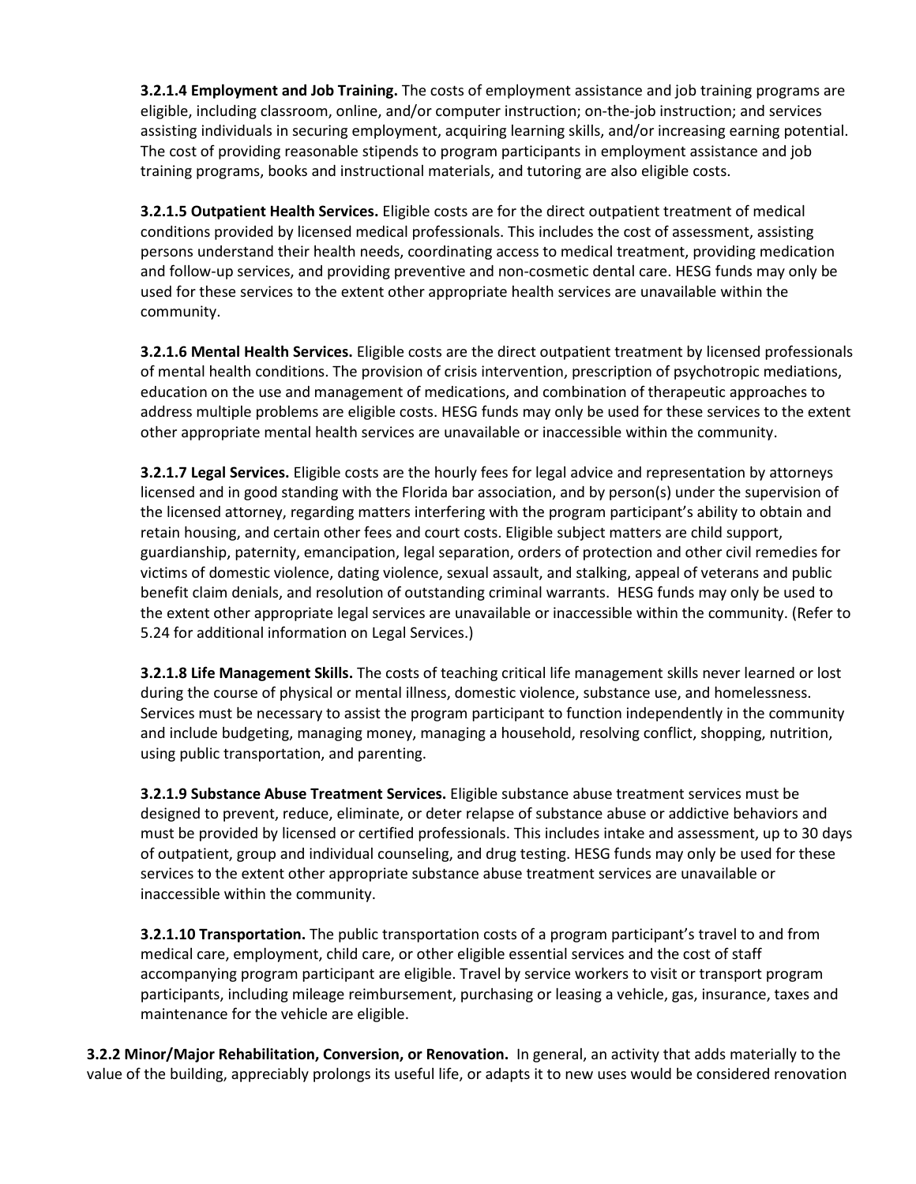**3.2.1.4 Employment and Job Training.** The costs of employment assistance and job training programs are eligible, including classroom, online, and/or computer instruction; on-the-job instruction; and services assisting individuals in securing employment, acquiring learning skills, and/or increasing earning potential. The cost of providing reasonable stipends to program participants in employment assistance and job training programs, books and instructional materials, and tutoring are also eligible costs.

**3.2.1.5 Outpatient Health Services.** Eligible costs are for the direct outpatient treatment of medical conditions provided by licensed medical professionals. This includes the cost of assessment, assisting persons understand their health needs, coordinating access to medical treatment, providing medication and follow-up services, and providing preventive and non-cosmetic dental care. HESG funds may only be used for these services to the extent other appropriate health services are unavailable within the community.

**3.2.1.6 Mental Health Services.** Eligible costs are the direct outpatient treatment by licensed professionals of mental health conditions. The provision of crisis intervention, prescription of psychotropic mediations, education on the use and management of medications, and combination of therapeutic approaches to address multiple problems are eligible costs. HESG funds may only be used for these services to the extent other appropriate mental health services are unavailable or inaccessible within the community.

**3.2.1.7 Legal Services.** Eligible costs are the hourly fees for legal advice and representation by attorneys licensed and in good standing with the Florida bar association, and by person(s) under the supervision of the licensed attorney, regarding matters interfering with the program participant's ability to obtain and retain housing, and certain other fees and court costs. Eligible subject matters are child support, guardianship, paternity, emancipation, legal separation, orders of protection and other civil remedies for victims of domestic violence, dating violence, sexual assault, and stalking, appeal of veterans and public benefit claim denials, and resolution of outstanding criminal warrants. HESG funds may only be used to the extent other appropriate legal services are unavailable or inaccessible within the community. (Refer to 5.24 for additional information on Legal Services.)

**3.2.1.8 Life Management Skills.** The costs of teaching critical life management skills never learned or lost during the course of physical or mental illness, domestic violence, substance use, and homelessness. Services must be necessary to assist the program participant to function independently in the community and include budgeting, managing money, managing a household, resolving conflict, shopping, nutrition, using public transportation, and parenting.

**3.2.1.9 Substance Abuse Treatment Services.** Eligible substance abuse treatment services must be designed to prevent, reduce, eliminate, or deter relapse of substance abuse or addictive behaviors and must be provided by licensed or certified professionals. This includes intake and assessment, up to 30 days of outpatient, group and individual counseling, and drug testing. HESG funds may only be used for these services to the extent other appropriate substance abuse treatment services are unavailable or inaccessible within the community.

**3.2.1.10 Transportation.** The public transportation costs of a program participant's travel to and from medical care, employment, child care, or other eligible essential services and the cost of staff accompanying program participant are eligible. Travel by service workers to visit or transport program participants, including mileage reimbursement, purchasing or leasing a vehicle, gas, insurance, taxes and maintenance for the vehicle are eligible.

**3.2.2 Minor/Major Rehabilitation, Conversion, or Renovation.** In general, an activity that adds materially to the value of the building, appreciably prolongs its useful life, or adapts it to new uses would be considered renovation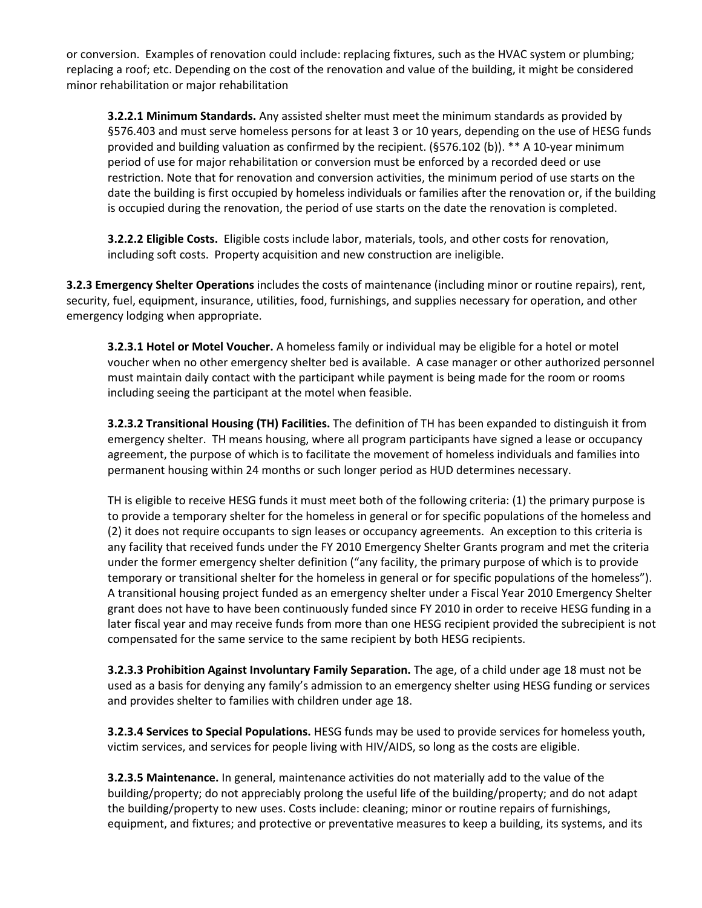or conversion. Examples of renovation could include: replacing fixtures, such as the HVAC system or plumbing; replacing a roof; etc. Depending on the cost of the renovation and value of the building, it might be considered minor rehabilitation or major rehabilitation

**3.2.2.1 Minimum Standards.** Any assisted shelter must meet the minimum standards as provided by §576.403 and must serve homeless persons for at least 3 or 10 years, depending on the use of HESG funds provided and building valuation as confirmed by the recipient. (§576.102 (b)). ** A 10-year minimum period of use for major rehabilitation or conversion must be enforced by a recorded deed or use restriction. Note that for renovation and conversion activities, the minimum period of use starts on the date the building is first occupied by homeless individuals or families after the renovation or, if the building is occupied during the renovation, the period of use starts on the date the renovation is completed.

**3.2.2.2 Eligible Costs.** Eligible costs include labor, materials, tools, and other costs for renovation, including soft costs. Property acquisition and new construction are ineligible.

**3.2.3 Emergency Shelter Operations** includes the costs of maintenance (including minor or routine repairs), rent, security, fuel, equipment, insurance, utilities, food, furnishings, and supplies necessary for operation, and other emergency lodging when appropriate.

**3.2.3.1 Hotel or Motel Voucher.** A homeless family or individual may be eligible for a hotel or motel voucher when no other emergency shelter bed is available. A case manager or other authorized personnel must maintain daily contact with the participant while payment is being made for the room or rooms including seeing the participant at the motel when feasible.

**3.2.3.2 Transitional Housing (TH) Facilities.** The definition of TH has been expanded to distinguish it from emergency shelter. TH means housing, where all program participants have signed a lease or occupancy agreement, the purpose of which is to facilitate the movement of homeless individuals and families into permanent housing within 24 months or such longer period as HUD determines necessary.

TH is eligible to receive HESG funds it must meet both of the following criteria: (1) the primary purpose is to provide a temporary shelter for the homeless in general or for specific populations of the homeless and (2) it does not require occupants to sign leases or occupancy agreements. An exception to this criteria is any facility that received funds under the FY 2010 Emergency Shelter Grants program and met the criteria under the former emergency shelter definition ("any facility, the primary purpose of which is to provide temporary or transitional shelter for the homeless in general or for specific populations of the homeless"). A transitional housing project funded as an emergency shelter under a Fiscal Year 2010 Emergency Shelter grant does not have to have been continuously funded since FY 2010 in order to receive HESG funding in a later fiscal year and may receive funds from more than one HESG recipient provided the subrecipient is not compensated for the same service to the same recipient by both HESG recipients.

**3.2.3.3 Prohibition Against Involuntary Family Separation.** The age, of a child under age 18 must not be used as a basis for denying any family's admission to an emergency shelter using HESG funding or services and provides shelter to families with children under age 18.

**3.2.3.4 Services to Special Populations.** HESG funds may be used to provide services for homeless youth, victim services, and services for people living with HIV/AIDS, so long as the costs are eligible.

**3.2.3.5 Maintenance.** In general, maintenance activities do not materially add to the value of the building/property; do not appreciably prolong the useful life of the building/property; and do not adapt the building/property to new uses. Costs include: cleaning; minor or routine repairs of furnishings, equipment, and fixtures; and protective or preventative measures to keep a building, its systems, and its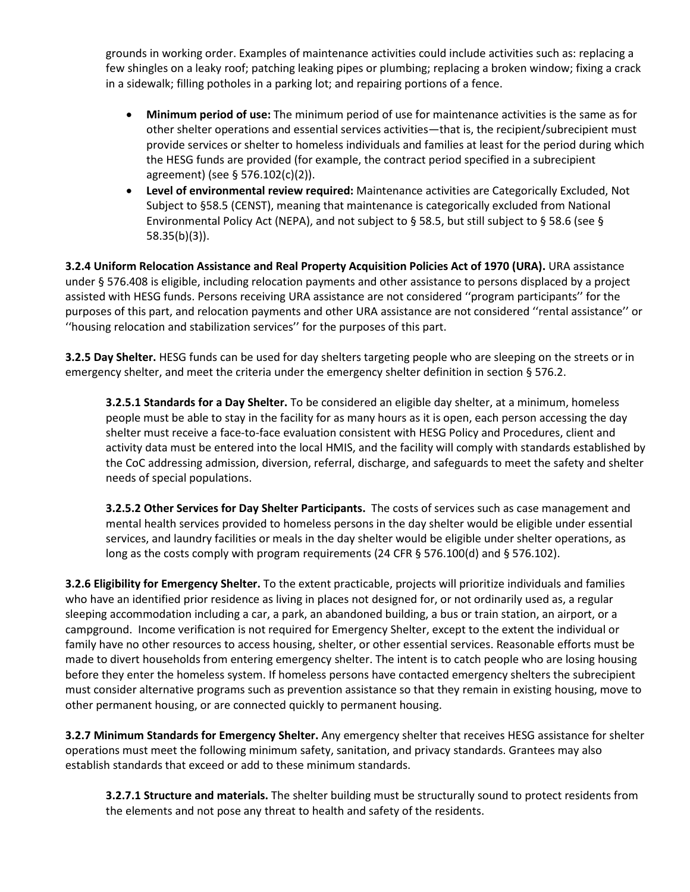grounds in working order. Examples of maintenance activities could include activities such as: replacing a few shingles on a leaky roof; patching leaking pipes or plumbing; replacing a broken window; fixing a crack in a sidewalk; filling potholes in a parking lot; and repairing portions of a fence.

- **Minimum period of use:** The minimum period of use for maintenance activities is the same as for other shelter operations and essential services activities—that is, the recipient/subrecipient must provide services or shelter to homeless individuals and families at least for the period during which the HESG funds are provided (for example, the contract period specified in a subrecipient agreement) (see § 576.102(c)(2)).
- **Level of environmental review required:** Maintenance activities are Categorically Excluded, Not Subject to §58.5 (CENST), meaning that maintenance is categorically excluded from National Environmental Policy Act (NEPA), and not subject to § 58.5, but still subject to § 58.6 (see § 58.35(b)(3)).

**3.2.4 Uniform Relocation Assistance and Real Property Acquisition Policies Act of 1970 (URA).** URA assistance under § 576.408 is eligible, including relocation payments and other assistance to persons displaced by a project assisted with HESG funds. Persons receiving URA assistance are not considered ''program participants'' for the purposes of this part, and relocation payments and other URA assistance are not considered ''rental assistance'' or ''housing relocation and stabilization services'' for the purposes of this part.

**3.2.5 Day Shelter.** HESG funds can be used for day shelters targeting people who are sleeping on the streets or in emergency shelter, and meet the criteria under the emergency shelter definition in section § 576.2.

**3.2.5.1 Standards for a Day Shelter.** To be considered an eligible day shelter, at a minimum, homeless people must be able to stay in the facility for as many hours as it is open, each person accessing the day shelter must receive a face-to-face evaluation consistent with HESG Policy and Procedures, client and activity data must be entered into the local HMIS, and the facility will comply with standards established by the CoC addressing admission, diversion, referral, discharge, and safeguards to meet the safety and shelter needs of special populations.

**3.2.5.2 Other Services for Day Shelter Participants.** The costs of services such as case management and mental health services provided to homeless persons in the day shelter would be eligible under essential services, and laundry facilities or meals in the day shelter would be eligible under shelter operations, as long as the costs comply with program requirements (24 CFR § 576.100(d) and § 576.102).

**3.2.6 Eligibility for Emergency Shelter.** To the extent practicable, projects will prioritize individuals and families who have an identified prior residence as living in places not designed for, or not ordinarily used as, a regular sleeping accommodation including a car, a park, an abandoned building, a bus or train station, an airport, or a campground. Income verification is not required for Emergency Shelter, except to the extent the individual or family have no other resources to access housing, shelter, or other essential services. Reasonable efforts must be made to divert households from entering emergency shelter. The intent is to catch people who are losing housing before they enter the homeless system. If homeless persons have contacted emergency shelters the subrecipient must consider alternative programs such as prevention assistance so that they remain in existing housing, move to other permanent housing, or are connected quickly to permanent housing.

**3.2.7 Minimum Standards for Emergency Shelter.** Any emergency shelter that receives HESG assistance for shelter operations must meet the following minimum safety, sanitation, and privacy standards. Grantees may also establish standards that exceed or add to these minimum standards.

**3.2.7.1 Structure and materials.** The shelter building must be structurally sound to protect residents from the elements and not pose any threat to health and safety of the residents.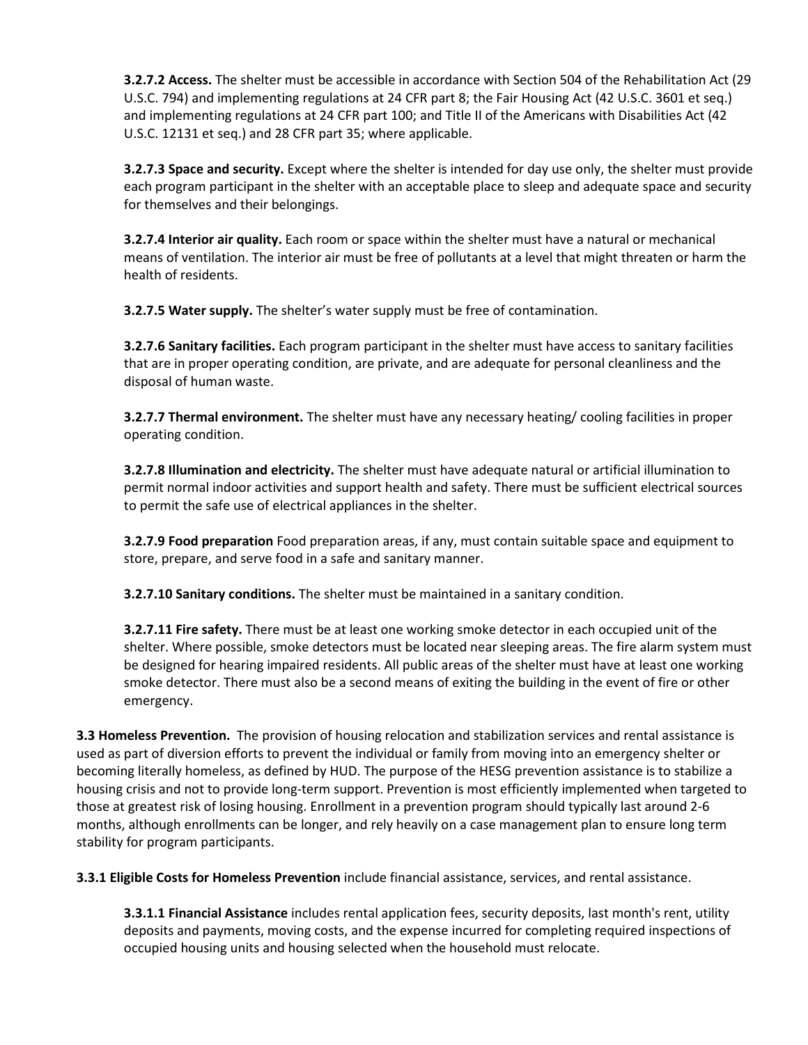**3.2.7.2 Access.** The shelter must be accessible in accordance with Section 504 of the Rehabilitation Act (29 U.S.C. 794) and implementing regulations at 24 CFR part 8; the Fair Housing Act (42 U.S.C. 3601 et seq.) and implementing regulations at 24 CFR part 100; and Title II of the Americans with Disabilities Act (42 U.S.C. 12131 et seq.) and 28 CFR part 35; where applicable.

**3.2.7.3 Space and security.** Except where the shelter is intended for day use only, the shelter must provide each program participant in the shelter with an acceptable place to sleep and adequate space and security for themselves and their belongings.

**3.2.7.4 Interior air quality.** Each room or space within the shelter must have a natural or mechanical means of ventilation. The interior air must be free of pollutants at a level that might threaten or harm the health of residents.

**3.2.7.5 Water supply.** The shelter's water supply must be free of contamination.

**3.2.7.6 Sanitary facilities.** Each program participant in the shelter must have access to sanitary facilities that are in proper operating condition, are private, and are adequate for personal cleanliness and the disposal of human waste.

**3.2.7.7 Thermal environment.** The shelter must have any necessary heating/ cooling facilities in proper operating condition.

**3.2.7.8 Illumination and electricity.** The shelter must have adequate natural or artificial illumination to permit normal indoor activities and support health and safety. There must be sufficient electrical sources to permit the safe use of electrical appliances in the shelter.

**3.2.7.9 Food preparation** Food preparation areas, if any, must contain suitable space and equipment to store, prepare, and serve food in a safe and sanitary manner.

**3.2.7.10 Sanitary conditions.** The shelter must be maintained in a sanitary condition.

**3.2.7.11 Fire safety.** There must be at least one working smoke detector in each occupied unit of the shelter. Where possible, smoke detectors must be located near sleeping areas. The fire alarm system must be designed for hearing impaired residents. All public areas of the shelter must have at least one working smoke detector. There must also be a second means of exiting the building in the event of fire or other emergency.

**3.3 Homeless Prevention.** The provision of housing relocation and stabilization services and rental assistance is used as part of diversion efforts to prevent the individual or family from moving into an emergency shelter or becoming literally homeless, as defined by HUD. The purpose of the HESG prevention assistance is to stabilize a housing crisis and not to provide long-term support. Prevention is most efficiently implemented when targeted to those at greatest risk of losing housing. Enrollment in a prevention program should typically last around 2-6 months, although enrollments can be longer, and rely heavily on a case management plan to ensure long term stability for program participants.

**3.3.1 Eligible Costs for Homeless Prevention** include financial assistance, services, and rental assistance.

**3.3.1.1 Financial Assistance** includes rental application fees, security deposits, last month's rent, utility deposits and payments, moving costs, and the expense incurred for completing required inspections of occupied housing units and housing selected when the household must relocate.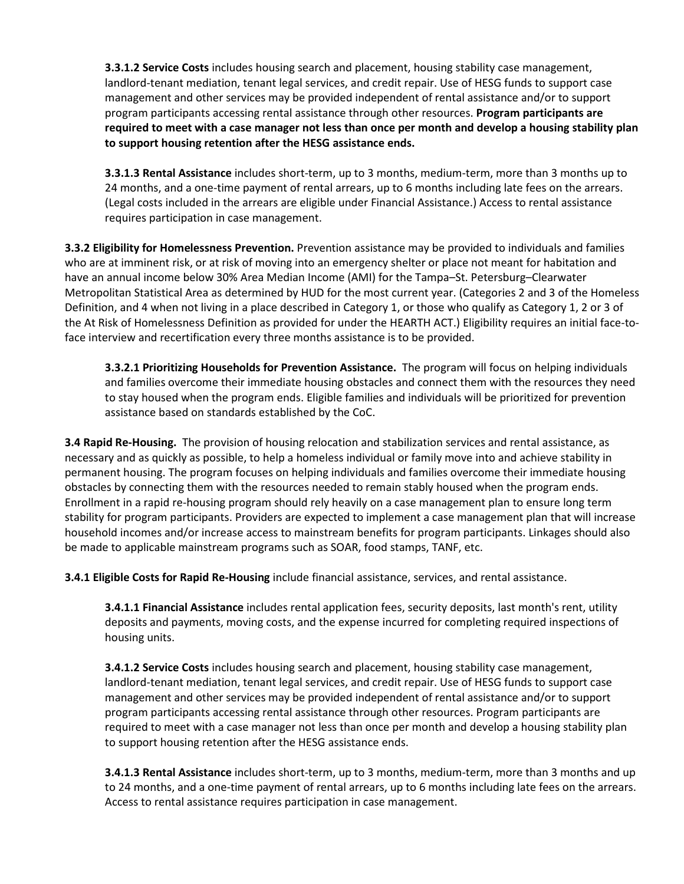**3.3.1.2 Service Costs** includes housing search and placement, housing stability case management, landlord-tenant mediation, tenant legal services, and credit repair. Use of HESG funds to support case management and other services may be provided independent of rental assistance and/or to support program participants accessing rental assistance through other resources. **Program participants are required to meet with a case manager not less than once per month and develop a housing stability plan to support housing retention after the HESG assistance ends.**

**3.3.1.3 Rental Assistance** includes short-term, up to 3 months, medium-term, more than 3 months up to 24 months, and a one-time payment of rental arrears, up to 6 months including late fees on the arrears. (Legal costs included in the arrears are eligible under Financial Assistance.) Access to rental assistance requires participation in case management.

**3.3.2 Eligibility for Homelessness Prevention.** Prevention assistance may be provided to individuals and families who are at imminent risk, or at risk of moving into an emergency shelter or place not meant for habitation and have an annual income below 30% Area Median Income (AMI) for the Tampa–St. Petersburg–Clearwater Metropolitan Statistical Area as determined by HUD for the most current year. (Categories 2 and 3 of the Homeless Definition, and 4 when not living in a place described in Category 1, or those who qualify as Category 1, 2 or 3 of the At Risk of Homelessness Definition as provided for under the HEARTH ACT.) Eligibility requires an initial face-to-face interview and recertification every three months assistance is to be provided.

**3.3.2.1 Prioritizing Households for Prevention Assistance.** The program will focus on helping individuals and families overcome their immediate housing obstacles and connect them with the resources they need to stay housed when the program ends. Eligible families and individuals will be prioritized for prevention assistance based on standards established by the CoC.

**3.4 Rapid Re-Housing.** The provision of housing relocation and stabilization services and rental assistance, as necessary and as quickly as possible, to help a homeless individual or family move into and achieve stability in permanent housing. The program focuses on helping individuals and families overcome their immediate housing obstacles by connecting them with the resources needed to remain stably housed when the program ends. Enrollment in a rapid re-housing program should rely heavily on a case management plan to ensure long term stability for program participants. Providers are expected to implement a case management plan that will increase household incomes and/or increase access to mainstream benefits for program participants. Linkages should also be made to applicable mainstream programs such as SOAR, food stamps, TANF, etc.

**3.4.1 Eligible Costs for Rapid Re-Housing** include financial assistance, services, and rental assistance.

**3.4.1.1 Financial Assistance** includes rental application fees, security deposits, last month's rent, utility deposits and payments, moving costs, and the expense incurred for completing required inspections of housing units.

**3.4.1.2 Service Costs** includes housing search and placement, housing stability case management, landlord-tenant mediation, tenant legal services, and credit repair. Use of HESG funds to support case management and other services may be provided independent of rental assistance and/or to support program participants accessing rental assistance through other resources. Program participants are required to meet with a case manager not less than once per month and develop a housing stability plan to support housing retention after the HESG assistance ends.

**3.4.1.3 Rental Assistance** includes short-term, up to 3 months, medium-term, more than 3 months and up to 24 months, and a one-time payment of rental arrears, up to 6 months including late fees on the arrears. Access to rental assistance requires participation in case management.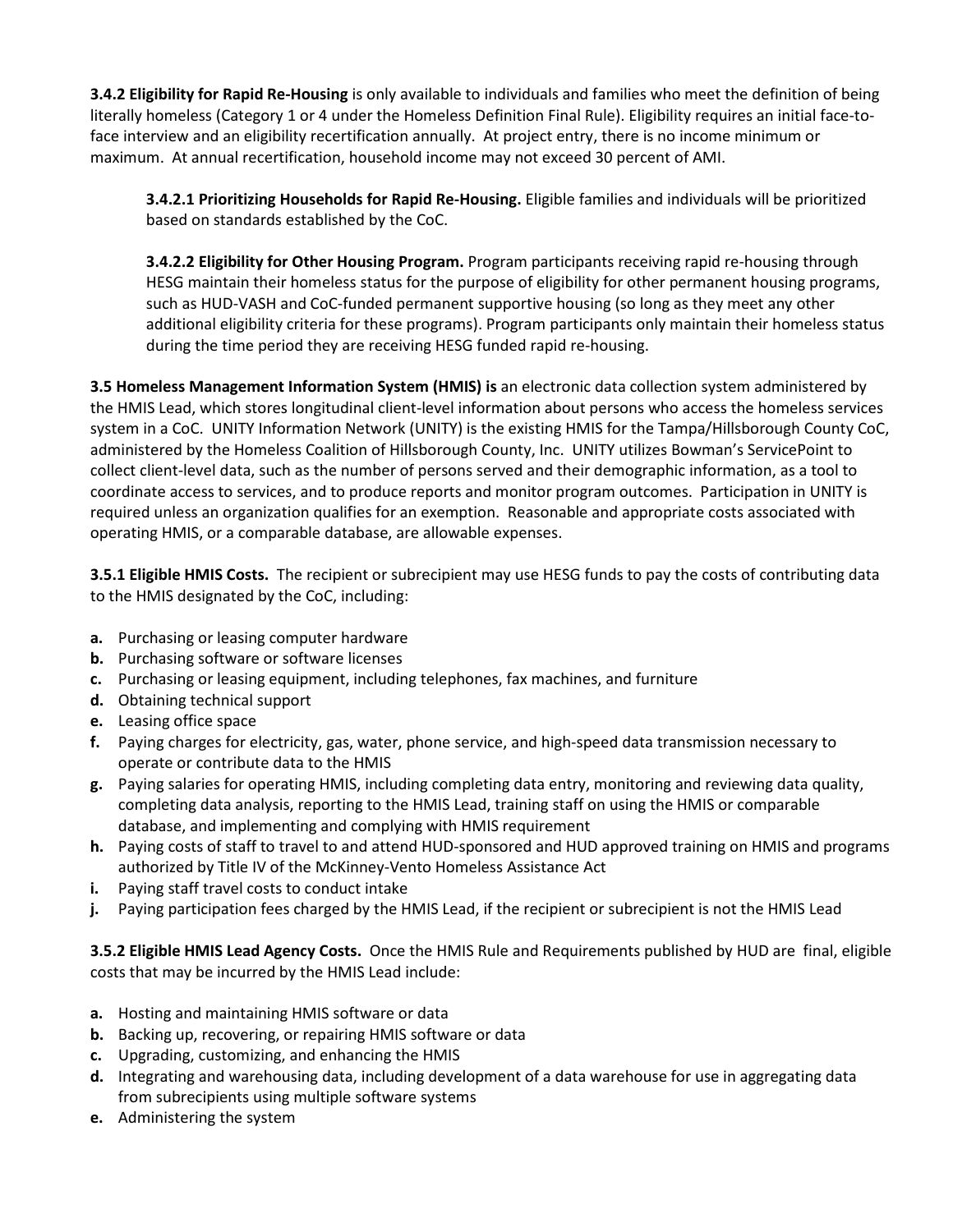**3.4.2 Eligibility for Rapid Re-Housing** is only available to individuals and families who meet the definition of being literally homeless (Category 1 or 4 under the Homeless Definition Final Rule). Eligibility requires an initial face-to-face interview and an eligibility recertification annually. At project entry, there is no income minimum or maximum. At annual recertification, household income may not exceed 30 percent of AMI.

**3.4.2.1 Prioritizing Households for Rapid Re-Housing.** Eligible families and individuals will be prioritized based on standards established by the CoC.

**3.4.2.2 Eligibility for Other Housing Program.** Program participants receiving rapid re-housing through HESG maintain their homeless status for the purpose of eligibility for other permanent housing programs, such as HUD-VASH and CoC-funded permanent supportive housing (so long as they meet any other additional eligibility criteria for these programs). Program participants only maintain their homeless status during the time period they are receiving HESG funded rapid re-housing.

**3.5 Homeless Management Information System (HMIS) is** an electronic data collection system administered by the HMIS Lead, which stores longitudinal client-level information about persons who access the homeless services system in a CoC. UNITY Information Network (UNITY) is the existing HMIS for the Tampa/Hillsborough County CoC, administered by the Homeless Coalition of Hillsborough County, Inc. UNITY utilizes Bowman's ServicePoint to collect client-level data, such as the number of persons served and their demographic information, as a tool to coordinate access to services, and to produce reports and monitor program outcomes. Participation in UNITY is required unless an organization qualifies for an exemption. Reasonable and appropriate costs associated with operating HMIS, or a comparable database, are allowable expenses.

**3.5.1 Eligible HMIS Costs.** The recipient or subrecipient may use HESG funds to pay the costs of contributing data to the HMIS designated by the CoC, including:

- **a.** Purchasing or leasing computer hardware
- **b.** Purchasing software or software licenses
- **c.** Purchasing or leasing equipment, including telephones, fax machines, and furniture
- **d.** Obtaining technical support
- **e.** Leasing office space
- **f.** Paying charges for electricity, gas, water, phone service, and high-speed data transmission necessary to operate or contribute data to the HMIS
- **g.** Paying salaries for operating HMIS, including completing data entry, monitoring and reviewing data quality, completing data analysis, reporting to the HMIS Lead, training staff on using the HMIS or comparable database, and implementing and complying with HMIS requirement
- **h.** Paying costs of staff to travel to and attend HUD-sponsored and HUD approved training on HMIS and programs authorized by Title IV of the McKinney-Vento Homeless Assistance Act
- **i.** Paying staff travel costs to conduct intake
- **j.** Paying participation fees charged by the HMIS Lead, if the recipient or subrecipient is not the HMIS Lead

**3.5.2 Eligible HMIS Lead Agency Costs.** Once the HMIS Rule and Requirements published by HUD are final, eligible costs that may be incurred by the HMIS Lead include:

- **a.** Hosting and maintaining HMIS software or data
- **b.** Backing up, recovering, or repairing HMIS software or data
- **c.** Upgrading, customizing, and enhancing the HMIS
- **d.** Integrating and warehousing data, including development of a data warehouse for use in aggregating data from subrecipients using multiple software systems
- **e.** Administering the system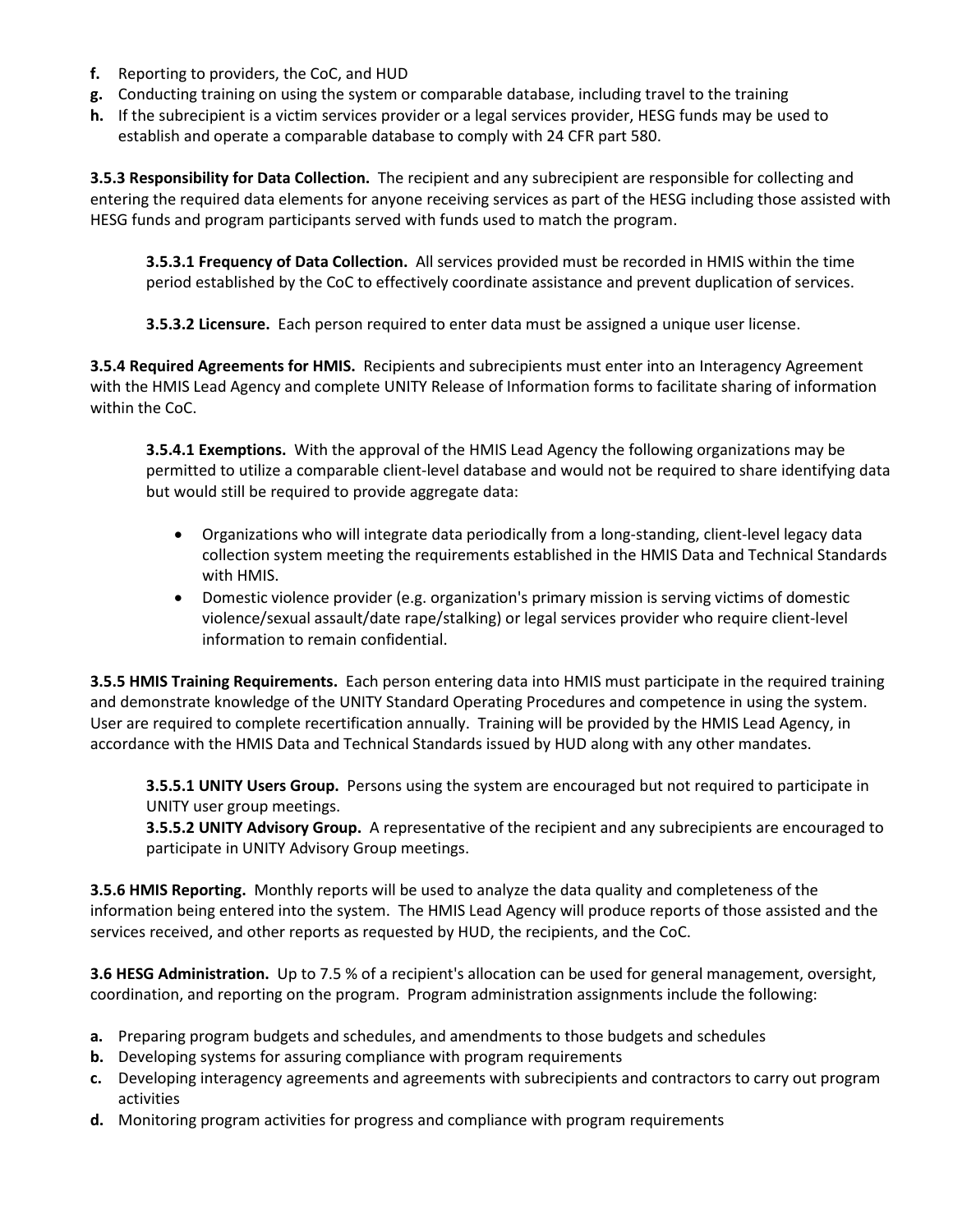**f.** Reporting to providers, the CoC, and HUD
**g.** Conducting training on using the system or comparable database, including travel to the training
**h.** If the subrecipient is a victim services provider or a legal services provider, HESG funds may be used to establish and operate a comparable database to comply with 24 CFR part 580.

**3.5.3 Responsibility for Data Collection.** The recipient and any subrecipient are responsible for collecting and entering the required data elements for anyone receiving services as part of the HESG including those assisted with HESG funds and program participants served with funds used to match the program.

> **3.5.3.1 Frequency of Data Collection.** All services provided must be recorded in HMIS within the time period established by the CoC to effectively coordinate assistance and prevent duplication of services.
>
> **3.5.3.2 Licensure.** Each person required to enter data must be assigned a unique user license.

**3.5.4 Required Agreements for HMIS.** Recipients and subrecipients must enter into an Interagency Agreement with the HMIS Lead Agency and complete UNITY Release of Information forms to facilitate sharing of information within the CoC.

> **3.5.4.1 Exemptions.** With the approval of the HMIS Lead Agency the following organizations may be permitted to utilize a comparable client-level database and would not be required to share identifying data but would still be required to provide aggregate data:
>
> - Organizations who will integrate data periodically from a long-standing, client-level legacy data collection system meeting the requirements established in the HMIS Data and Technical Standards with HMIS.
> - Domestic violence provider (e.g. organization's primary mission is serving victims of domestic violence/sexual assault/date rape/stalking) or legal services provider who require client-level information to remain confidential.

**3.5.5 HMIS Training Requirements.** Each person entering data into HMIS must participate in the required training and demonstrate knowledge of the UNITY Standard Operating Procedures and competence in using the system. User are required to complete recertification annually. Training will be provided by the HMIS Lead Agency, in accordance with the HMIS Data and Technical Standards issued by HUD along with any other mandates.

> **3.5.5.1 UNITY Users Group.** Persons using the system are encouraged but not required to participate in UNITY user group meetings.
> **3.5.5.2 UNITY Advisory Group.** A representative of the recipient and any subrecipients are encouraged to participate in UNITY Advisory Group meetings.

**3.5.6 HMIS Reporting.** Monthly reports will be used to analyze the data quality and completeness of the information being entered into the system. The HMIS Lead Agency will produce reports of those assisted and the services received, and other reports as requested by HUD, the recipients, and the CoC.

**3.6 HESG Administration.** Up to 7.5 % of a recipient's allocation can be used for general management, oversight, coordination, and reporting on the program. Program administration assignments include the following:

**a.** Preparing program budgets and schedules, and amendments to those budgets and schedules
**b.** Developing systems for assuring compliance with program requirements
**c.** Developing interagency agreements and agreements with subrecipients and contractors to carry out program activities
**d.** Monitoring program activities for progress and compliance with program requirements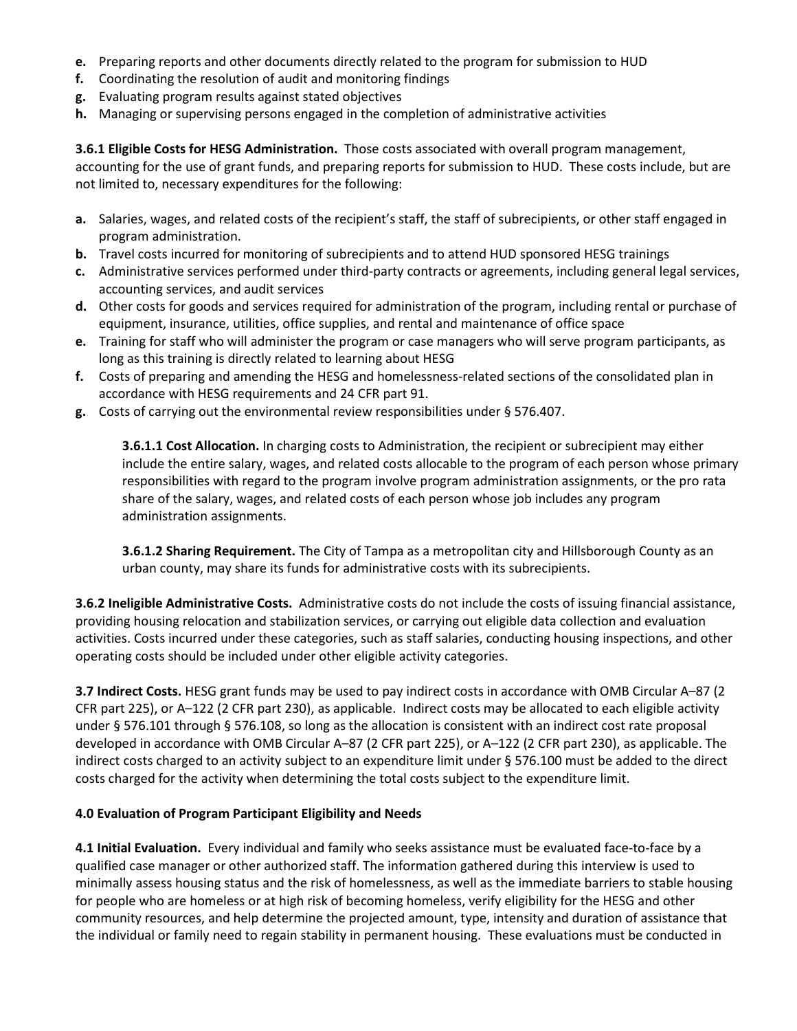**e.** Preparing reports and other documents directly related to the program for submission to HUD
**f.** Coordinating the resolution of audit and monitoring findings
**g.** Evaluating program results against stated objectives
**h.** Managing or supervising persons engaged in the completion of administrative activities

**3.6.1 Eligible Costs for HESG Administration.** Those costs associated with overall program management, accounting for the use of grant funds, and preparing reports for submission to HUD. These costs include, but are not limited to, necessary expenditures for the following:

**a.** Salaries, wages, and related costs of the recipient's staff, the staff of subrecipients, or other staff engaged in program administration.
**b.** Travel costs incurred for monitoring of subrecipients and to attend HUD sponsored HESG trainings
**c.** Administrative services performed under third-party contracts or agreements, including general legal services, accounting services, and audit services
**d.** Other costs for goods and services required for administration of the program, including rental or purchase of equipment, insurance, utilities, office supplies, and rental and maintenance of office space
**e.** Training for staff who will administer the program or case managers who will serve program participants, as long as this training is directly related to learning about HESG
**f.** Costs of preparing and amending the HESG and homelessness-related sections of the consolidated plan in accordance with HESG requirements and 24 CFR part 91.
**g.** Costs of carrying out the environmental review responsibilities under § 576.407.

**3.6.1.1 Cost Allocation.** In charging costs to Administration, the recipient or subrecipient may either include the entire salary, wages, and related costs allocable to the program of each person whose primary responsibilities with regard to the program involve program administration assignments, or the pro rata share of the salary, wages, and related costs of each person whose job includes any program administration assignments.

**3.6.1.2 Sharing Requirement.** The City of Tampa as a metropolitan city and Hillsborough County as an urban county, may share its funds for administrative costs with its subrecipients.

**3.6.2 Ineligible Administrative Costs.** Administrative costs do not include the costs of issuing financial assistance, providing housing relocation and stabilization services, or carrying out eligible data collection and evaluation activities. Costs incurred under these categories, such as staff salaries, conducting housing inspections, and other operating costs should be included under other eligible activity categories.

**3.7 Indirect Costs.** HESG grant funds may be used to pay indirect costs in accordance with OMB Circular A–87 (2 CFR part 225), or A–122 (2 CFR part 230), as applicable. Indirect costs may be allocated to each eligible activity under § 576.101 through § 576.108, so long as the allocation is consistent with an indirect cost rate proposal developed in accordance with OMB Circular A–87 (2 CFR part 225), or A–122 (2 CFR part 230), as applicable. The indirect costs charged to an activity subject to an expenditure limit under § 576.100 must be added to the direct costs charged for the activity when determining the total costs subject to the expenditure limit.

**4.0 Evaluation of Program Participant Eligibility and Needs**

**4.1 Initial Evaluation.** Every individual and family who seeks assistance must be evaluated face-to-face by a qualified case manager or other authorized staff. The information gathered during this interview is used to minimally assess housing status and the risk of homelessness, as well as the immediate barriers to stable housing for people who are homeless or at high risk of becoming homeless, verify eligibility for the HESG and other community resources, and help determine the projected amount, type, intensity and duration of assistance that the individual or family need to regain stability in permanent housing. These evaluations must be conducted in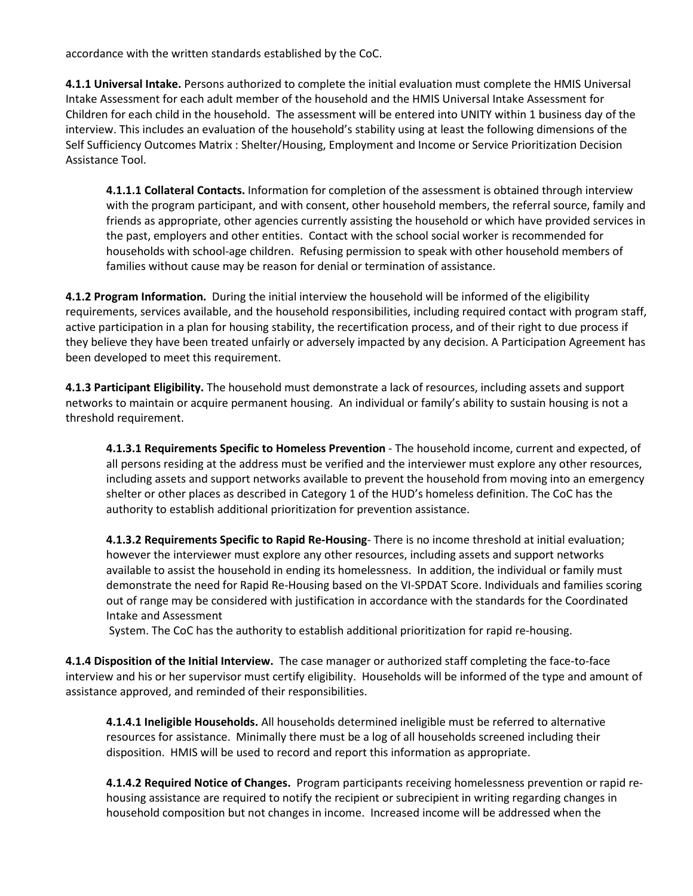accordance with the written standards established by the CoC.

**4.1.1 Universal Intake.** Persons authorized to complete the initial evaluation must complete the HMIS Universal Intake Assessment for each adult member of the household and the HMIS Universal Intake Assessment for Children for each child in the household. The assessment will be entered into UNITY within 1 business day of the interview. This includes an evaluation of the household's stability using at least the following dimensions of the Self Sufficiency Outcomes Matrix : Shelter/Housing, Employment and Income or Service Prioritization Decision Assistance Tool.

> **4.1.1.1 Collateral Contacts.** Information for completion of the assessment is obtained through interview with the program participant, and with consent, other household members, the referral source, family and friends as appropriate, other agencies currently assisting the household or which have provided services in the past, employers and other entities. Contact with the school social worker is recommended for households with school-age children. Refusing permission to speak with other household members of families without cause may be reason for denial or termination of assistance.

**4.1.2 Program Information.** During the initial interview the household will be informed of the eligibility requirements, services available, and the household responsibilities, including required contact with program staff, active participation in a plan for housing stability, the recertification process, and of their right to due process if they believe they have been treated unfairly or adversely impacted by any decision. A Participation Agreement has been developed to meet this requirement.

**4.1.3 Participant Eligibility.** The household must demonstrate a lack of resources, including assets and support networks to maintain or acquire permanent housing. An individual or family's ability to sustain housing is not a threshold requirement.

> **4.1.3.1 Requirements Specific to Homeless Prevention** - The household income, current and expected, of all persons residing at the address must be verified and the interviewer must explore any other resources, including assets and support networks available to prevent the household from moving into an emergency shelter or other places as described in Category 1 of the HUD's homeless definition. The CoC has the authority to establish additional prioritization for prevention assistance.

> **4.1.3.2 Requirements Specific to Rapid Re-Housing**- There is no income threshold at initial evaluation; however the interviewer must explore any other resources, including assets and support networks available to assist the household in ending its homelessness. In addition, the individual or family must demonstrate the need for Rapid Re-Housing based on the VI-SPDAT Score. Individuals and families scoring out of range may be considered with justification in accordance with the standards for the Coordinated Intake and Assessment System. The CoC has the authority to establish additional prioritization for rapid re-housing.

**4.1.4 Disposition of the Initial Interview.** The case manager or authorized staff completing the face-to-face interview and his or her supervisor must certify eligibility. Households will be informed of the type and amount of assistance approved, and reminded of their responsibilities.

> **4.1.4.1 Ineligible Households.** All households determined ineligible must be referred to alternative resources for assistance. Minimally there must be a log of all households screened including their disposition. HMIS will be used to record and report this information as appropriate.

> **4.1.4.2 Required Notice of Changes.** Program participants receiving homelessness prevention or rapid re-housing assistance are required to notify the recipient or subrecipient in writing regarding changes in household composition but not changes in income. Increased income will be addressed when the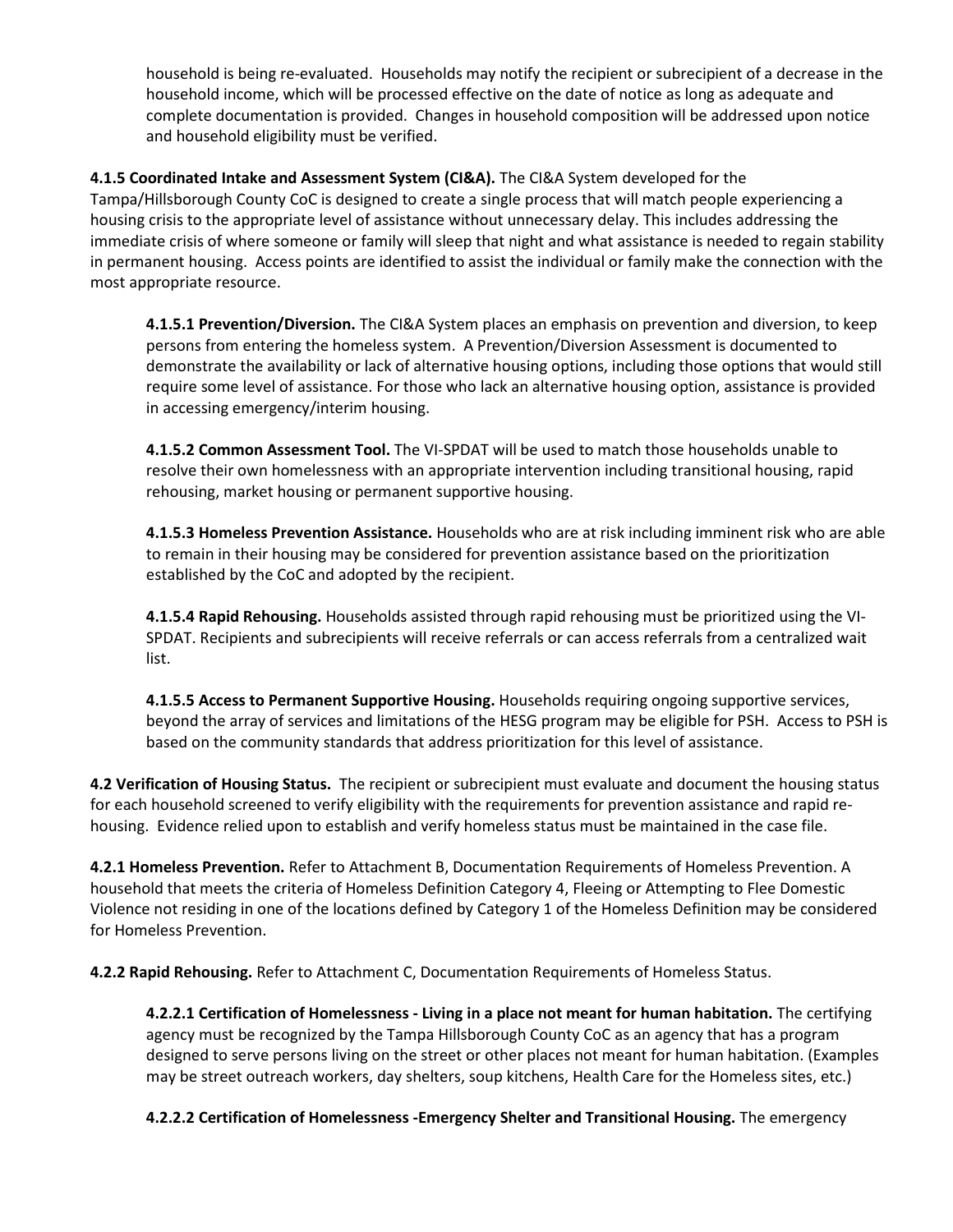household is being re-evaluated. Households may notify the recipient or subrecipient of a decrease in the household income, which will be processed effective on the date of notice as long as adequate and complete documentation is provided. Changes in household composition will be addressed upon notice and household eligibility must be verified.

**4.1.5 Coordinated Intake and Assessment System (CI&A).** The CI&A System developed for the Tampa/Hillsborough County CoC is designed to create a single process that will match people experiencing a housing crisis to the appropriate level of assistance without unnecessary delay. This includes addressing the immediate crisis of where someone or family will sleep that night and what assistance is needed to regain stability in permanent housing. Access points are identified to assist the individual or family make the connection with the most appropriate resource.

**4.1.5.1 Prevention/Diversion.** The CI&A System places an emphasis on prevention and diversion, to keep persons from entering the homeless system. A Prevention/Diversion Assessment is documented to demonstrate the availability or lack of alternative housing options, including those options that would still require some level of assistance. For those who lack an alternative housing option, assistance is provided in accessing emergency/interim housing.

**4.1.5.2 Common Assessment Tool.** The VI-SPDAT will be used to match those households unable to resolve their own homelessness with an appropriate intervention including transitional housing, rapid rehousing, market housing or permanent supportive housing.

**4.1.5.3 Homeless Prevention Assistance.** Households who are at risk including imminent risk who are able to remain in their housing may be considered for prevention assistance based on the prioritization established by the CoC and adopted by the recipient.

**4.1.5.4 Rapid Rehousing.** Households assisted through rapid rehousing must be prioritized using the VI-SPDAT. Recipients and subrecipients will receive referrals or can access referrals from a centralized wait list.

**4.1.5.5 Access to Permanent Supportive Housing.** Households requiring ongoing supportive services, beyond the array of services and limitations of the HESG program may be eligible for PSH. Access to PSH is based on the community standards that address prioritization for this level of assistance.

**4.2 Verification of Housing Status.** The recipient or subrecipient must evaluate and document the housing status for each household screened to verify eligibility with the requirements for prevention assistance and rapid re-housing. Evidence relied upon to establish and verify homeless status must be maintained in the case file.

**4.2.1 Homeless Prevention.** Refer to Attachment B, Documentation Requirements of Homeless Prevention. A household that meets the criteria of Homeless Definition Category 4, Fleeing or Attempting to Flee Domestic Violence not residing in one of the locations defined by Category 1 of the Homeless Definition may be considered for Homeless Prevention.

**4.2.2 Rapid Rehousing.** Refer to Attachment C, Documentation Requirements of Homeless Status.

**4.2.2.1 Certification of Homelessness - Living in a place not meant for human habitation.** The certifying agency must be recognized by the Tampa Hillsborough County CoC as an agency that has a program designed to serve persons living on the street or other places not meant for human habitation. (Examples may be street outreach workers, day shelters, soup kitchens, Health Care for the Homeless sites, etc.)

**4.2.2.2 Certification of Homelessness -Emergency Shelter and Transitional Housing.** The emergency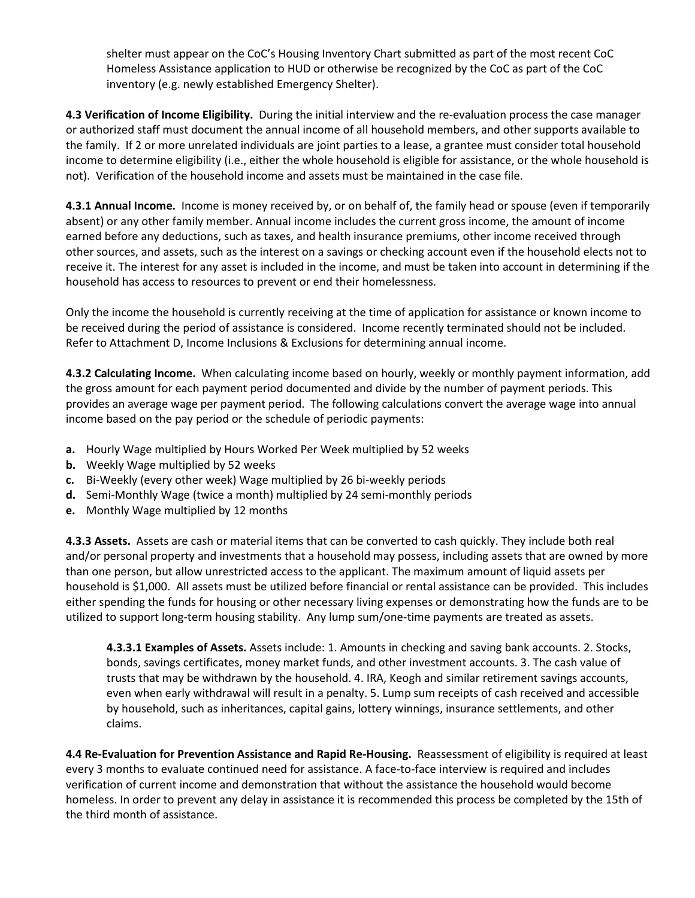shelter must appear on the CoC's Housing Inventory Chart submitted as part of the most recent CoC Homeless Assistance application to HUD or otherwise be recognized by the CoC as part of the CoC inventory (e.g. newly established Emergency Shelter).

**4.3 Verification of Income Eligibility.** During the initial interview and the re-evaluation process the case manager or authorized staff must document the annual income of all household members, and other supports available to the family. If 2 or more unrelated individuals are joint parties to a lease, a grantee must consider total household income to determine eligibility (i.e., either the whole household is eligible for assistance, or the whole household is not). Verification of the household income and assets must be maintained in the case file.

**4.3.1 Annual Income.** Income is money received by, or on behalf of, the family head or spouse (even if temporarily absent) or any other family member. Annual income includes the current gross income, the amount of income earned before any deductions, such as taxes, and health insurance premiums, other income received through other sources, and assets, such as the interest on a savings or checking account even if the household elects not to receive it. The interest for any asset is included in the income, and must be taken into account in determining if the household has access to resources to prevent or end their homelessness.

Only the income the household is currently receiving at the time of application for assistance or known income to be received during the period of assistance is considered. Income recently terminated should not be included. Refer to Attachment D, Income Inclusions & Exclusions for determining annual income.

**4.3.2 Calculating Income.** When calculating income based on hourly, weekly or monthly payment information, add the gross amount for each payment period documented and divide by the number of payment periods. This provides an average wage per payment period. The following calculations convert the average wage into annual income based on the pay period or the schedule of periodic payments:

- **a.** Hourly Wage multiplied by Hours Worked Per Week multiplied by 52 weeks
- **b.** Weekly Wage multiplied by 52 weeks
- **c.** Bi-Weekly (every other week) Wage multiplied by 26 bi-weekly periods
- **d.** Semi-Monthly Wage (twice a month) multiplied by 24 semi-monthly periods
- **e.** Monthly Wage multiplied by 12 months

**4.3.3 Assets.** Assets are cash or material items that can be converted to cash quickly. They include both real and/or personal property and investments that a household may possess, including assets that are owned by more than one person, but allow unrestricted access to the applicant. The maximum amount of liquid assets per household is $1,000. All assets must be utilized before financial or rental assistance can be provided. This includes either spending the funds for housing or other necessary living expenses or demonstrating how the funds are to be utilized to support long-term housing stability. Any lump sum/one-time payments are treated as assets.

> **4.3.3.1 Examples of Assets.** Assets include: 1. Amounts in checking and saving bank accounts. 2. Stocks, bonds, savings certificates, money market funds, and other investment accounts. 3. The cash value of trusts that may be withdrawn by the household. 4. IRA, Keogh and similar retirement savings accounts, even when early withdrawal will result in a penalty. 5. Lump sum receipts of cash received and accessible by household, such as inheritances, capital gains, lottery winnings, insurance settlements, and other claims.

**4.4 Re-Evaluation for Prevention Assistance and Rapid Re-Housing.** Reassessment of eligibility is required at least every 3 months to evaluate continued need for assistance. A face-to-face interview is required and includes verification of current income and demonstration that without the assistance the household would become homeless. In order to prevent any delay in assistance it is recommended this process be completed by the 15th of the third month of assistance.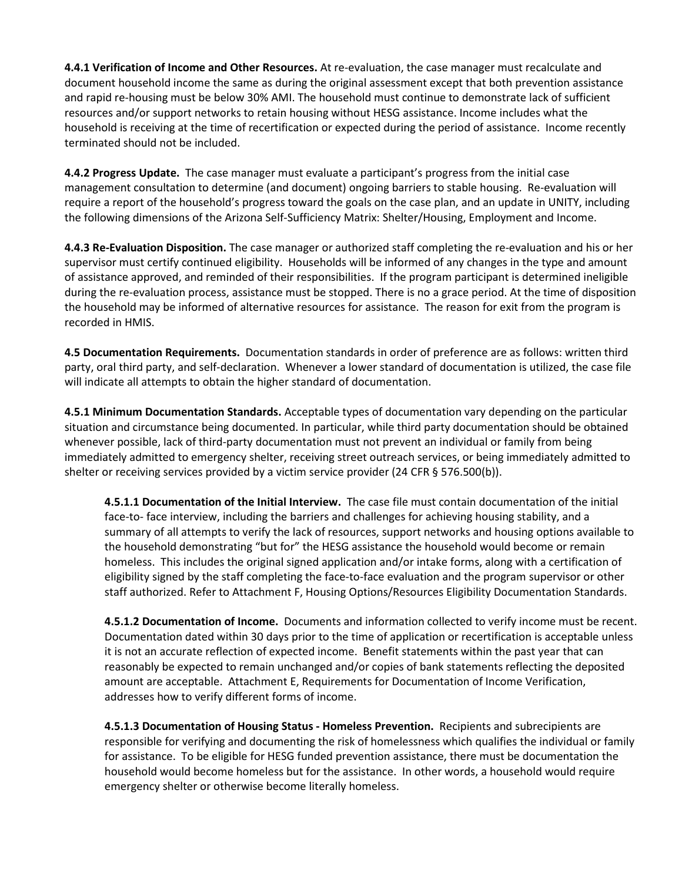**4.4.1 Verification of Income and Other Resources.** At re-evaluation, the case manager must recalculate and document household income the same as during the original assessment except that both prevention assistance and rapid re-housing must be below 30% AMI. The household must continue to demonstrate lack of sufficient resources and/or support networks to retain housing without HESG assistance. Income includes what the household is receiving at the time of recertification or expected during the period of assistance. Income recently terminated should not be included.

**4.4.2 Progress Update.** The case manager must evaluate a participant's progress from the initial case management consultation to determine (and document) ongoing barriers to stable housing. Re-evaluation will require a report of the household's progress toward the goals on the case plan, and an update in UNITY, including the following dimensions of the Arizona Self-Sufficiency Matrix: Shelter/Housing, Employment and Income.

**4.4.3 Re-Evaluation Disposition.** The case manager or authorized staff completing the re-evaluation and his or her supervisor must certify continued eligibility. Households will be informed of any changes in the type and amount of assistance approved, and reminded of their responsibilities. If the program participant is determined ineligible during the re-evaluation process, assistance must be stopped. There is no a grace period. At the time of disposition the household may be informed of alternative resources for assistance. The reason for exit from the program is recorded in HMIS.

**4.5 Documentation Requirements.** Documentation standards in order of preference are as follows: written third party, oral third party, and self-declaration. Whenever a lower standard of documentation is utilized, the case file will indicate all attempts to obtain the higher standard of documentation.

**4.5.1 Minimum Documentation Standards.** Acceptable types of documentation vary depending on the particular situation and circumstance being documented. In particular, while third party documentation should be obtained whenever possible, lack of third-party documentation must not prevent an individual or family from being immediately admitted to emergency shelter, receiving street outreach services, or being immediately admitted to shelter or receiving services provided by a victim service provider (24 CFR § 576.500(b)).

**4.5.1.1 Documentation of the Initial Interview.** The case file must contain documentation of the initial face-to- face interview, including the barriers and challenges for achieving housing stability, and a summary of all attempts to verify the lack of resources, support networks and housing options available to the household demonstrating "but for" the HESG assistance the household would become or remain homeless. This includes the original signed application and/or intake forms, along with a certification of eligibility signed by the staff completing the face-to-face evaluation and the program supervisor or other staff authorized. Refer to Attachment F, Housing Options/Resources Eligibility Documentation Standards.

**4.5.1.2 Documentation of Income.** Documents and information collected to verify income must be recent. Documentation dated within 30 days prior to the time of application or recertification is acceptable unless it is not an accurate reflection of expected income. Benefit statements within the past year that can reasonably be expected to remain unchanged and/or copies of bank statements reflecting the deposited amount are acceptable. Attachment E, Requirements for Documentation of Income Verification, addresses how to verify different forms of income.

**4.5.1.3 Documentation of Housing Status - Homeless Prevention.** Recipients and subrecipients are responsible for verifying and documenting the risk of homelessness which qualifies the individual or family for assistance. To be eligible for HESG funded prevention assistance, there must be documentation the household would become homeless but for the assistance. In other words, a household would require emergency shelter or otherwise become literally homeless.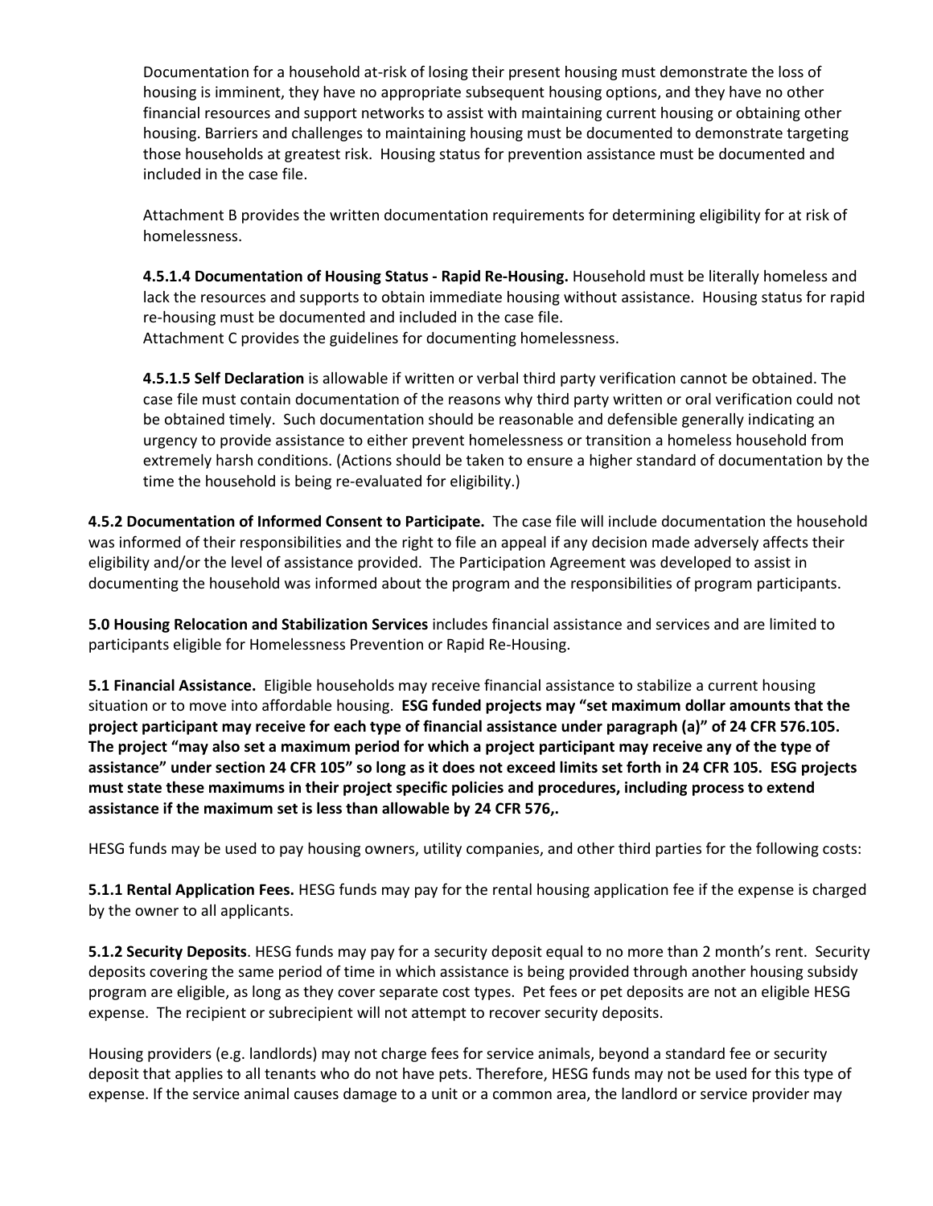Documentation for a household at-risk of losing their present housing must demonstrate the loss of housing is imminent, they have no appropriate subsequent housing options, and they have no other financial resources and support networks to assist with maintaining current housing or obtaining other housing. Barriers and challenges to maintaining housing must be documented to demonstrate targeting those households at greatest risk. Housing status for prevention assistance must be documented and included in the case file.

Attachment B provides the written documentation requirements for determining eligibility for at risk of homelessness.

**4.5.1.4 Documentation of Housing Status - Rapid Re-Housing.** Household must be literally homeless and lack the resources and supports to obtain immediate housing without assistance. Housing status for rapid re-housing must be documented and included in the case file.
Attachment C provides the guidelines for documenting homelessness.

**4.5.1.5 Self Declaration** is allowable if written or verbal third party verification cannot be obtained. The case file must contain documentation of the reasons why third party written or oral verification could not be obtained timely. Such documentation should be reasonable and defensible generally indicating an urgency to provide assistance to either prevent homelessness or transition a homeless household from extremely harsh conditions. (Actions should be taken to ensure a higher standard of documentation by the time the household is being re-evaluated for eligibility.)

**4.5.2 Documentation of Informed Consent to Participate.** The case file will include documentation the household was informed of their responsibilities and the right to file an appeal if any decision made adversely affects their eligibility and/or the level of assistance provided. The Participation Agreement was developed to assist in documenting the household was informed about the program and the responsibilities of program participants.

**5.0 Housing Relocation and Stabilization Services** includes financial assistance and services and are limited to participants eligible for Homelessness Prevention or Rapid Re-Housing.

**5.1 Financial Assistance.** Eligible households may receive financial assistance to stabilize a current housing situation or to move into affordable housing. **ESG funded projects may "set maximum dollar amounts that the project participant may receive for each type of financial assistance under paragraph (a)" of 24 CFR 576.105. The project "may also set a maximum period for which a project participant may receive any of the type of assistance" under section 24 CFR 105" so long as it does not exceed limits set forth in 24 CFR 105. ESG projects must state these maximums in their project specific policies and procedures, including process to extend assistance if the maximum set is less than allowable by 24 CFR 576,.**

HESG funds may be used to pay housing owners, utility companies, and other third parties for the following costs:

**5.1.1 Rental Application Fees.** HESG funds may pay for the rental housing application fee if the expense is charged by the owner to all applicants.

**5.1.2 Security Deposits**. HESG funds may pay for a security deposit equal to no more than 2 month's rent. Security deposits covering the same period of time in which assistance is being provided through another housing subsidy program are eligible, as long as they cover separate cost types. Pet fees or pet deposits are not an eligible HESG expense. The recipient or subrecipient will not attempt to recover security deposits.

Housing providers (e.g. landlords) may not charge fees for service animals, beyond a standard fee or security deposit that applies to all tenants who do not have pets. Therefore, HESG funds may not be used for this type of expense. If the service animal causes damage to a unit or a common area, the landlord or service provider may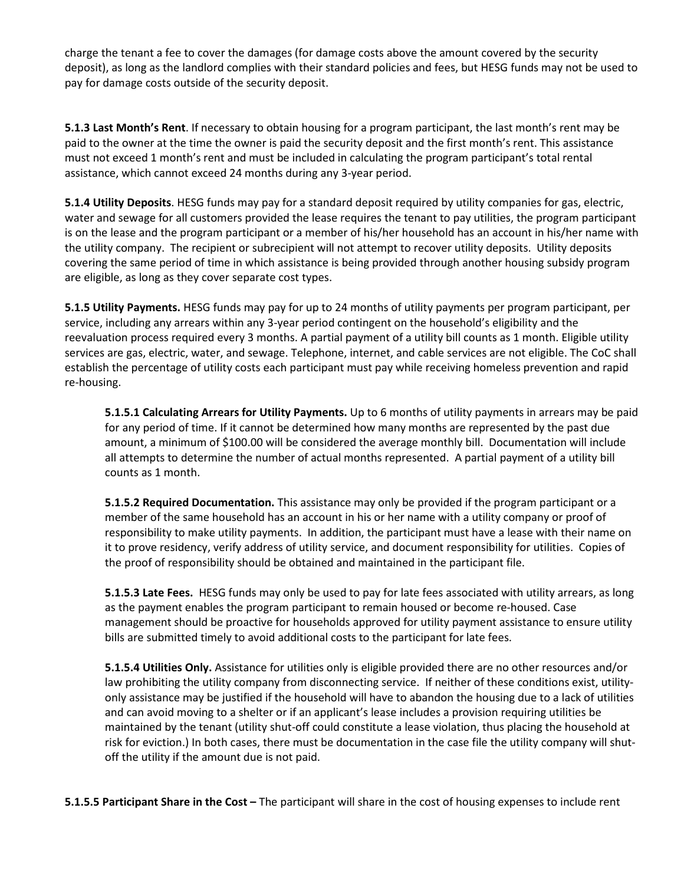charge the tenant a fee to cover the damages (for damage costs above the amount covered by the security deposit), as long as the landlord complies with their standard policies and fees, but HESG funds may not be used to pay for damage costs outside of the security deposit.

**5.1.3 Last Month's Rent**. If necessary to obtain housing for a program participant, the last month's rent may be paid to the owner at the time the owner is paid the security deposit and the first month's rent. This assistance must not exceed 1 month's rent and must be included in calculating the program participant's total rental assistance, which cannot exceed 24 months during any 3-year period.

**5.1.4 Utility Deposits**. HESG funds may pay for a standard deposit required by utility companies for gas, electric, water and sewage for all customers provided the lease requires the tenant to pay utilities, the program participant is on the lease and the program participant or a member of his/her household has an account in his/her name with the utility company. The recipient or subrecipient will not attempt to recover utility deposits. Utility deposits covering the same period of time in which assistance is being provided through another housing subsidy program are eligible, as long as they cover separate cost types.

**5.1.5 Utility Payments.** HESG funds may pay for up to 24 months of utility payments per program participant, per service, including any arrears within any 3-year period contingent on the household's eligibility and the reevaluation process required every 3 months. A partial payment of a utility bill counts as 1 month. Eligible utility services are gas, electric, water, and sewage. Telephone, internet, and cable services are not eligible. The CoC shall establish the percentage of utility costs each participant must pay while receiving homeless prevention and rapid re-housing.

> **5.1.5.1 Calculating Arrears for Utility Payments.** Up to 6 months of utility payments in arrears may be paid for any period of time. If it cannot be determined how many months are represented by the past due amount, a minimum of $100.00 will be considered the average monthly bill. Documentation will include all attempts to determine the number of actual months represented. A partial payment of a utility bill counts as 1 month.
>
> **5.1.5.2 Required Documentation.** This assistance may only be provided if the program participant or a member of the same household has an account in his or her name with a utility company or proof of responsibility to make utility payments. In addition, the participant must have a lease with their name on it to prove residency, verify address of utility service, and document responsibility for utilities. Copies of the proof of responsibility should be obtained and maintained in the participant file.
>
> **5.1.5.3 Late Fees.** HESG funds may only be used to pay for late fees associated with utility arrears, as long as the payment enables the program participant to remain housed or become re-housed. Case management should be proactive for households approved for utility payment assistance to ensure utility bills are submitted timely to avoid additional costs to the participant for late fees.
>
> **5.1.5.4 Utilities Only.** Assistance for utilities only is eligible provided there are no other resources and/or law prohibiting the utility company from disconnecting service. If neither of these conditions exist, utility-only assistance may be justified if the household will have to abandon the housing due to a lack of utilities and can avoid moving to a shelter or if an applicant's lease includes a provision requiring utilities be maintained by the tenant (utility shut-off could constitute a lease violation, thus placing the household at risk for eviction.) In both cases, there must be documentation in the case file the utility company will shut-off the utility if the amount due is not paid.

**5.1.5.5 Participant Share in the Cost –** The participant will share in the cost of housing expenses to include rent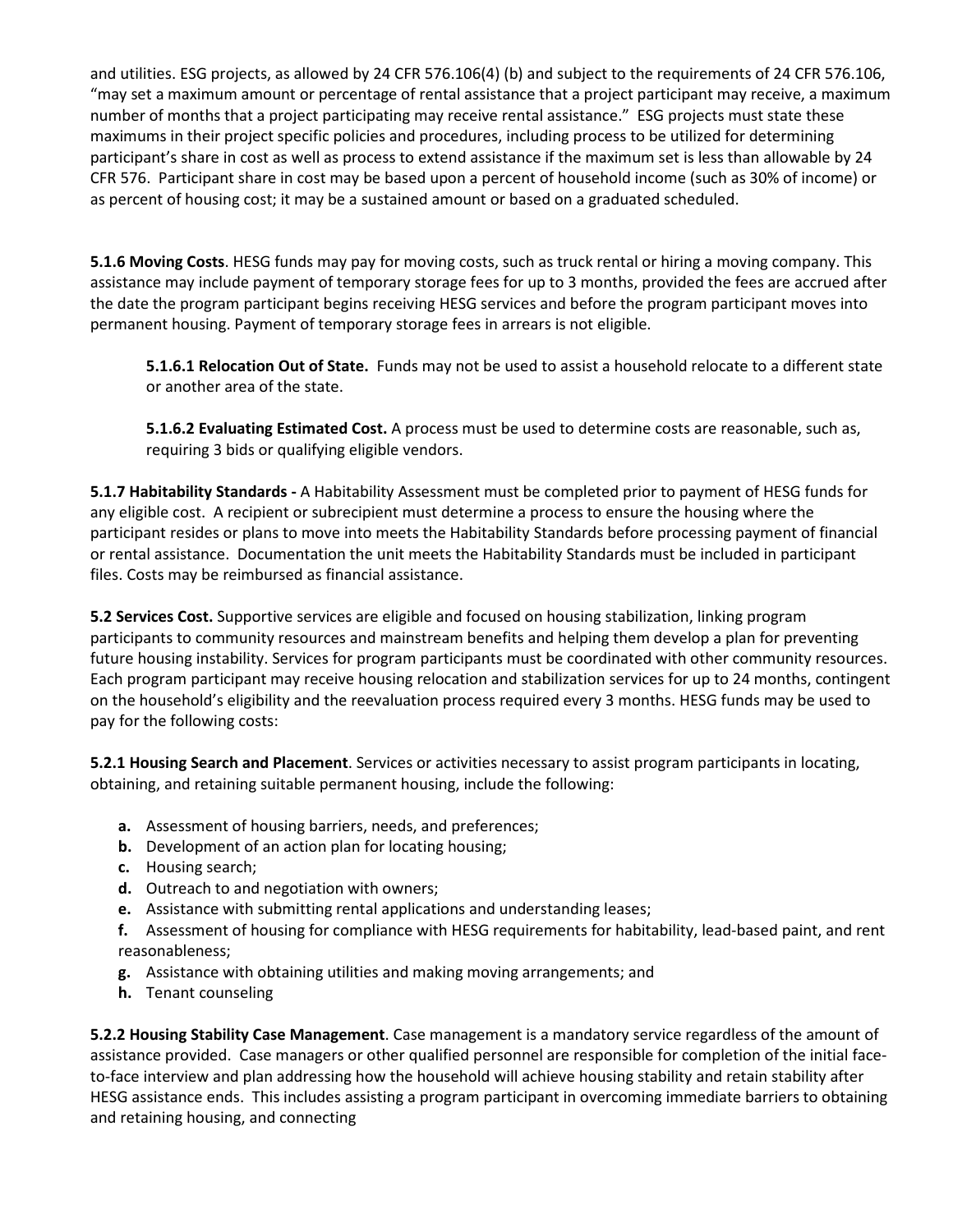and utilities. ESG projects, as allowed by 24 CFR 576.106(4) (b) and subject to the requirements of 24 CFR 576.106, "may set a maximum amount or percentage of rental assistance that a project participant may receive, a maximum number of months that a project participating may receive rental assistance." ESG projects must state these maximums in their project specific policies and procedures, including process to be utilized for determining participant's share in cost as well as process to extend assistance if the maximum set is less than allowable by 24 CFR 576. Participant share in cost may be based upon a percent of household income (such as 30% of income) or as percent of housing cost; it may be a sustained amount or based on a graduated scheduled.

**5.1.6 Moving Costs**. HESG funds may pay for moving costs, such as truck rental or hiring a moving company. This assistance may include payment of temporary storage fees for up to 3 months, provided the fees are accrued after the date the program participant begins receiving HESG services and before the program participant moves into permanent housing. Payment of temporary storage fees in arrears is not eligible.

> **5.1.6.1 Relocation Out of State.** Funds may not be used to assist a household relocate to a different state or another area of the state.
>
> **5.1.6.2 Evaluating Estimated Cost.** A process must be used to determine costs are reasonable, such as, requiring 3 bids or qualifying eligible vendors.

**5.1.7 Habitability Standards -** A Habitability Assessment must be completed prior to payment of HESG funds for any eligible cost. A recipient or subrecipient must determine a process to ensure the housing where the participant resides or plans to move into meets the Habitability Standards before processing payment of financial or rental assistance. Documentation the unit meets the Habitability Standards must be included in participant files. Costs may be reimbursed as financial assistance.

**5.2 Services Cost.** Supportive services are eligible and focused on housing stabilization, linking program participants to community resources and mainstream benefits and helping them develop a plan for preventing future housing instability. Services for program participants must be coordinated with other community resources. Each program participant may receive housing relocation and stabilization services for up to 24 months, contingent on the household's eligibility and the reevaluation process required every 3 months. HESG funds may be used to pay for the following costs:

**5.2.1 Housing Search and Placement**. Services or activities necessary to assist program participants in locating, obtaining, and retaining suitable permanent housing, include the following:

- **a.** Assessment of housing barriers, needs, and preferences;
- **b.** Development of an action plan for locating housing;
- **c.** Housing search;
- **d.** Outreach to and negotiation with owners;
- **e.** Assistance with submitting rental applications and understanding leases;
- **f.** Assessment of housing for compliance with HESG requirements for habitability, lead-based paint, and rent reasonableness;
- **g.** Assistance with obtaining utilities and making moving arrangements; and
- **h.** Tenant counseling

**5.2.2 Housing Stability Case Management**. Case management is a mandatory service regardless of the amount of assistance provided. Case managers or other qualified personnel are responsible for completion of the initial face-to-face interview and plan addressing how the household will achieve housing stability and retain stability after HESG assistance ends. This includes assisting a program participant in overcoming immediate barriers to obtaining and retaining housing, and connecting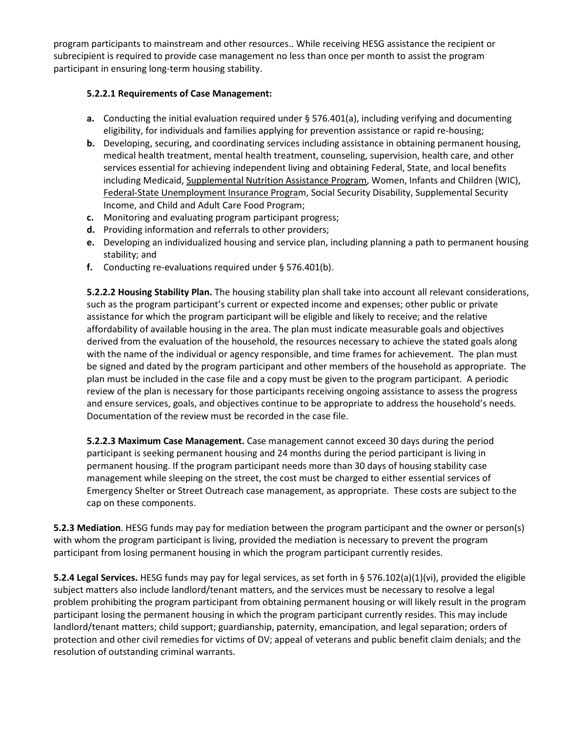program participants to mainstream and other resources.. While receiving HESG assistance the recipient or subrecipient is required to provide case management no less than once per month to assist the program participant in ensuring long-term housing stability.

**5.2.2.1 Requirements of Case Management:**

- **a.** Conducting the initial evaluation required under § 576.401(a), including verifying and documenting eligibility, for individuals and families applying for prevention assistance or rapid re-housing;
- **b.** Developing, securing, and coordinating services including assistance in obtaining permanent housing, medical health treatment, mental health treatment, counseling, supervision, health care, and other services essential for achieving independent living and obtaining Federal, State, and local benefits including Medicaid, Supplemental Nutrition Assistance Program, Women, Infants and Children (WIC), Federal-State Unemployment Insurance Program, Social Security Disability, Supplemental Security Income, and Child and Adult Care Food Program;
- **c.** Monitoring and evaluating program participant progress;
- **d.** Providing information and referrals to other providers;
- **e.** Developing an individualized housing and service plan, including planning a path to permanent housing stability; and
- **f.** Conducting re-evaluations required under § 576.401(b).

**5.2.2.2 Housing Stability Plan.** The housing stability plan shall take into account all relevant considerations, such as the program participant's current or expected income and expenses; other public or private assistance for which the program participant will be eligible and likely to receive; and the relative affordability of available housing in the area. The plan must indicate measurable goals and objectives derived from the evaluation of the household, the resources necessary to achieve the stated goals along with the name of the individual or agency responsible, and time frames for achievement. The plan must be signed and dated by the program participant and other members of the household as appropriate. The plan must be included in the case file and a copy must be given to the program participant. A periodic review of the plan is necessary for those participants receiving ongoing assistance to assess the progress and ensure services, goals, and objectives continue to be appropriate to address the household's needs. Documentation of the review must be recorded in the case file.

**5.2.2.3 Maximum Case Management.** Case management cannot exceed 30 days during the period participant is seeking permanent housing and 24 months during the period participant is living in permanent housing. If the program participant needs more than 30 days of housing stability case management while sleeping on the street, the cost must be charged to either essential services of Emergency Shelter or Street Outreach case management, as appropriate. These costs are subject to the cap on these components.

**5.2.3 Mediation**. HESG funds may pay for mediation between the program participant and the owner or person(s) with whom the program participant is living, provided the mediation is necessary to prevent the program participant from losing permanent housing in which the program participant currently resides.

**5.2.4 Legal Services.** HESG funds may pay for legal services, as set forth in § 576.102(a)(1)(vi), provided the eligible subject matters also include landlord/tenant matters, and the services must be necessary to resolve a legal problem prohibiting the program participant from obtaining permanent housing or will likely result in the program participant losing the permanent housing in which the program participant currently resides. This may include landlord/tenant matters; child support; guardianship, paternity, emancipation, and legal separation; orders of protection and other civil remedies for victims of DV; appeal of veterans and public benefit claim denials; and the resolution of outstanding criminal warrants.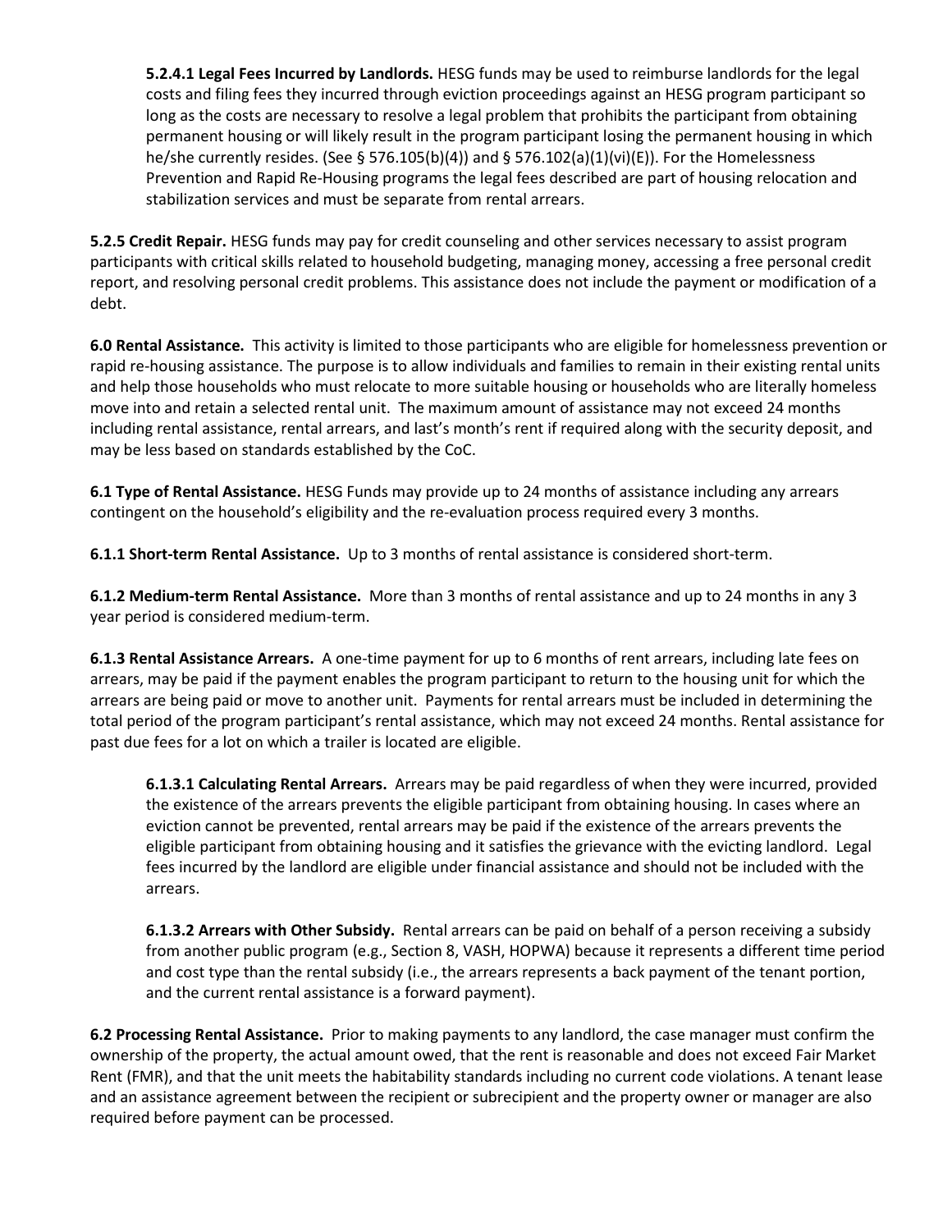**5.2.4.1 Legal Fees Incurred by Landlords.** HESG funds may be used to reimburse landlords for the legal costs and filing fees they incurred through eviction proceedings against an HESG program participant so long as the costs are necessary to resolve a legal problem that prohibits the participant from obtaining permanent housing or will likely result in the program participant losing the permanent housing in which he/she currently resides. (See § 576.105(b)(4)) and § 576.102(a)(1)(vi)(E)). For the Homelessness Prevention and Rapid Re-Housing programs the legal fees described are part of housing relocation and stabilization services and must be separate from rental arrears.

**5.2.5 Credit Repair.** HESG funds may pay for credit counseling and other services necessary to assist program participants with critical skills related to household budgeting, managing money, accessing a free personal credit report, and resolving personal credit problems. This assistance does not include the payment or modification of a debt.

**6.0 Rental Assistance.** This activity is limited to those participants who are eligible for homelessness prevention or rapid re-housing assistance. The purpose is to allow individuals and families to remain in their existing rental units and help those households who must relocate to more suitable housing or households who are literally homeless move into and retain a selected rental unit. The maximum amount of assistance may not exceed 24 months including rental assistance, rental arrears, and last's month's rent if required along with the security deposit, and may be less based on standards established by the CoC.

**6.1 Type of Rental Assistance.** HESG Funds may provide up to 24 months of assistance including any arrears contingent on the household's eligibility and the re-evaluation process required every 3 months.

**6.1.1 Short-term Rental Assistance.** Up to 3 months of rental assistance is considered short-term.

**6.1.2 Medium-term Rental Assistance.** More than 3 months of rental assistance and up to 24 months in any 3 year period is considered medium-term.

**6.1.3 Rental Assistance Arrears.** A one-time payment for up to 6 months of rent arrears, including late fees on arrears, may be paid if the payment enables the program participant to return to the housing unit for which the arrears are being paid or move to another unit. Payments for rental arrears must be included in determining the total period of the program participant's rental assistance, which may not exceed 24 months. Rental assistance for past due fees for a lot on which a trailer is located are eligible.

**6.1.3.1 Calculating Rental Arrears.** Arrears may be paid regardless of when they were incurred, provided the existence of the arrears prevents the eligible participant from obtaining housing. In cases where an eviction cannot be prevented, rental arrears may be paid if the existence of the arrears prevents the eligible participant from obtaining housing and it satisfies the grievance with the evicting landlord. Legal fees incurred by the landlord are eligible under financial assistance and should not be included with the arrears.

**6.1.3.2 Arrears with Other Subsidy.** Rental arrears can be paid on behalf of a person receiving a subsidy from another public program (e.g., Section 8, VASH, HOPWA) because it represents a different time period and cost type than the rental subsidy (i.e., the arrears represents a back payment of the tenant portion, and the current rental assistance is a forward payment).

**6.2 Processing Rental Assistance.** Prior to making payments to any landlord, the case manager must confirm the ownership of the property, the actual amount owed, that the rent is reasonable and does not exceed Fair Market Rent (FMR), and that the unit meets the habitability standards including no current code violations. A tenant lease and an assistance agreement between the recipient or subrecipient and the property owner or manager are also required before payment can be processed.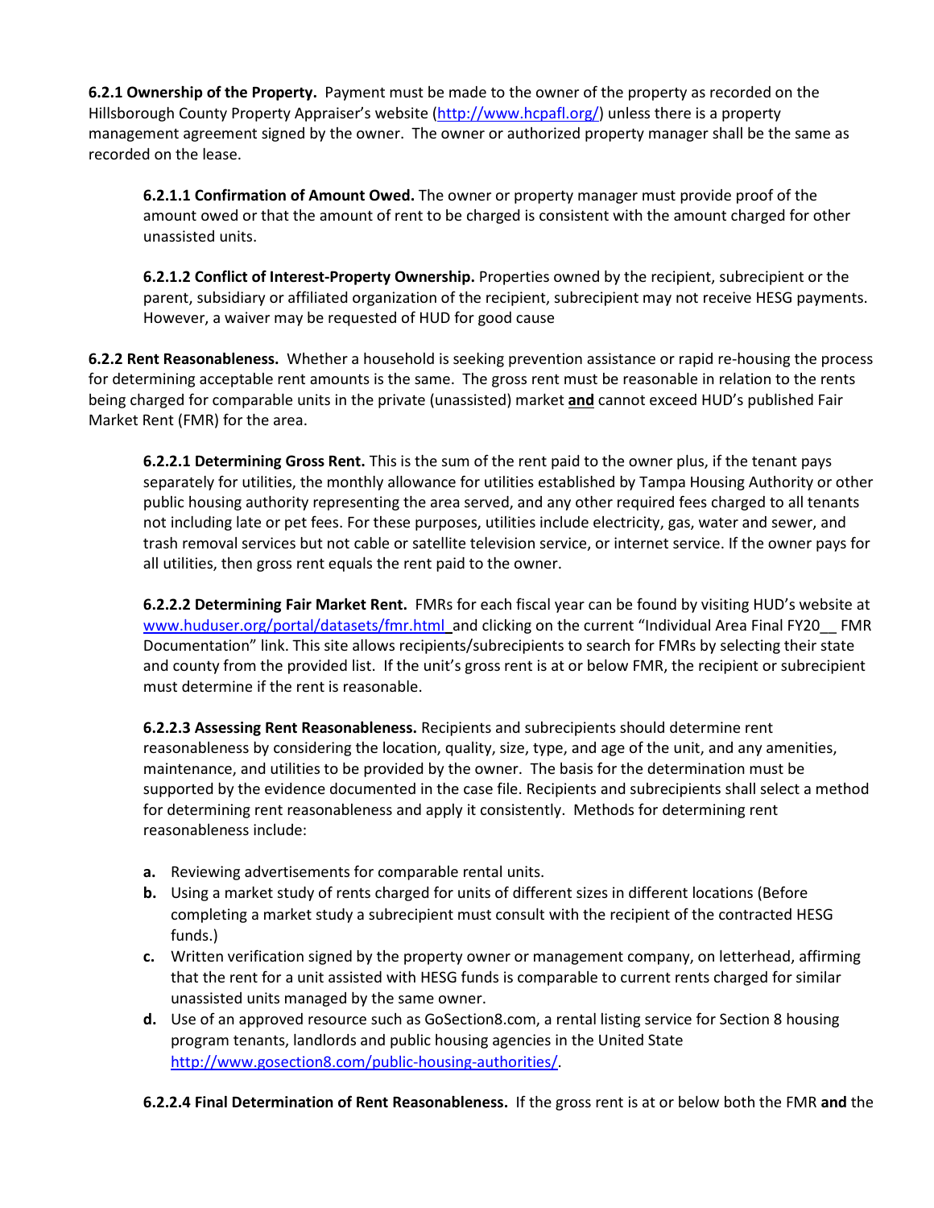**6.2.1 Ownership of the Property.** Payment must be made to the owner of the property as recorded on the Hillsborough County Property Appraiser's website (http://www.hcpafl.org/) unless there is a property management agreement signed by the owner. The owner or authorized property manager shall be the same as recorded on the lease.

**6.2.1.1 Confirmation of Amount Owed.** The owner or property manager must provide proof of the amount owed or that the amount of rent to be charged is consistent with the amount charged for other unassisted units.

**6.2.1.2 Conflict of Interest-Property Ownership.** Properties owned by the recipient, subrecipient or the parent, subsidiary or affiliated organization of the recipient, subrecipient may not receive HESG payments. However, a waiver may be requested of HUD for good cause

**6.2.2 Rent Reasonableness.** Whether a household is seeking prevention assistance or rapid re-housing the process for determining acceptable rent amounts is the same. The gross rent must be reasonable in relation to the rents being charged for comparable units in the private (unassisted) market **and** cannot exceed HUD's published Fair Market Rent (FMR) for the area.

**6.2.2.1 Determining Gross Rent.** This is the sum of the rent paid to the owner plus, if the tenant pays separately for utilities, the monthly allowance for utilities established by Tampa Housing Authority or other public housing authority representing the area served, and any other required fees charged to all tenants not including late or pet fees. For these purposes, utilities include electricity, gas, water and sewer, and trash removal services but not cable or satellite television service, or internet service. If the owner pays for all utilities, then gross rent equals the rent paid to the owner.

**6.2.2.2 Determining Fair Market Rent.** FMRs for each fiscal year can be found by visiting HUD's website at www.huduser.org/portal/datasets/fmr.html and clicking on the current "Individual Area Final FY20__ FMR Documentation" link. This site allows recipients/subrecipients to search for FMRs by selecting their state and county from the provided list. If the unit's gross rent is at or below FMR, the recipient or subrecipient must determine if the rent is reasonable.

**6.2.2.3 Assessing Rent Reasonableness.** Recipients and subrecipients should determine rent reasonableness by considering the location, quality, size, type, and age of the unit, and any amenities, maintenance, and utilities to be provided by the owner. The basis for the determination must be supported by the evidence documented in the case file. Recipients and subrecipients shall select a method for determining rent reasonableness and apply it consistently. Methods for determining rent reasonableness include:

- **a.** Reviewing advertisements for comparable rental units.
- **b.** Using a market study of rents charged for units of different sizes in different locations (Before completing a market study a subrecipient must consult with the recipient of the contracted HESG funds.)
- **c.** Written verification signed by the property owner or management company, on letterhead, affirming that the rent for a unit assisted with HESG funds is comparable to current rents charged for similar unassisted units managed by the same owner.
- **d.** Use of an approved resource such as GoSection8.com, a rental listing service for Section 8 housing program tenants, landlords and public housing agencies in the United State http://www.gosection8.com/public-housing-authorities/.

**6.2.2.4 Final Determination of Rent Reasonableness.** If the gross rent is at or below both the FMR **and** the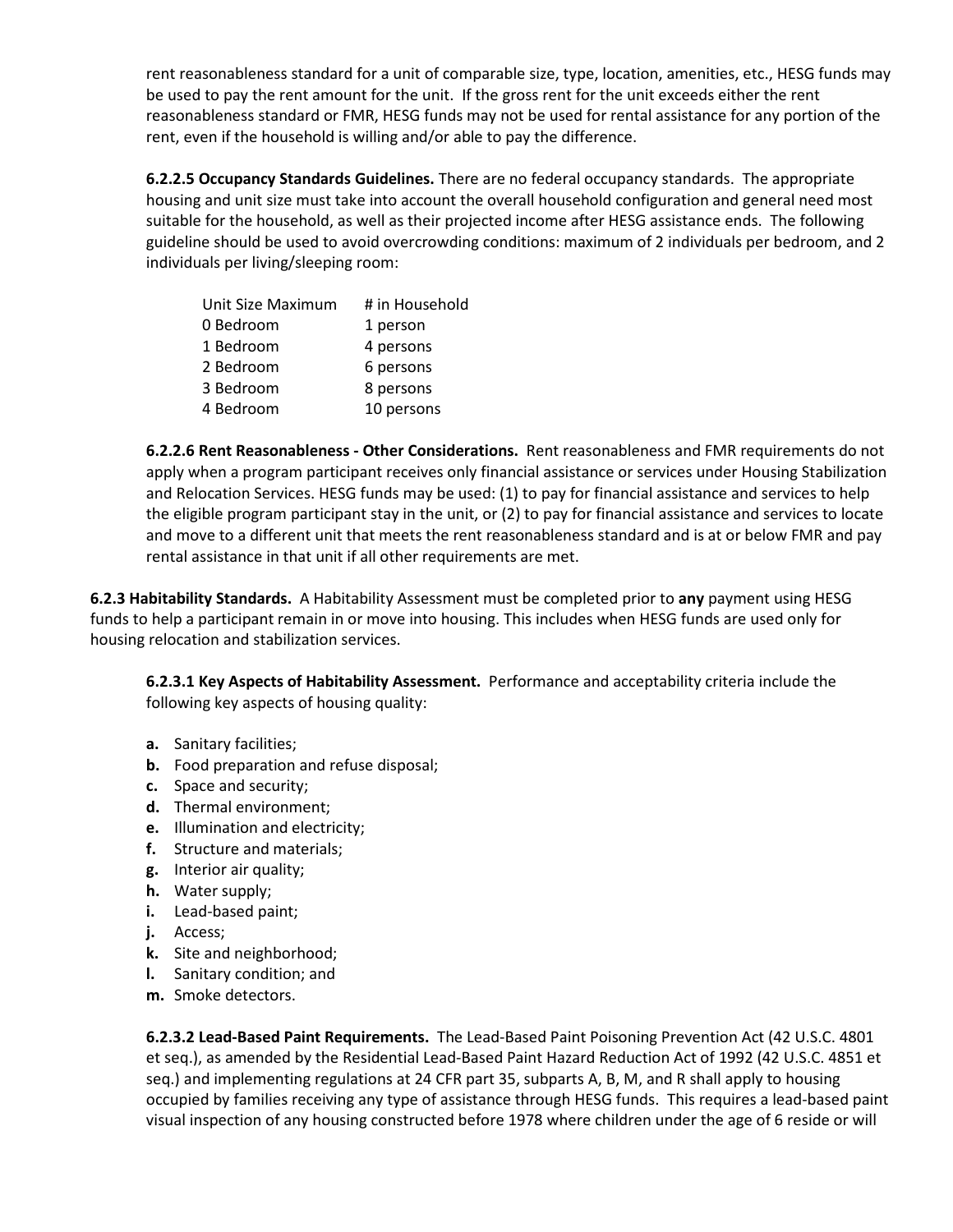rent reasonableness standard for a unit of comparable size, type, location, amenities, etc., HESG funds may be used to pay the rent amount for the unit. If the gross rent for the unit exceeds either the rent reasonableness standard or FMR, HESG funds may not be used for rental assistance for any portion of the rent, even if the household is willing and/or able to pay the difference.

**6.2.2.5 Occupancy Standards Guidelines.** There are no federal occupancy standards. The appropriate housing and unit size must take into account the overall household configuration and general need most suitable for the household, as well as their projected income after HESG assistance ends. The following guideline should be used to avoid overcrowding conditions: maximum of 2 individuals per bedroom, and 2 individuals per living/sleeping room:

| Unit Size Maximum | # in Household |
|---|---|
| 0 Bedroom | 1 person |
| 1 Bedroom | 4 persons |
| 2 Bedroom | 6 persons |
| 3 Bedroom | 8 persons |
| 4 Bedroom | 10 persons |

**6.2.2.6 Rent Reasonableness - Other Considerations.** Rent reasonableness and FMR requirements do not apply when a program participant receives only financial assistance or services under Housing Stabilization and Relocation Services. HESG funds may be used: (1) to pay for financial assistance and services to help the eligible program participant stay in the unit, or (2) to pay for financial assistance and services to locate and move to a different unit that meets the rent reasonableness standard and is at or below FMR and pay rental assistance in that unit if all other requirements are met.

**6.2.3 Habitability Standards.** A Habitability Assessment must be completed prior to **any** payment using HESG funds to help a participant remain in or move into housing. This includes when HESG funds are used only for housing relocation and stabilization services.

**6.2.3.1 Key Aspects of Habitability Assessment.** Performance and acceptability criteria include the following key aspects of housing quality:

- **a.** Sanitary facilities;
- **b.** Food preparation and refuse disposal;
- **c.** Space and security;
- **d.** Thermal environment;
- **e.** Illumination and electricity;
- **f.** Structure and materials;
- **g.** Interior air quality;
- **h.** Water supply;
- **i.** Lead-based paint;
- **j.** Access;
- **k.** Site and neighborhood;
- **l.** Sanitary condition; and
- **m.** Smoke detectors.

**6.2.3.2 Lead-Based Paint Requirements.** The Lead-Based Paint Poisoning Prevention Act (42 U.S.C. 4801 et seq.), as amended by the Residential Lead-Based Paint Hazard Reduction Act of 1992 (42 U.S.C. 4851 et seq.) and implementing regulations at 24 CFR part 35, subparts A, B, M, and R shall apply to housing occupied by families receiving any type of assistance through HESG funds. This requires a lead-based paint visual inspection of any housing constructed before 1978 where children under the age of 6 reside or will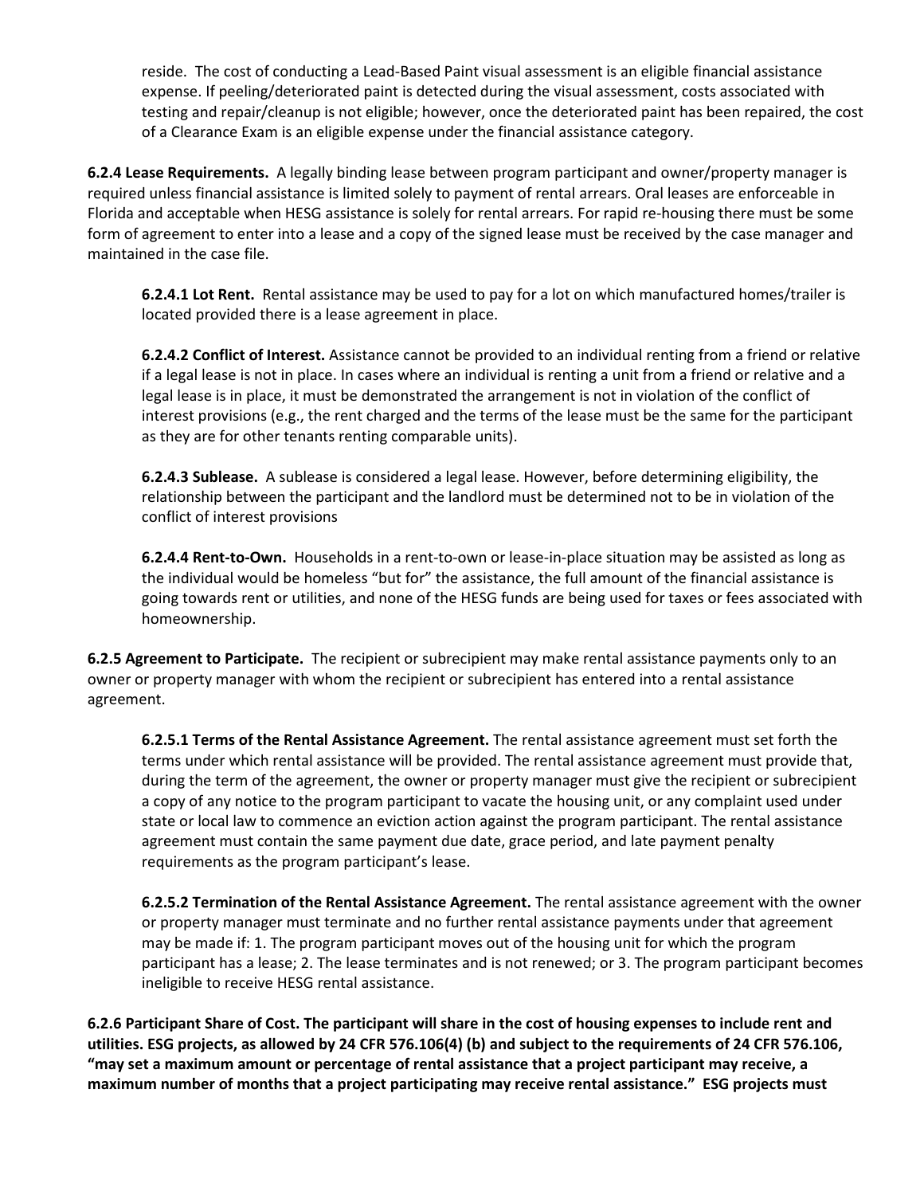reside. The cost of conducting a Lead-Based Paint visual assessment is an eligible financial assistance expense. If peeling/deteriorated paint is detected during the visual assessment, costs associated with testing and repair/cleanup is not eligible; however, once the deteriorated paint has been repaired, the cost of a Clearance Exam is an eligible expense under the financial assistance category.

**6.2.4 Lease Requirements.** A legally binding lease between program participant and owner/property manager is required unless financial assistance is limited solely to payment of rental arrears. Oral leases are enforceable in Florida and acceptable when HESG assistance is solely for rental arrears. For rapid re-housing there must be some form of agreement to enter into a lease and a copy of the signed lease must be received by the case manager and maintained in the case file.

**6.2.4.1 Lot Rent.** Rental assistance may be used to pay for a lot on which manufactured homes/trailer is located provided there is a lease agreement in place.

**6.2.4.2 Conflict of Interest.** Assistance cannot be provided to an individual renting from a friend or relative if a legal lease is not in place. In cases where an individual is renting a unit from a friend or relative and a legal lease is in place, it must be demonstrated the arrangement is not in violation of the conflict of interest provisions (e.g., the rent charged and the terms of the lease must be the same for the participant as they are for other tenants renting comparable units).

**6.2.4.3 Sublease.** A sublease is considered a legal lease. However, before determining eligibility, the relationship between the participant and the landlord must be determined not to be in violation of the conflict of interest provisions

**6.2.4.4 Rent-to-Own.** Households in a rent-to-own or lease-in-place situation may be assisted as long as the individual would be homeless "but for" the assistance, the full amount of the financial assistance is going towards rent or utilities, and none of the HESG funds are being used for taxes or fees associated with homeownership.

**6.2.5 Agreement to Participate.** The recipient or subrecipient may make rental assistance payments only to an owner or property manager with whom the recipient or subrecipient has entered into a rental assistance agreement.

**6.2.5.1 Terms of the Rental Assistance Agreement.** The rental assistance agreement must set forth the terms under which rental assistance will be provided. The rental assistance agreement must provide that, during the term of the agreement, the owner or property manager must give the recipient or subrecipient a copy of any notice to the program participant to vacate the housing unit, or any complaint used under state or local law to commence an eviction action against the program participant. The rental assistance agreement must contain the same payment due date, grace period, and late payment penalty requirements as the program participant's lease.

**6.2.5.2 Termination of the Rental Assistance Agreement.** The rental assistance agreement with the owner or property manager must terminate and no further rental assistance payments under that agreement may be made if: 1. The program participant moves out of the housing unit for which the program participant has a lease; 2. The lease terminates and is not renewed; or 3. The program participant becomes ineligible to receive HESG rental assistance.

**6.2.6 Participant Share of Cost. The participant will share in the cost of housing expenses to include rent and utilities. ESG projects, as allowed by 24 CFR 576.106(4) (b) and subject to the requirements of 24 CFR 576.106, "may set a maximum amount or percentage of rental assistance that a project participant may receive, a maximum number of months that a project participating may receive rental assistance." ESG projects must**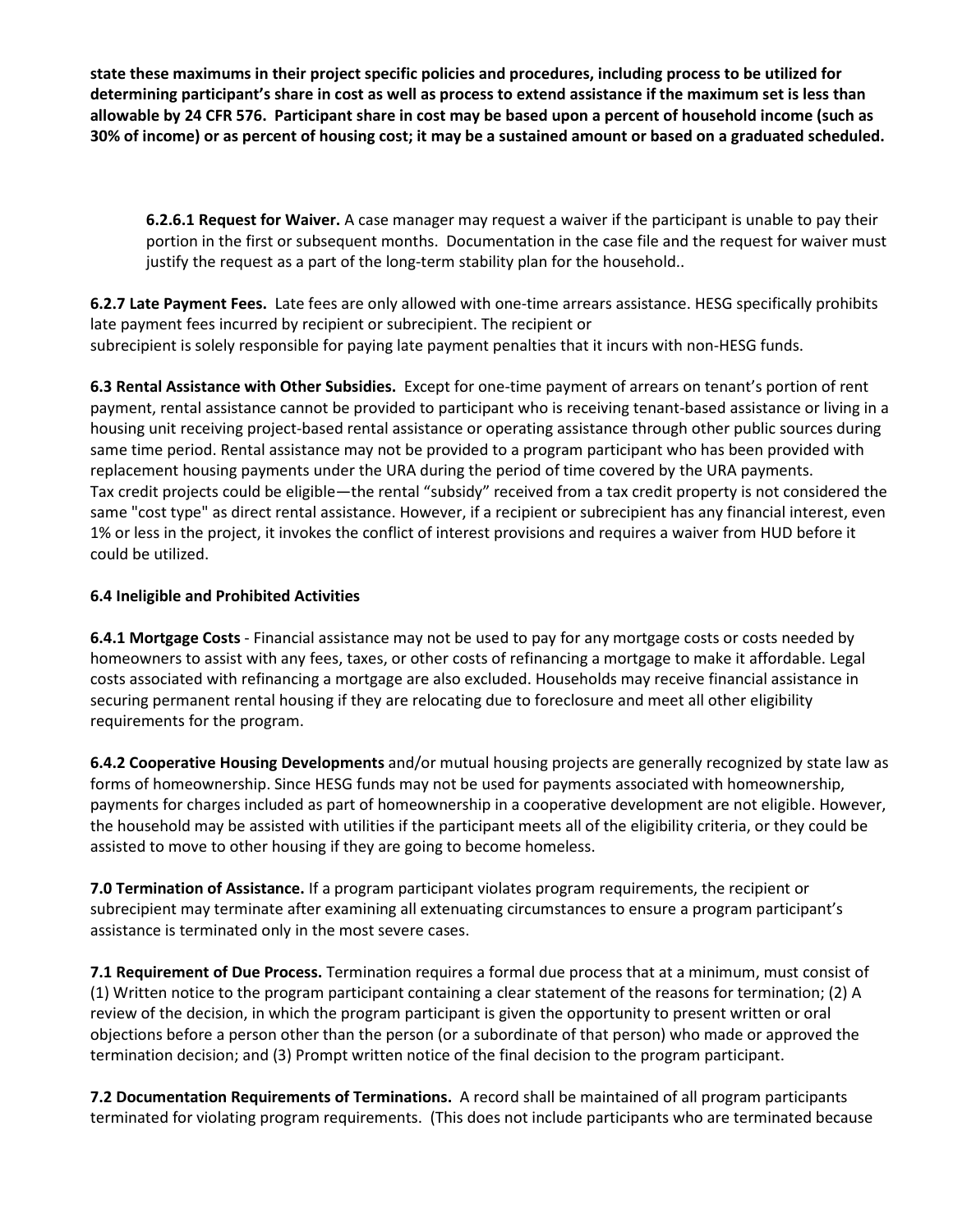**state these maximums in their project specific policies and procedures, including process to be utilized for determining participant's share in cost as well as process to extend assistance if the maximum set is less than allowable by 24 CFR 576. Participant share in cost may be based upon a percent of household income (such as 30% of income) or as percent of housing cost; it may be a sustained amount or based on a graduated scheduled.**

**6.2.6.1 Request for Waiver.** A case manager may request a waiver if the participant is unable to pay their portion in the first or subsequent months. Documentation in the case file and the request for waiver must justify the request as a part of the long-term stability plan for the household..

**6.2.7 Late Payment Fees.** Late fees are only allowed with one-time arrears assistance. HESG specifically prohibits late payment fees incurred by recipient or subrecipient. The recipient or subrecipient is solely responsible for paying late payment penalties that it incurs with non-HESG funds.

**6.3 Rental Assistance with Other Subsidies.** Except for one-time payment of arrears on tenant's portion of rent payment, rental assistance cannot be provided to participant who is receiving tenant-based assistance or living in a housing unit receiving project-based rental assistance or operating assistance through other public sources during same time period. Rental assistance may not be provided to a program participant who has been provided with replacement housing payments under the URA during the period of time covered by the URA payments. Tax credit projects could be eligible—the rental "subsidy" received from a tax credit property is not considered the same "cost type" as direct rental assistance. However, if a recipient or subrecipient has any financial interest, even 1% or less in the project, it invokes the conflict of interest provisions and requires a waiver from HUD before it could be utilized.

**6.4 Ineligible and Prohibited Activities**

**6.4.1 Mortgage Costs** - Financial assistance may not be used to pay for any mortgage costs or costs needed by homeowners to assist with any fees, taxes, or other costs of refinancing a mortgage to make it affordable. Legal costs associated with refinancing a mortgage are also excluded. Households may receive financial assistance in securing permanent rental housing if they are relocating due to foreclosure and meet all other eligibility requirements for the program.

**6.4.2 Cooperative Housing Developments** and/or mutual housing projects are generally recognized by state law as forms of homeownership. Since HESG funds may not be used for payments associated with homeownership, payments for charges included as part of homeownership in a cooperative development are not eligible. However, the household may be assisted with utilities if the participant meets all of the eligibility criteria, or they could be assisted to move to other housing if they are going to become homeless.

**7.0 Termination of Assistance.** If a program participant violates program requirements, the recipient or subrecipient may terminate after examining all extenuating circumstances to ensure a program participant's assistance is terminated only in the most severe cases.

**7.1 Requirement of Due Process.** Termination requires a formal due process that at a minimum, must consist of (1) Written notice to the program participant containing a clear statement of the reasons for termination; (2) A review of the decision, in which the program participant is given the opportunity to present written or oral objections before a person other than the person (or a subordinate of that person) who made or approved the termination decision; and (3) Prompt written notice of the final decision to the program participant.

**7.2 Documentation Requirements of Terminations.** A record shall be maintained of all program participants terminated for violating program requirements. (This does not include participants who are terminated because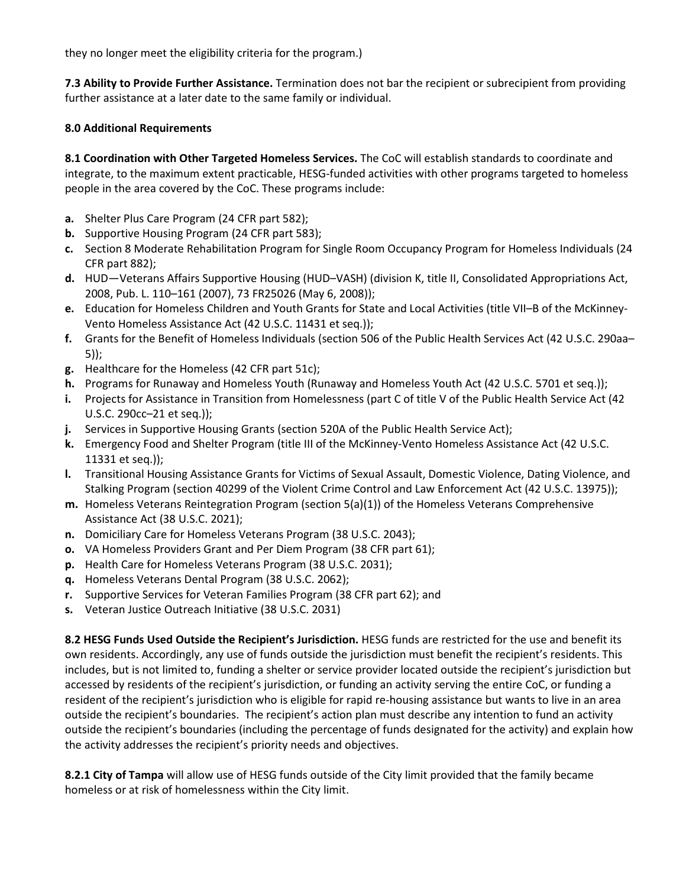they no longer meet the eligibility criteria for the program.)

**7.3 Ability to Provide Further Assistance.** Termination does not bar the recipient or subrecipient from providing further assistance at a later date to the same family or individual.

**8.0 Additional Requirements**

**8.1 Coordination with Other Targeted Homeless Services.** The CoC will establish standards to coordinate and integrate, to the maximum extent practicable, HESG-funded activities with other programs targeted to homeless people in the area covered by the CoC. These programs include:

- **a.** Shelter Plus Care Program (24 CFR part 582);
- **b.** Supportive Housing Program (24 CFR part 583);
- **c.** Section 8 Moderate Rehabilitation Program for Single Room Occupancy Program for Homeless Individuals (24 CFR part 882);
- **d.** HUD—Veterans Affairs Supportive Housing (HUD–VASH) (division K, title II, Consolidated Appropriations Act, 2008, Pub. L. 110–161 (2007), 73 FR25026 (May 6, 2008));
- **e.** Education for Homeless Children and Youth Grants for State and Local Activities (title VII–B of the McKinney-Vento Homeless Assistance Act (42 U.S.C. 11431 et seq.));
- **f.** Grants for the Benefit of Homeless Individuals (section 506 of the Public Health Services Act (42 U.S.C. 290aa–5));
- **g.** Healthcare for the Homeless (42 CFR part 51c);
- **h.** Programs for Runaway and Homeless Youth (Runaway and Homeless Youth Act (42 U.S.C. 5701 et seq.));
- **i.** Projects for Assistance in Transition from Homelessness (part C of title V of the Public Health Service Act (42 U.S.C. 290cc–21 et seq.));
- **j.** Services in Supportive Housing Grants (section 520A of the Public Health Service Act);
- **k.** Emergency Food and Shelter Program (title III of the McKinney-Vento Homeless Assistance Act (42 U.S.C. 11331 et seq.));
- **l.** Transitional Housing Assistance Grants for Victims of Sexual Assault, Domestic Violence, Dating Violence, and Stalking Program (section 40299 of the Violent Crime Control and Law Enforcement Act (42 U.S.C. 13975));
- **m.** Homeless Veterans Reintegration Program (section 5(a)(1)) of the Homeless Veterans Comprehensive Assistance Act (38 U.S.C. 2021);
- **n.** Domiciliary Care for Homeless Veterans Program (38 U.S.C. 2043);
- **o.** VA Homeless Providers Grant and Per Diem Program (38 CFR part 61);
- **p.** Health Care for Homeless Veterans Program (38 U.S.C. 2031);
- **q.** Homeless Veterans Dental Program (38 U.S.C. 2062);
- **r.** Supportive Services for Veteran Families Program (38 CFR part 62); and
- **s.** Veteran Justice Outreach Initiative (38 U.S.C. 2031)

**8.2 HESG Funds Used Outside the Recipient's Jurisdiction.** HESG funds are restricted for the use and benefit its own residents. Accordingly, any use of funds outside the jurisdiction must benefit the recipient's residents. This includes, but is not limited to, funding a shelter or service provider located outside the recipient's jurisdiction but accessed by residents of the recipient's jurisdiction, or funding an activity serving the entire CoC, or funding a resident of the recipient's jurisdiction who is eligible for rapid re-housing assistance but wants to live in an area outside the recipient's boundaries. The recipient's action plan must describe any intention to fund an activity outside the recipient's boundaries (including the percentage of funds designated for the activity) and explain how the activity addresses the recipient's priority needs and objectives.

**8.2.1 City of Tampa** will allow use of HESG funds outside of the City limit provided that the family became homeless or at risk of homelessness within the City limit.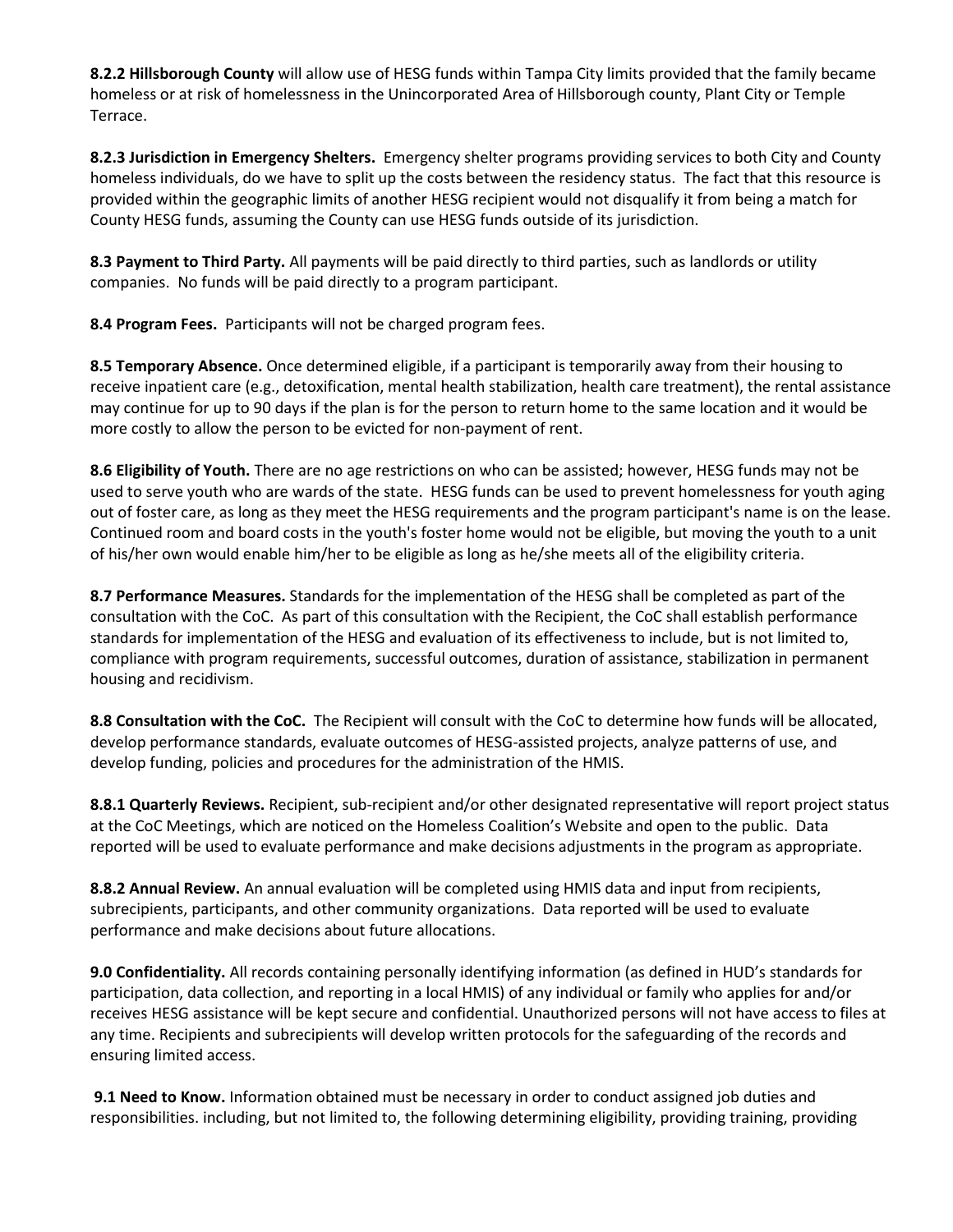**8.2.2 Hillsborough County** will allow use of HESG funds within Tampa City limits provided that the family became homeless or at risk of homelessness in the Unincorporated Area of Hillsborough county, Plant City or Temple Terrace.

**8.2.3 Jurisdiction in Emergency Shelters.** Emergency shelter programs providing services to both City and County homeless individuals, do we have to split up the costs between the residency status. The fact that this resource is provided within the geographic limits of another HESG recipient would not disqualify it from being a match for County HESG funds, assuming the County can use HESG funds outside of its jurisdiction.

**8.3 Payment to Third Party.** All payments will be paid directly to third parties, such as landlords or utility companies. No funds will be paid directly to a program participant.

**8.4 Program Fees.** Participants will not be charged program fees.

**8.5 Temporary Absence.** Once determined eligible, if a participant is temporarily away from their housing to receive inpatient care (e.g., detoxification, mental health stabilization, health care treatment), the rental assistance may continue for up to 90 days if the plan is for the person to return home to the same location and it would be more costly to allow the person to be evicted for non-payment of rent.

**8.6 Eligibility of Youth.** There are no age restrictions on who can be assisted; however, HESG funds may not be used to serve youth who are wards of the state. HESG funds can be used to prevent homelessness for youth aging out of foster care, as long as they meet the HESG requirements and the program participant's name is on the lease. Continued room and board costs in the youth's foster home would not be eligible, but moving the youth to a unit of his/her own would enable him/her to be eligible as long as he/she meets all of the eligibility criteria.

**8.7 Performance Measures.** Standards for the implementation of the HESG shall be completed as part of the consultation with the CoC. As part of this consultation with the Recipient, the CoC shall establish performance standards for implementation of the HESG and evaluation of its effectiveness to include, but is not limited to, compliance with program requirements, successful outcomes, duration of assistance, stabilization in permanent housing and recidivism.

**8.8 Consultation with the CoC.** The Recipient will consult with the CoC to determine how funds will be allocated, develop performance standards, evaluate outcomes of HESG-assisted projects, analyze patterns of use, and develop funding, policies and procedures for the administration of the HMIS.

**8.8.1 Quarterly Reviews.** Recipient, sub-recipient and/or other designated representative will report project status at the CoC Meetings, which are noticed on the Homeless Coalition's Website and open to the public. Data reported will be used to evaluate performance and make decisions adjustments in the program as appropriate.

**8.8.2 Annual Review.** An annual evaluation will be completed using HMIS data and input from recipients, subrecipients, participants, and other community organizations. Data reported will be used to evaluate performance and make decisions about future allocations.

**9.0 Confidentiality.** All records containing personally identifying information (as defined in HUD's standards for participation, data collection, and reporting in a local HMIS) of any individual or family who applies for and/or receives HESG assistance will be kept secure and confidential. Unauthorized persons will not have access to files at any time. Recipients and subrecipients will develop written protocols for the safeguarding of the records and ensuring limited access.

**9.1 Need to Know.** Information obtained must be necessary in order to conduct assigned job duties and responsibilities. including, but not limited to, the following determining eligibility, providing training, providing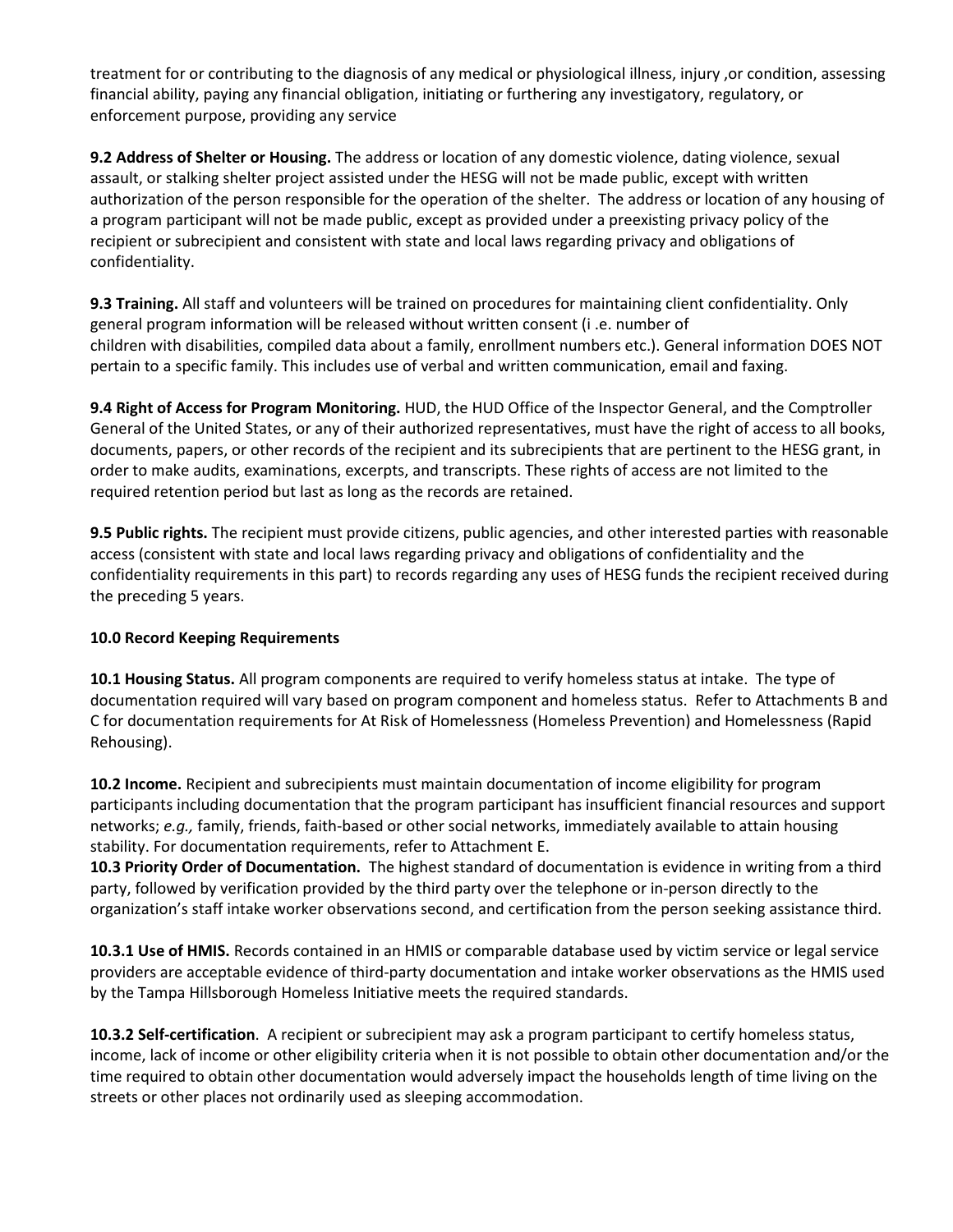treatment for or contributing to the diagnosis of any medical or physiological illness, injury ,or condition, assessing financial ability, paying any financial obligation, initiating or furthering any investigatory, regulatory, or enforcement purpose, providing any service

**9.2 Address of Shelter or Housing.** The address or location of any domestic violence, dating violence, sexual assault, or stalking shelter project assisted under the HESG will not be made public, except with written authorization of the person responsible for the operation of the shelter. The address or location of any housing of a program participant will not be made public, except as provided under a preexisting privacy policy of the recipient or subrecipient and consistent with state and local laws regarding privacy and obligations of confidentiality.

**9.3 Training.** All staff and volunteers will be trained on procedures for maintaining client confidentiality. Only general program information will be released without written consent (i .e. number of children with disabilities, compiled data about a family, enrollment numbers etc.). General information DOES NOT pertain to a specific family. This includes use of verbal and written communication, email and faxing.

**9.4 Right of Access for Program Monitoring.** HUD, the HUD Office of the Inspector General, and the Comptroller General of the United States, or any of their authorized representatives, must have the right of access to all books, documents, papers, or other records of the recipient and its subrecipients that are pertinent to the HESG grant, in order to make audits, examinations, excerpts, and transcripts. These rights of access are not limited to the required retention period but last as long as the records are retained.

**9.5 Public rights.** The recipient must provide citizens, public agencies, and other interested parties with reasonable access (consistent with state and local laws regarding privacy and obligations of confidentiality and the confidentiality requirements in this part) to records regarding any uses of HESG funds the recipient received during the preceding 5 years.

**10.0 Record Keeping Requirements**

**10.1 Housing Status.** All program components are required to verify homeless status at intake. The type of documentation required will vary based on program component and homeless status. Refer to Attachments B and C for documentation requirements for At Risk of Homelessness (Homeless Prevention) and Homelessness (Rapid Rehousing).

**10.2 Income.** Recipient and subrecipients must maintain documentation of income eligibility for program participants including documentation that the program participant has insufficient financial resources and support networks; *e.g.,* family, friends, faith-based or other social networks, immediately available to attain housing stability. For documentation requirements, refer to Attachment E.

**10.3 Priority Order of Documentation.** The highest standard of documentation is evidence in writing from a third party, followed by verification provided by the third party over the telephone or in-person directly to the organization's staff intake worker observations second, and certification from the person seeking assistance third.

**10.3.1 Use of HMIS.** Records contained in an HMIS or comparable database used by victim service or legal service providers are acceptable evidence of third-party documentation and intake worker observations as the HMIS used by the Tampa Hillsborough Homeless Initiative meets the required standards.

**10.3.2 Self-certification**. A recipient or subrecipient may ask a program participant to certify homeless status, income, lack of income or other eligibility criteria when it is not possible to obtain other documentation and/or the time required to obtain other documentation would adversely impact the households length of time living on the streets or other places not ordinarily used as sleeping accommodation.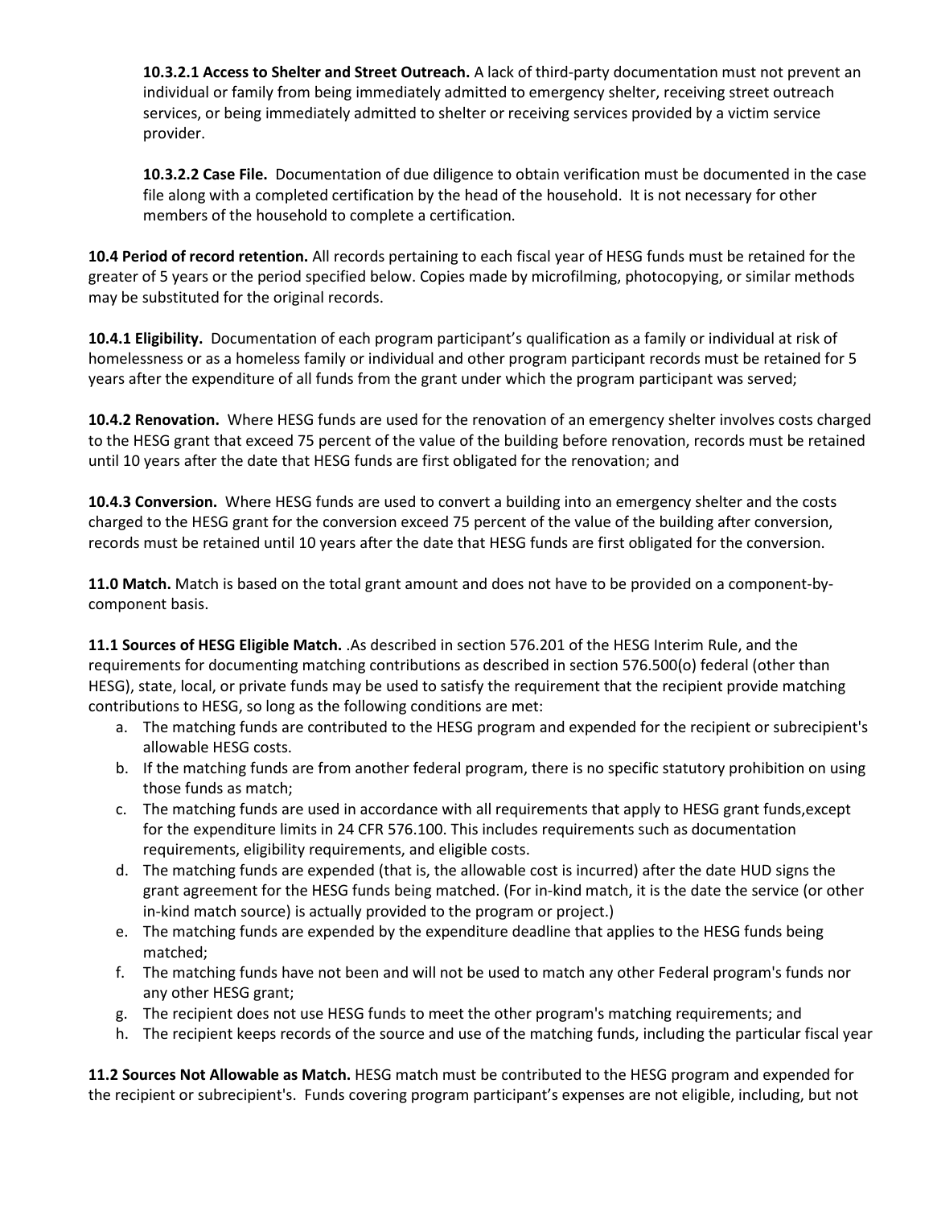**10.3.2.1 Access to Shelter and Street Outreach.** A lack of third-party documentation must not prevent an individual or family from being immediately admitted to emergency shelter, receiving street outreach services, or being immediately admitted to shelter or receiving services provided by a victim service provider.

**10.3.2.2 Case File.** Documentation of due diligence to obtain verification must be documented in the case file along with a completed certification by the head of the household. It is not necessary for other members of the household to complete a certification.

**10.4 Period of record retention.** All records pertaining to each fiscal year of HESG funds must be retained for the greater of 5 years or the period specified below. Copies made by microfilming, photocopying, or similar methods may be substituted for the original records.

**10.4.1 Eligibility.** Documentation of each program participant's qualification as a family or individual at risk of homelessness or as a homeless family or individual and other program participant records must be retained for 5 years after the expenditure of all funds from the grant under which the program participant was served;

**10.4.2 Renovation.** Where HESG funds are used for the renovation of an emergency shelter involves costs charged to the HESG grant that exceed 75 percent of the value of the building before renovation, records must be retained until 10 years after the date that HESG funds are first obligated for the renovation; and

**10.4.3 Conversion.** Where HESG funds are used to convert a building into an emergency shelter and the costs charged to the HESG grant for the conversion exceed 75 percent of the value of the building after conversion, records must be retained until 10 years after the date that HESG funds are first obligated for the conversion.

**11.0 Match.** Match is based on the total grant amount and does not have to be provided on a component-by-component basis.

**11.1 Sources of HESG Eligible Match.** .As described in section 576.201 of the HESG Interim Rule, and the requirements for documenting matching contributions as described in section 576.500(o) federal (other than HESG), state, local, or private funds may be used to satisfy the requirement that the recipient provide matching contributions to HESG, so long as the following conditions are met:

a. The matching funds are contributed to the HESG program and expended for the recipient or subrecipient's allowable HESG costs.
b. If the matching funds are from another federal program, there is no specific statutory prohibition on using those funds as match;
c. The matching funds are used in accordance with all requirements that apply to HESG grant funds,except for the expenditure limits in 24 CFR 576.100. This includes requirements such as documentation requirements, eligibility requirements, and eligible costs.
d. The matching funds are expended (that is, the allowable cost is incurred) after the date HUD signs the grant agreement for the HESG funds being matched. (For in-kind match, it is the date the service (or other in-kind match source) is actually provided to the program or project.)
e. The matching funds are expended by the expenditure deadline that applies to the HESG funds being matched;
f. The matching funds have not been and will not be used to match any other Federal program's funds nor any other HESG grant;
g. The recipient does not use HESG funds to meet the other program's matching requirements; and
h. The recipient keeps records of the source and use of the matching funds, including the particular fiscal year

**11.2 Sources Not Allowable as Match.** HESG match must be contributed to the HESG program and expended for the recipient or subrecipient's. Funds covering program participant's expenses are not eligible, including, but not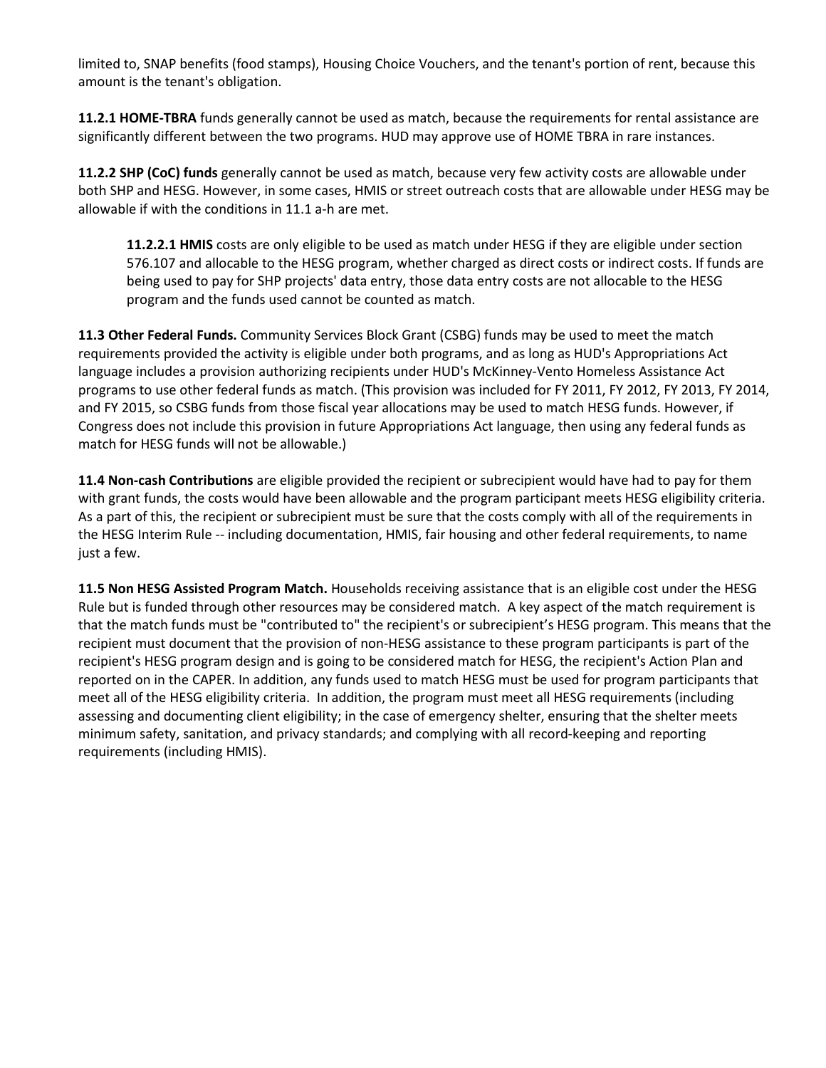limited to, SNAP benefits (food stamps), Housing Choice Vouchers, and the tenant's portion of rent, because this amount is the tenant's obligation.

**11.2.1 HOME-TBRA** funds generally cannot be used as match, because the requirements for rental assistance are significantly different between the two programs. HUD may approve use of HOME TBRA in rare instances.

**11.2.2 SHP (CoC) funds** generally cannot be used as match, because very few activity costs are allowable under both SHP and HESG. However, in some cases, HMIS or street outreach costs that are allowable under HESG may be allowable if with the conditions in 11.1 a-h are met.

> **11.2.2.1 HMIS** costs are only eligible to be used as match under HESG if they are eligible under section 576.107 and allocable to the HESG program, whether charged as direct costs or indirect costs. If funds are being used to pay for SHP projects' data entry, those data entry costs are not allocable to the HESG program and the funds used cannot be counted as match.

**11.3 Other Federal Funds.** Community Services Block Grant (CSBG) funds may be used to meet the match requirements provided the activity is eligible under both programs, and as long as HUD's Appropriations Act language includes a provision authorizing recipients under HUD's McKinney-Vento Homeless Assistance Act programs to use other federal funds as match. (This provision was included for FY 2011, FY 2012, FY 2013, FY 2014, and FY 2015, so CSBG funds from those fiscal year allocations may be used to match HESG funds. However, if Congress does not include this provision in future Appropriations Act language, then using any federal funds as match for HESG funds will not be allowable.)

**11.4 Non-cash Contributions** are eligible provided the recipient or subrecipient would have had to pay for them with grant funds, the costs would have been allowable and the program participant meets HESG eligibility criteria. As a part of this, the recipient or subrecipient must be sure that the costs comply with all of the requirements in the HESG Interim Rule -- including documentation, HMIS, fair housing and other federal requirements, to name just a few.

**11.5 Non HESG Assisted Program Match.** Households receiving assistance that is an eligible cost under the HESG Rule but is funded through other resources may be considered match. A key aspect of the match requirement is that the match funds must be "contributed to" the recipient's or subrecipient's HESG program. This means that the recipient must document that the provision of non-HESG assistance to these program participants is part of the recipient's HESG program design and is going to be considered match for HESG, the recipient's Action Plan and reported on in the CAPER. In addition, any funds used to match HESG must be used for program participants that meet all of the HESG eligibility criteria. In addition, the program must meet all HESG requirements (including assessing and documenting client eligibility; in the case of emergency shelter, ensuring that the shelter meets minimum safety, sanitation, and privacy standards; and complying with all record-keeping and reporting requirements (including HMIS).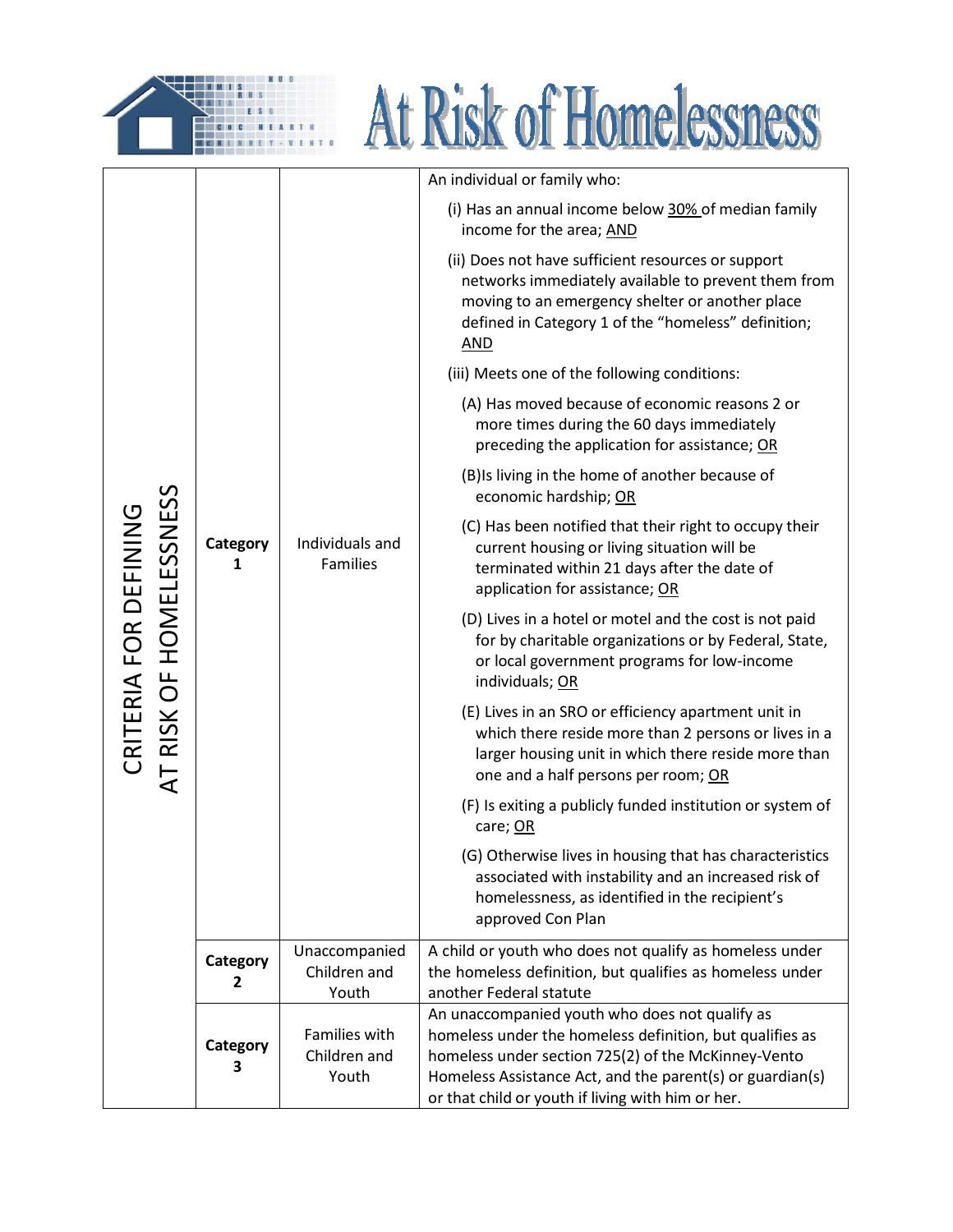# At Risk of Homelessness

| CRITERIA FOR DEFINING AT RISK OF HOMELESSNESS | | | |
|---|---|---|---|
| | **Category 1** | Individuals and Families | An individual or family who:<br>(i) Has an annual income below <u>30%</u> of median family income for the area; <u>AND</u><br>(ii) Does not have sufficient resources or support networks immediately available to prevent them from moving to an emergency shelter or another place defined in Category 1 of the "homeless" definition; <u>AND</u><br>(iii) Meets one of the following conditions:<br>(A) Has moved because of economic reasons 2 or more times during the 60 days immediately preceding the application for assistance; <u>OR</u><br>(B)Is living in the home of another because of economic hardship; <u>OR</u><br>(C) Has been notified that their right to occupy their current housing or living situation will be terminated within 21 days after the date of application for assistance; <u>OR</u><br>(D) Lives in a hotel or motel and the cost is not paid for by charitable organizations or by Federal, State, or local government programs for low-income individuals; <u>OR</u><br>(E) Lives in an SRO or efficiency apartment unit in which there reside more than 2 persons or lives in a larger housing unit in which there reside more than one and a half persons per room; <u>OR</u><br>(F) Is exiting a publicly funded institution or system of care; <u>OR</u><br>(G) Otherwise lives in housing that has characteristics associated with instability and an increased risk of homelessness, as identified in the recipient's approved Con Plan |
| | **Category 2** | Unaccompanied Children and Youth | A child or youth who does not qualify as homeless under the homeless definition, but qualifies as homeless under another Federal statute |
| | **Category 3** | Families with Children and Youth | An unaccompanied youth who does not qualify as homeless under the homeless definition, but qualifies as homeless under section 725(2) of the McKinney-Vento Homeless Assistance Act, and the parent(s) or guardian(s) or that child or youth if living with him or her. |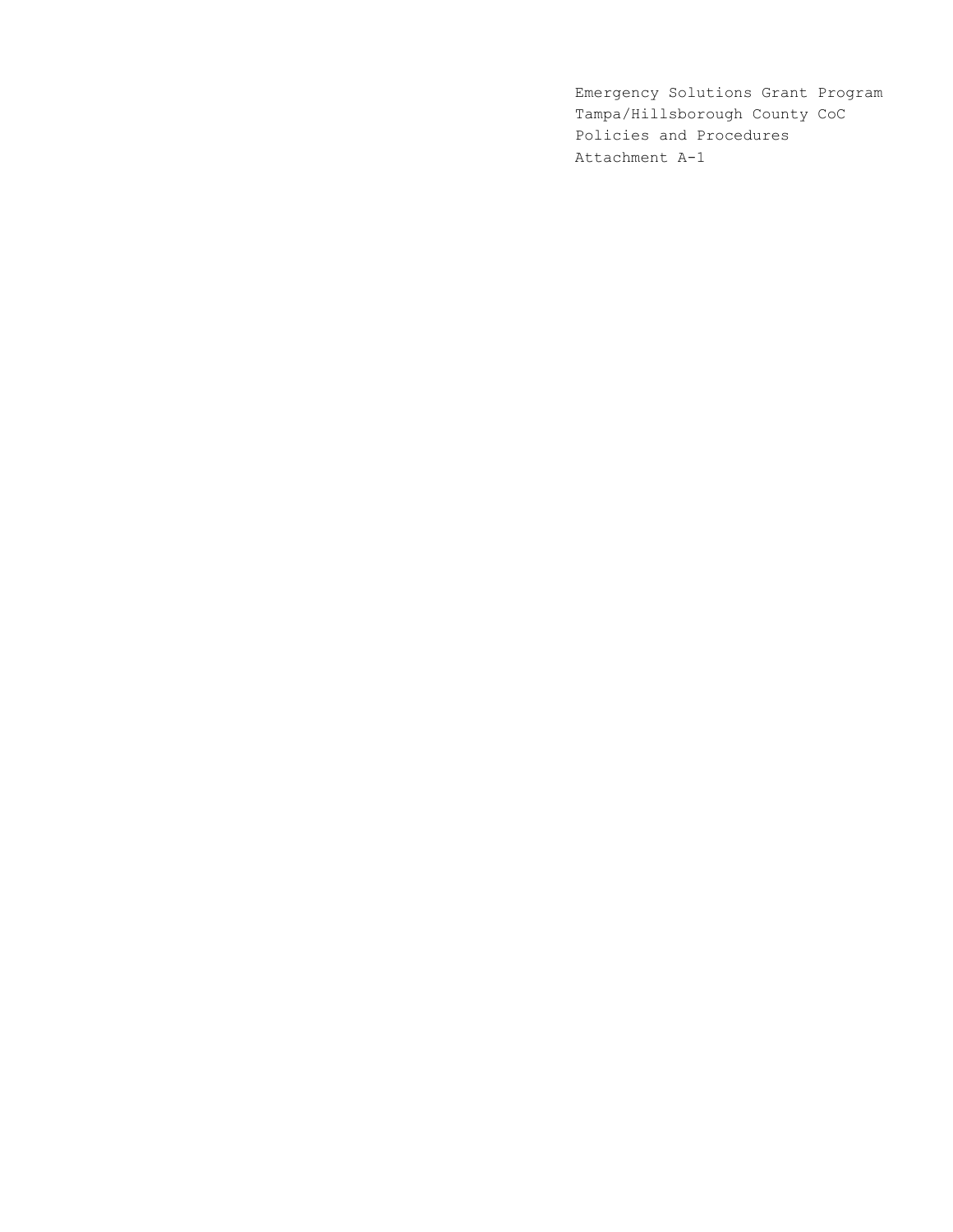Emergency Solutions Grant Program
Tampa/Hillsborough County CoC
Policies and Procedures
Attachment A-1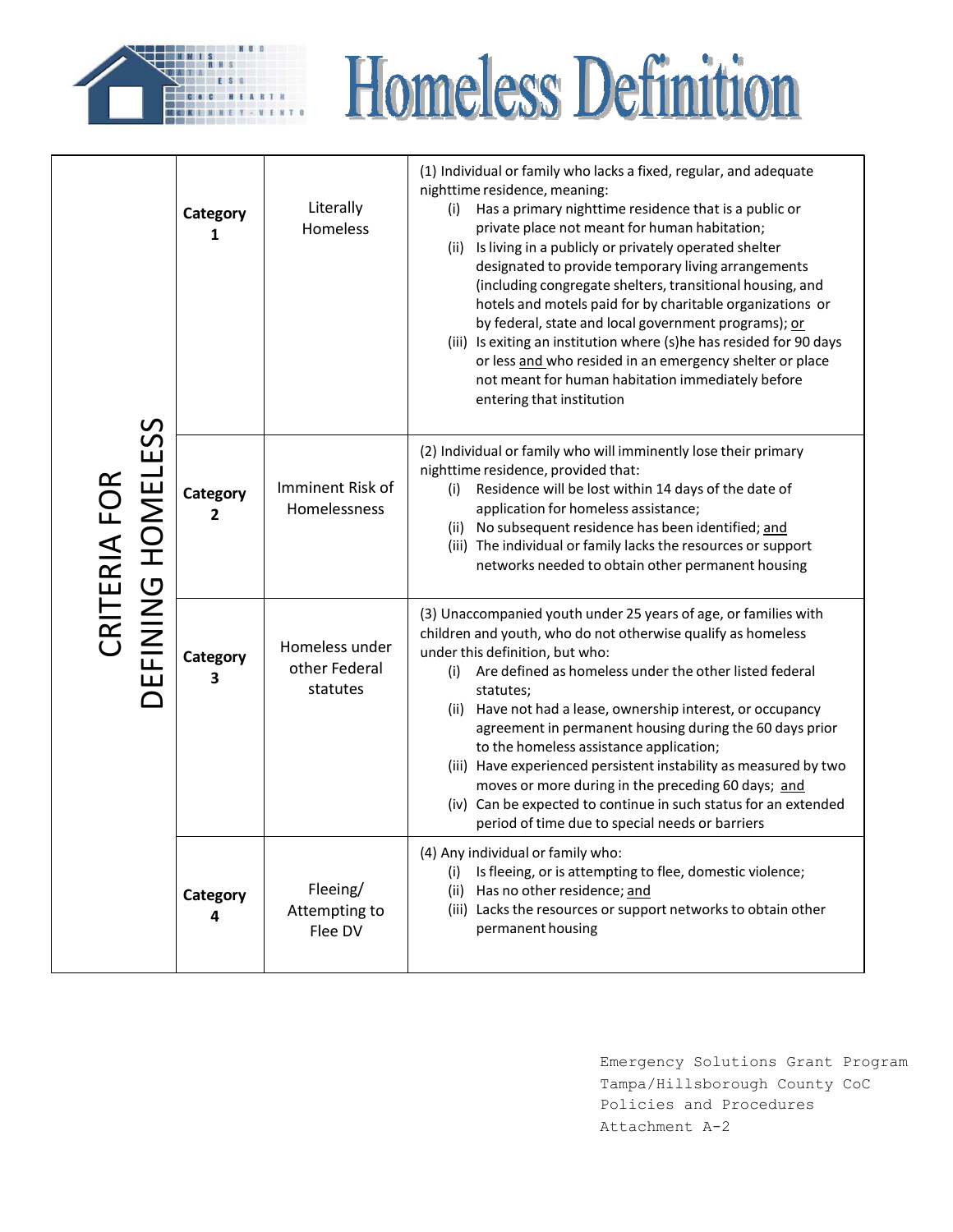# Homeless Definition

| CRITERIA FOR DEFINING HOMELESS | | | |
|---|---|---|---|
| | **Category 1** | Literally Homeless | (1) Individual or family who lacks a fixed, regular, and adequate nighttime residence, meaning:<br>(i) Has a primary nighttime residence that is a public or private place not meant for human habitation;<br>(ii) Is living in a publicly or privately operated shelter designated to provide temporary living arrangements (including congregate shelters, transitional housing, and hotels and motels paid for by charitable organizations or by federal, state and local government programs); or<br>(iii) Is exiting an institution where (s)he has resided for 90 days or less and who resided in an emergency shelter or place not meant for human habitation immediately before entering that institution |
| | **Category 2** | Imminent Risk of Homelessness | (2) Individual or family who will imminently lose their primary nighttime residence, provided that:<br>(i) Residence will be lost within 14 days of the date of application for homeless assistance;<br>(ii) No subsequent residence has been identified; and<br>(iii) The individual or family lacks the resources or support networks needed to obtain other permanent housing |
| | **Category 3** | Homeless under other Federal statutes | (3) Unaccompanied youth under 25 years of age, or families with children and youth, who do not otherwise qualify as homeless under this definition, but who:<br>(i) Are defined as homeless under the other listed federal statutes;<br>(ii) Have not had a lease, ownership interest, or occupancy agreement in permanent housing during the 60 days prior to the homeless assistance application;<br>(iii) Have experienced persistent instability as measured by two moves or more during in the preceding 60 days; and<br>(iv) Can be expected to continue in such status for an extended period of time due to special needs or barriers |
| | **Category 4** | Fleeing/ Attempting to Flee DV | (4) Any individual or family who:<br>(i) Is fleeing, or is attempting to flee, domestic violence;<br>(ii) Has no other residence; and<br>(iii) Lacks the resources or support networks to obtain other permanent housing |

Emergency Solutions Grant Program
Tampa/Hillsborough County CoC
Policies and Procedures
Attachment A-2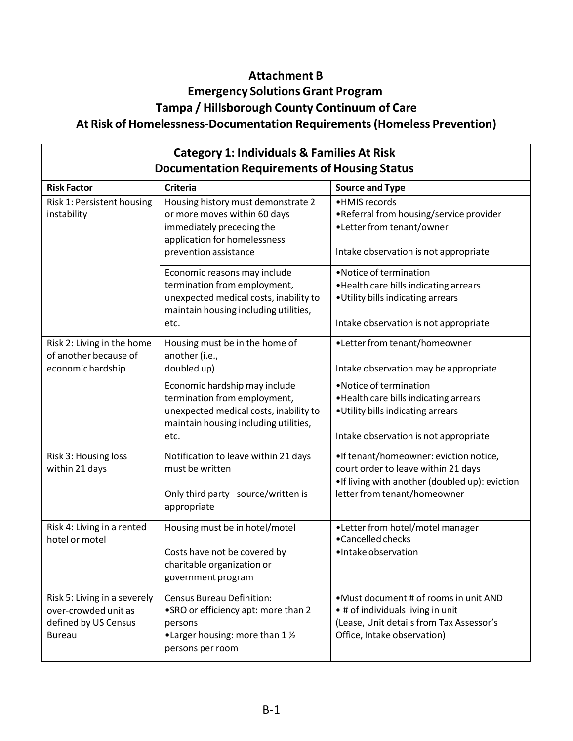# Attachment B
# Emergency Solutions Grant Program
# Tampa / Hillsborough County Continuum of Care
# At Risk of Homelessness-Documentation Requirements (Homeless Prevention)

| Category 1: Individuals & Families At Risk<br>Documentation Requirements of Housing Status | | |
|---|---|---|
| **Risk Factor** | **Criteria** | **Source and Type** |
| Risk 1: Persistent housing instability | Housing history must demonstrate 2 or more moves within 60 days immediately preceding the application for homelessness prevention assistance | •HMIS records<br>•Referral from housing/service provider<br>•Letter from tenant/owner<br><br>Intake observation is not appropriate |
| | Economic reasons may include termination from employment, unexpected medical costs, inability to maintain housing including utilities, etc. | •Notice of termination<br>•Health care bills indicating arrears<br>•Utility bills indicating arrears<br><br>Intake observation is not appropriate |
| Risk 2: Living in the home of another because of economic hardship | Housing must be in the home of another (i.e., doubled up) | •Letter from tenant/homeowner<br><br>Intake observation may be appropriate |
| | Economic hardship may include termination from employment, unexpected medical costs, inability to maintain housing including utilities, etc. | •Notice of termination<br>•Health care bills indicating arrears<br>•Utility bills indicating arrears<br><br>Intake observation is not appropriate |
| Risk 3: Housing loss within 21 days | Notification to leave within 21 days must be written<br><br>Only third party –source/written is appropriate | •If tenant/homeowner: eviction notice, court order to leave within 21 days<br>•If living with another (doubled up): eviction letter from tenant/homeowner |
| Risk 4: Living in a rented hotel or motel | Housing must be in hotel/motel<br><br>Costs have not be covered by charitable organization or government program | •Letter from hotel/motel manager<br>•Cancelled checks<br>•Intake observation |
| Risk 5: Living in a severely over-crowded unit as defined by US Census Bureau | Census Bureau Definition:<br>•SRO or efficiency apt: more than 2 persons<br>•Larger housing: more than 1 ½ persons per room | •Must document # of rooms in unit AND<br>• # of individuals living in unit<br>(Lease, Unit details from Tax Assessor's Office, Intake observation) |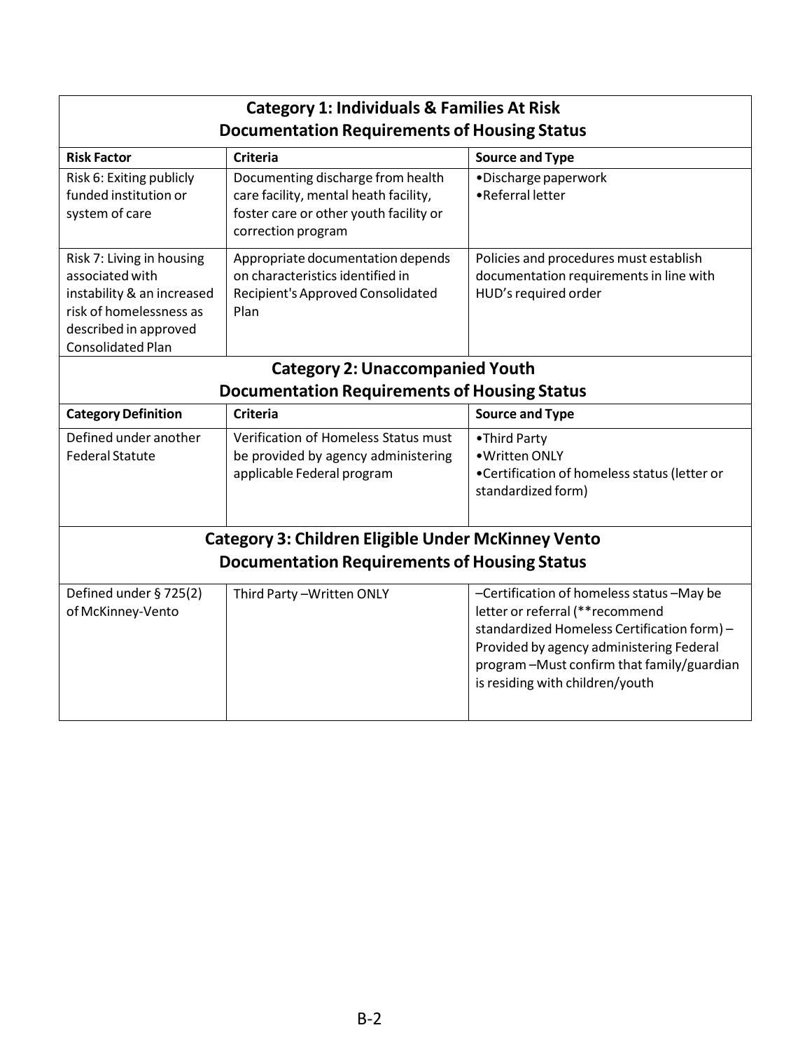### Category 1: Individuals & Families At Risk
### Documentation Requirements of Housing Status

| Risk Factor | Criteria | Source and Type |
|---|---|---|
| Risk 6: Exiting publicly funded institution or system of care | Documenting discharge from health care facility, mental heath facility, foster care or other youth facility or correction program | •Discharge paperwork<br>•Referral letter |
| Risk 7: Living in housing associated with instability & an increased risk of homelessness as described in approved Consolidated Plan | Appropriate documentation depends on characteristics identified in Recipient's Approved Consolidated Plan | Policies and procedures must establish documentation requirements in line with HUD's required order |

### Category 2: Unaccompanied Youth
### Documentation Requirements of Housing Status

| Category Definition | Criteria | Source and Type |
|---|---|---|
| Defined under another Federal Statute | Verification of Homeless Status must be provided by agency administering applicable Federal program | •Third Party<br>•Written ONLY<br>•Certification of homeless status (letter or standardized form) |

### Category 3: Children Eligible Under McKinney Vento
### Documentation Requirements of Housing Status

| | | |
|---|---|---|
| Defined under § 725(2) of McKinney-Vento | Third Party –Written ONLY | –Certification of homeless status –May be letter or referral (**recommend standardized Homeless Certification form) –Provided by agency administering Federal program –Must confirm that family/guardian is residing with children/youth |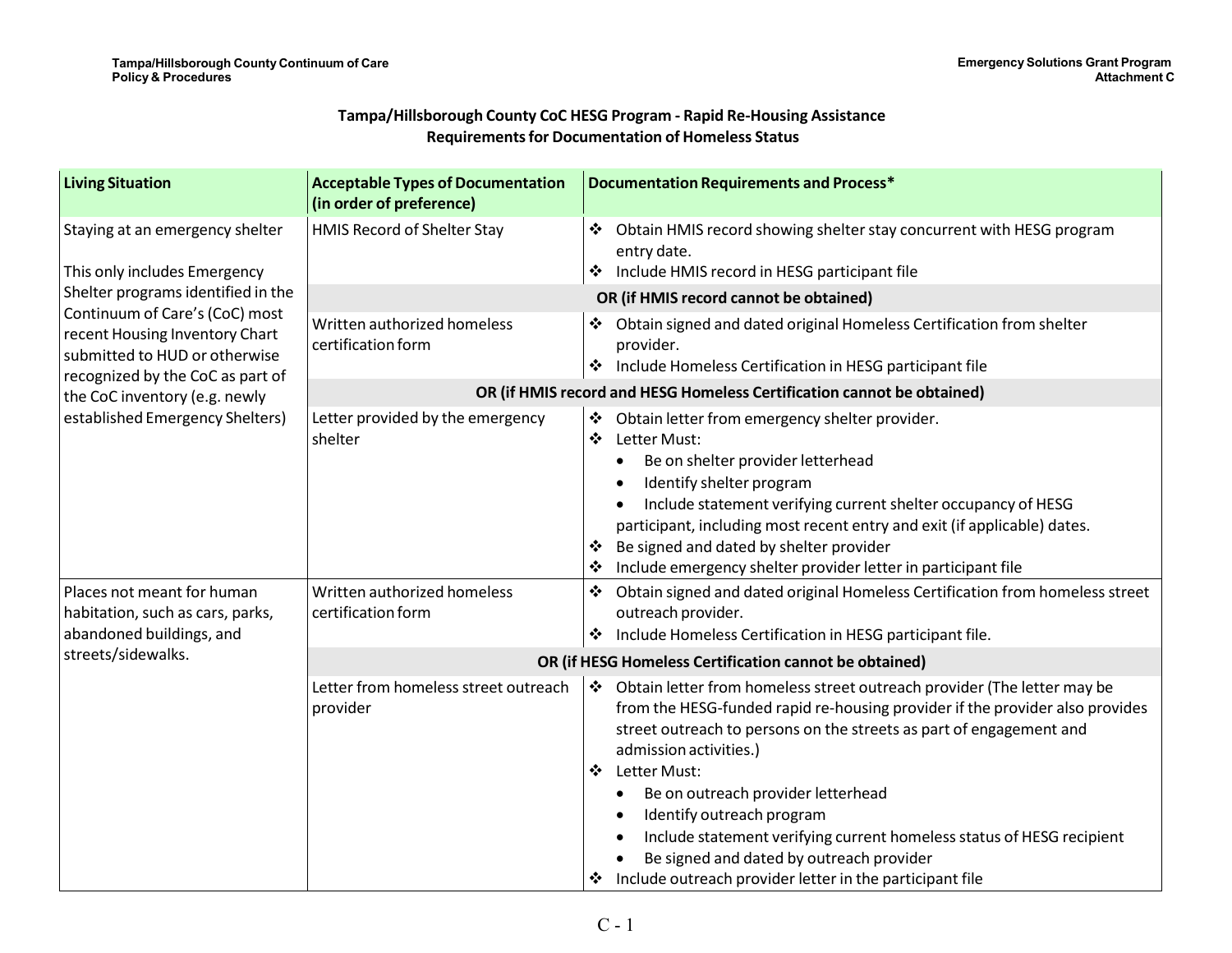## Tampa/Hillsborough County CoC HESG Program - Rapid Re-Housing Assistance
## Requirements for Documentation of Homeless Status

| Living Situation | Acceptable Types of Documentation (in order of preference) | Documentation Requirements and Process* |
|---|---|---|
| Staying at an emergency shelter<br><br>This only includes Emergency Shelter programs identified in the Continuum of Care's (CoC) most recent Housing Inventory Chart submitted to HUD or otherwise recognized by the CoC as part of the CoC inventory (e.g. newly established Emergency Shelters) | HMIS Record of Shelter Stay | ❖ Obtain HMIS record showing shelter stay concurrent with HESG program entry date.<br>❖ Include HMIS record in HESG participant file |
| | **OR (if HMIS record cannot be obtained)** | |
| | Written authorized homeless certification form | ❖ Obtain signed and dated original Homeless Certification from shelter provider.<br>❖ Include Homeless Certification in HESG participant file |
| | **OR (if HMIS record and HESG Homeless Certification cannot be obtained)** | |
| | Letter provided by the emergency shelter | ❖ Obtain letter from emergency shelter provider.<br>❖ Letter Must:<br>• Be on shelter provider letterhead<br>• Identify shelter program<br>• Include statement verifying current shelter occupancy of HESG participant, including most recent entry and exit (if applicable) dates.<br>❖ Be signed and dated by shelter provider<br>❖ Include emergency shelter provider letter in participant file |
| Places not meant for human habitation, such as cars, parks, abandoned buildings, and streets/sidewalks. | Written authorized homeless certification form | ❖ Obtain signed and dated original Homeless Certification from homeless street outreach provider.<br>❖ Include Homeless Certification in HESG participant file. |
| | **OR (if HESG Homeless Certification cannot be obtained)** | |
| | Letter from homeless street outreach provider | ❖ Obtain letter from homeless street outreach provider (The letter may be from the HESG-funded rapid re-housing provider if the provider also provides street outreach to persons on the streets as part of engagement and admission activities.)<br>❖ Letter Must:<br>• Be on outreach provider letterhead<br>• Identify outreach program<br>• Include statement verifying current homeless status of HESG recipient<br>• Be signed and dated by outreach provider<br>❖ Include outreach provider letter in the participant file |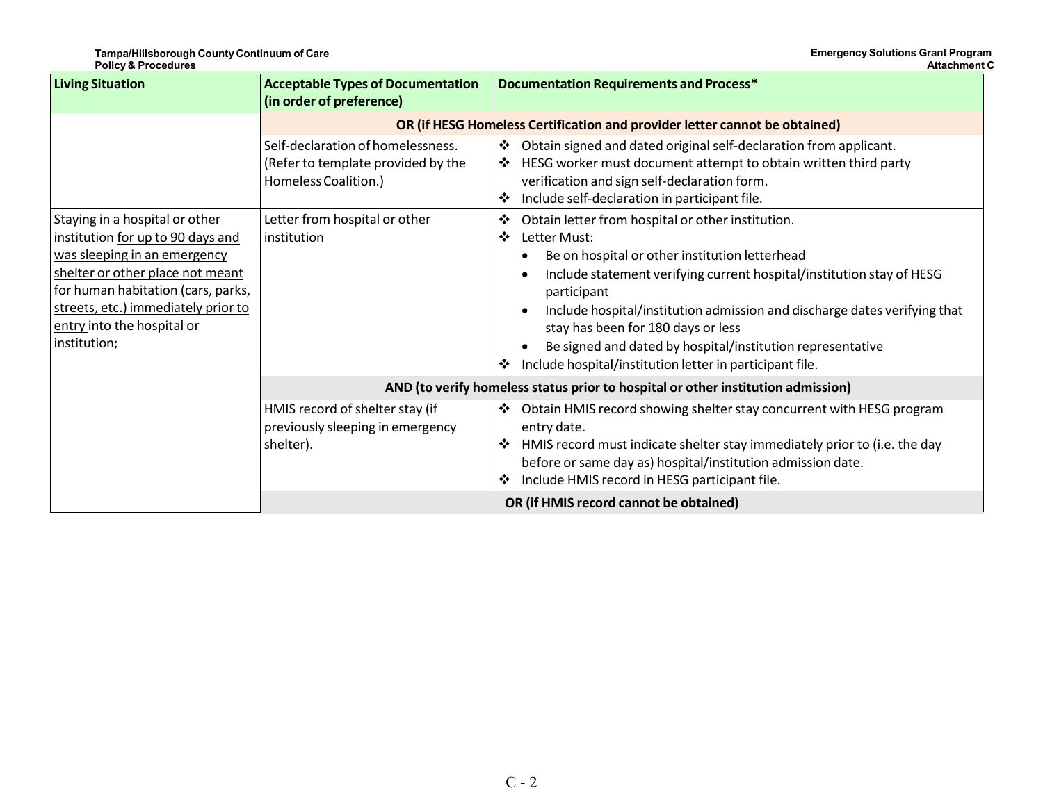| Living Situation | Acceptable Types of Documentation (in order of preference) | Documentation Requirements and Process* |
|---|---|---|
| | **OR (if HESG Homeless Certification and provider letter cannot be obtained)** | |
| | Self-declaration of homelessness. (Refer to template provided by the Homeless Coalition.) | ❖ Obtain signed and dated original self-declaration from applicant.<br>❖ HESG worker must document attempt to obtain written third party verification and sign self-declaration form.<br>❖ Include self-declaration in participant file. |
| Staying in a hospital or other institution <u>for up to 90 days and was sleeping in an emergency shelter or other place not meant for human habitation (cars, parks, streets, etc.) immediately prior to entry</u> into the hospital or institution; | Letter from hospital or other institution | ❖ Obtain letter from hospital or other institution.<br>❖ Letter Must:<br>• Be on hospital or other institution letterhead<br>• Include statement verifying current hospital/institution stay of HESG participant<br>• Include hospital/institution admission and discharge dates verifying that stay has been for 180 days or less<br>• Be signed and dated by hospital/institution representative<br>❖ Include hospital/institution letter in participant file. |
| | **AND (to verify homeless status prior to hospital or other institution admission)** | |
| | HMIS record of shelter stay (if previously sleeping in emergency shelter). | ❖ Obtain HMIS record showing shelter stay concurrent with HESG program entry date.<br>❖ HMIS record must indicate shelter stay immediately prior to (i.e. the day before or same day as) hospital/institution admission date.<br>❖ Include HMIS record in HESG participant file. |
| | **OR (if HMIS record cannot be obtained)** | |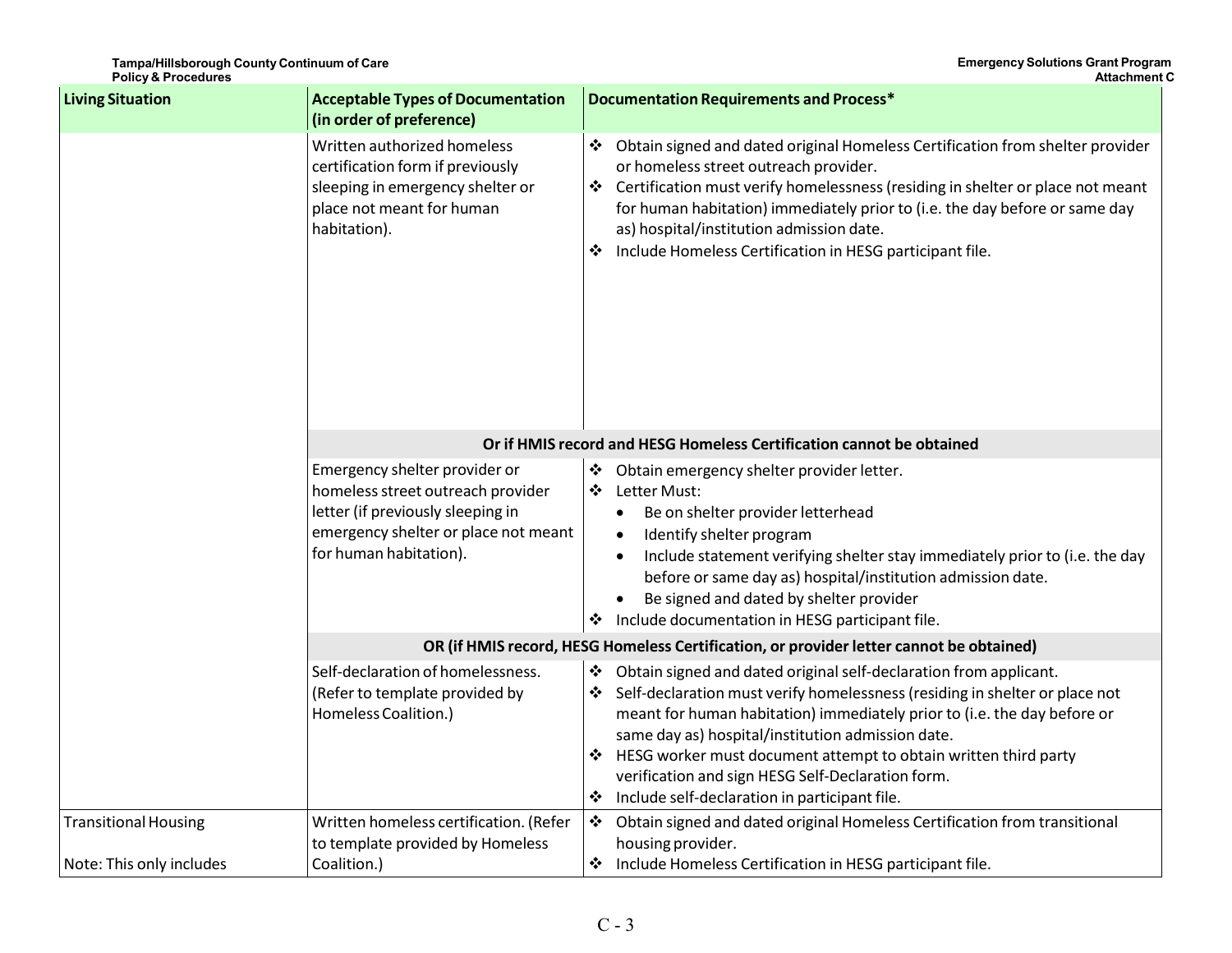| Living Situation | Acceptable Types of Documentation (in order of preference) | Documentation Requirements and Process* |
|---|---|---|
| | Written authorized homeless certification form if previously sleeping in emergency shelter or place not meant for human habitation). | ❖ Obtain signed and dated original Homeless Certification from shelter provider or homeless street outreach provider.<br>❖ Certification must verify homelessness (residing in shelter or place not meant for human habitation) immediately prior to (i.e. the day before or same day as) hospital/institution admission date.<br>❖ Include Homeless Certification in HESG participant file. |
| | **Or if HMIS record and HESG Homeless Certification cannot be obtained** | |
| | Emergency shelter provider or homeless street outreach provider letter (if previously sleeping in emergency shelter or place not meant for human habitation). | ❖ Obtain emergency shelter provider letter.<br>❖ Letter Must:<br>• Be on shelter provider letterhead<br>• Identify shelter program<br>• Include statement verifying shelter stay immediately prior to (i.e. the day before or same day as) hospital/institution admission date.<br>• Be signed and dated by shelter provider<br>❖ Include documentation in HESG participant file. |
| | **OR (if HMIS record, HESG Homeless Certification, or provider letter cannot be obtained)** | |
| | Self-declaration of homelessness. (Refer to template provided by Homeless Coalition.) | ❖ Obtain signed and dated original self-declaration from applicant.<br>❖ Self-declaration must verify homelessness (residing in shelter or place not meant for human habitation) immediately prior to (i.e. the day before or same day as) hospital/institution admission date.<br>❖ HESG worker must document attempt to obtain written third party verification and sign HESG Self-Declaration form.<br>❖ Include self-declaration in participant file. |
| Transitional Housing<br><br>Note: This only includes | Written homeless certification. (Refer to template provided by Homeless Coalition.) | ❖ Obtain signed and dated original Homeless Certification from transitional housing provider.<br>❖ Include Homeless Certification in HESG participant file. |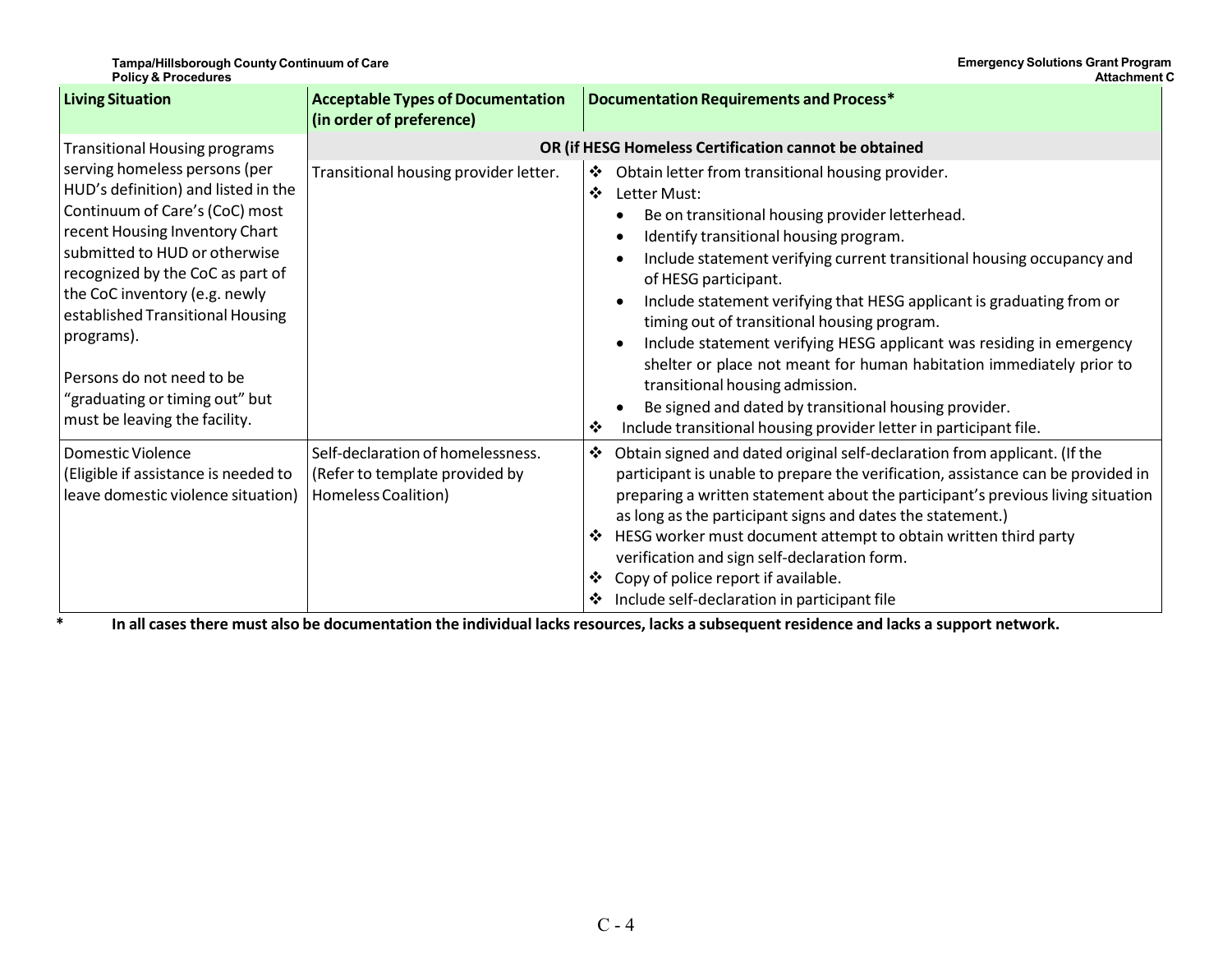| Living Situation | Acceptable Types of Documentation (in order of preference) | Documentation Requirements and Process* |
|---|---|---|
| Transitional Housing programs serving homeless persons (per HUD's definition) and listed in the Continuum of Care's (CoC) most recent Housing Inventory Chart submitted to HUD or otherwise recognized by the CoC as part of the CoC inventory (e.g. newly established Transitional Housing programs).<br><br>Persons do not need to be "graduating or timing out" but must be leaving the facility. | **OR (if HESG Homeless Certification cannot be obtained** | |
| | Transitional housing provider letter. | ❖ Obtain letter from transitional housing provider.<br>❖ Letter Must:<br>• Be on transitional housing provider letterhead.<br>• Identify transitional housing program.<br>• Include statement verifying current transitional housing occupancy and of HESG participant.<br>• Include statement verifying that HESG applicant is graduating from or timing out of transitional housing program.<br>• Include statement verifying HESG applicant was residing in emergency shelter or place not meant for human habitation immediately prior to transitional housing admission.<br>• Be signed and dated by transitional housing provider.<br>❖ Include transitional housing provider letter in participant file. |
| Domestic Violence (Eligible if assistance is needed to leave domestic violence situation) | Self-declaration of homelessness. (Refer to template provided by Homeless Coalition) | ❖ Obtain signed and dated original self-declaration from applicant. (If the participant is unable to prepare the verification, assistance can be provided in preparing a written statement about the participant's previous living situation as long as the participant signs and dates the statement.)<br>❖ HESG worker must document attempt to obtain written third party verification and sign self-declaration form.<br>❖ Copy of police report if available.<br>❖ Include self-declaration in participant file |

\* **In all cases there must also be documentation the individual lacks resources, lacks a subsequent residence and lacks a support network.**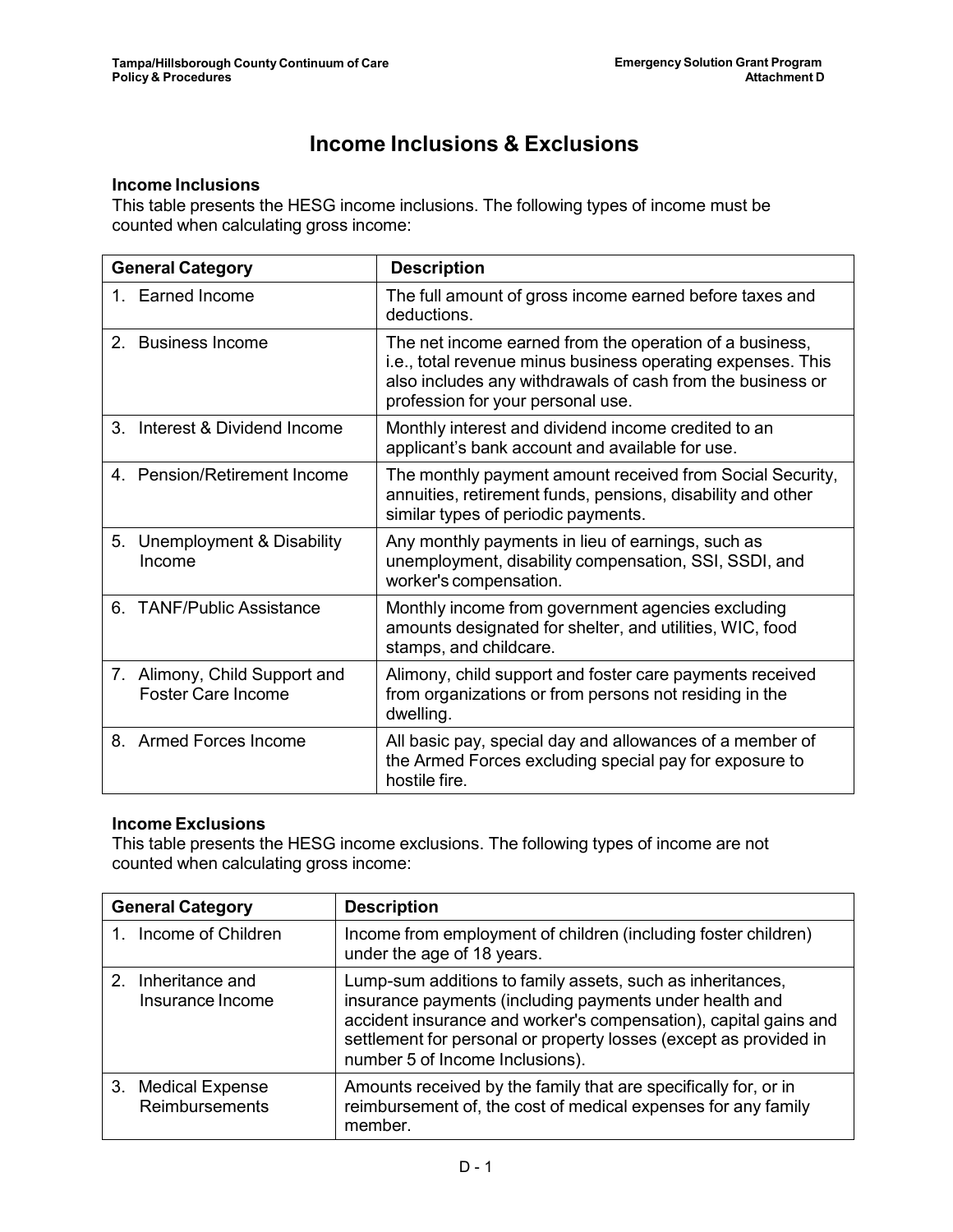# Income Inclusions & Exclusions

### Income Inclusions

This table presents the HESG income inclusions. The following types of income must be counted when calculating gross income:

| General Category | Description |
|---|---|
| 1. Earned Income | The full amount of gross income earned before taxes and deductions. |
| 2. Business Income | The net income earned from the operation of a business, i.e., total revenue minus business operating expenses. This also includes any withdrawals of cash from the business or profession for your personal use. |
| 3. Interest & Dividend Income | Monthly interest and dividend income credited to an applicant's bank account and available for use. |
| 4. Pension/Retirement Income | The monthly payment amount received from Social Security, annuities, retirement funds, pensions, disability and other similar types of periodic payments. |
| 5. Unemployment & Disability Income | Any monthly payments in lieu of earnings, such as unemployment, disability compensation, SSI, SSDI, and worker's compensation. |
| 6. TANF/Public Assistance | Monthly income from government agencies excluding amounts designated for shelter, and utilities, WIC, food stamps, and childcare. |
| 7. Alimony, Child Support and Foster Care Income | Alimony, child support and foster care payments received from organizations or from persons not residing in the dwelling. |
| 8. Armed Forces Income | All basic pay, special day and allowances of a member of the Armed Forces excluding special pay for exposure to hostile fire. |

### Income Exclusions

This table presents the HESG income exclusions. The following types of income are not counted when calculating gross income:

| General Category | Description |
|---|---|
| 1. Income of Children | Income from employment of children (including foster children) under the age of 18 years. |
| 2. Inheritance and Insurance Income | Lump-sum additions to family assets, such as inheritances, insurance payments (including payments under health and accident insurance and worker's compensation), capital gains and settlement for personal or property losses (except as provided in number 5 of Income Inclusions). |
| 3. Medical Expense Reimbursements | Amounts received by the family that are specifically for, or in reimbursement of, the cost of medical expenses for any family member. |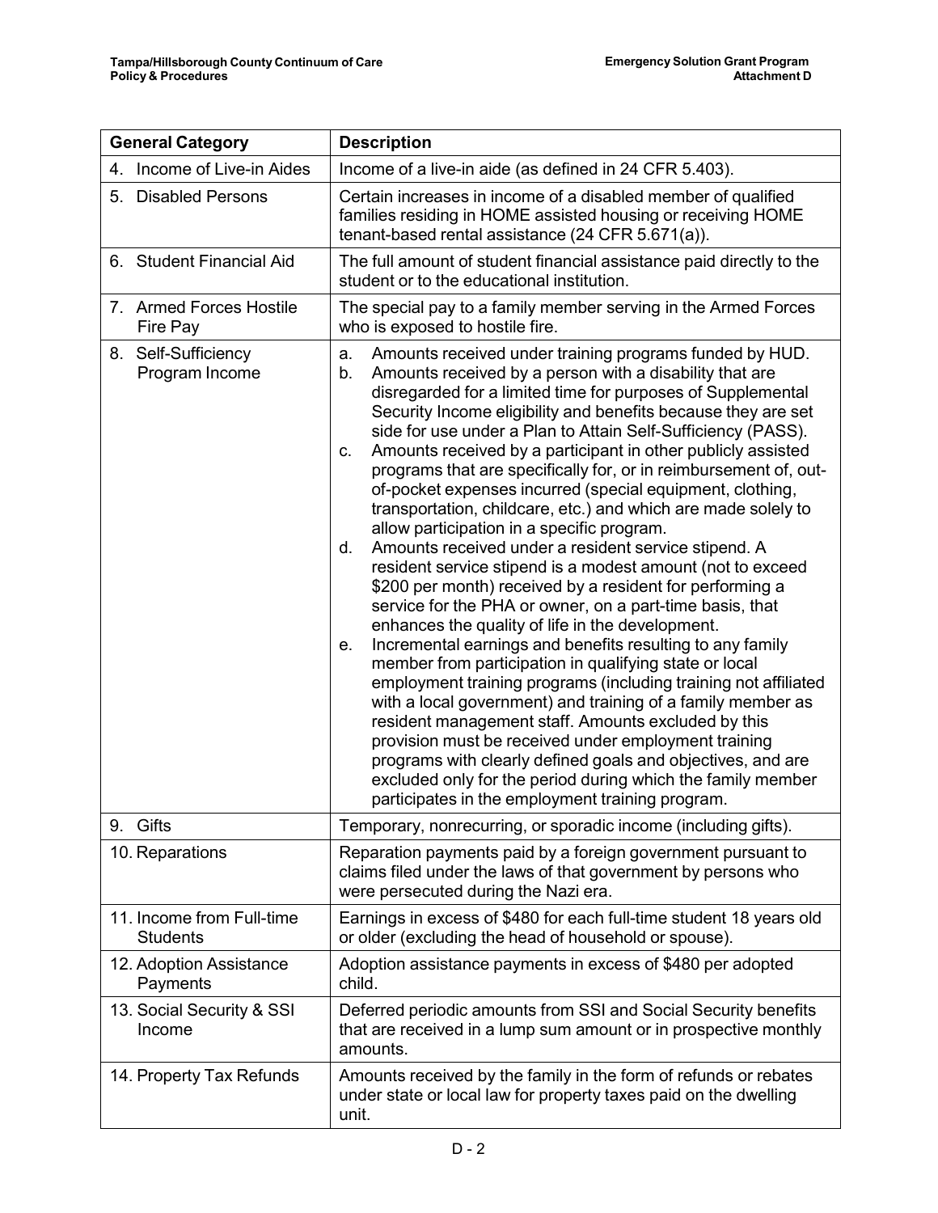| General Category | Description |
|---|---|
| 4. Income of Live-in Aides | Income of a live-in aide (as defined in 24 CFR 5.403). |
| 5. Disabled Persons | Certain increases in income of a disabled member of qualified families residing in HOME assisted housing or receiving HOME tenant-based rental assistance (24 CFR 5.671(a)). |
| 6. Student Financial Aid | The full amount of student financial assistance paid directly to the student or to the educational institution. |
| 7. Armed Forces Hostile Fire Pay | The special pay to a family member serving in the Armed Forces who is exposed to hostile fire. |
| 8. Self-Sufficiency Program Income | a. Amounts received under training programs funded by HUD.<br>b. Amounts received by a person with a disability that are disregarded for a limited time for purposes of Supplemental Security Income eligibility and benefits because they are set side for use under a Plan to Attain Self-Sufficiency (PASS).<br>c. Amounts received by a participant in other publicly assisted programs that are specifically for, or in reimbursement of, out-of-pocket expenses incurred (special equipment, clothing, transportation, childcare, etc.) and which are made solely to allow participation in a specific program.<br>d. Amounts received under a resident service stipend. A resident service stipend is a modest amount (not to exceed $200 per month) received by a resident for performing a service for the PHA or owner, on a part-time basis, that enhances the quality of life in the development.<br>e. Incremental earnings and benefits resulting to any family member from participation in qualifying state or local employment training programs (including training not affiliated with a local government) and training of a family member as resident management staff. Amounts excluded by this provision must be received under employment training programs with clearly defined goals and objectives, and are excluded only for the period during which the family member participates in the employment training program. |
| 9. Gifts | Temporary, nonrecurring, or sporadic income (including gifts). |
| 10. Reparations | Reparation payments paid by a foreign government pursuant to claims filed under the laws of that government by persons who were persecuted during the Nazi era. |
| 11. Income from Full-time Students | Earnings in excess of $480 for each full-time student 18 years old or older (excluding the head of household or spouse). |
| 12. Adoption Assistance Payments | Adoption assistance payments in excess of $480 per adopted child. |
| 13. Social Security & SSI Income | Deferred periodic amounts from SSI and Social Security benefits that are received in a lump sum amount or in prospective monthly amounts. |
| 14. Property Tax Refunds | Amounts received by the family in the form of refunds or rebates under state or local law for property taxes paid on the dwelling unit. |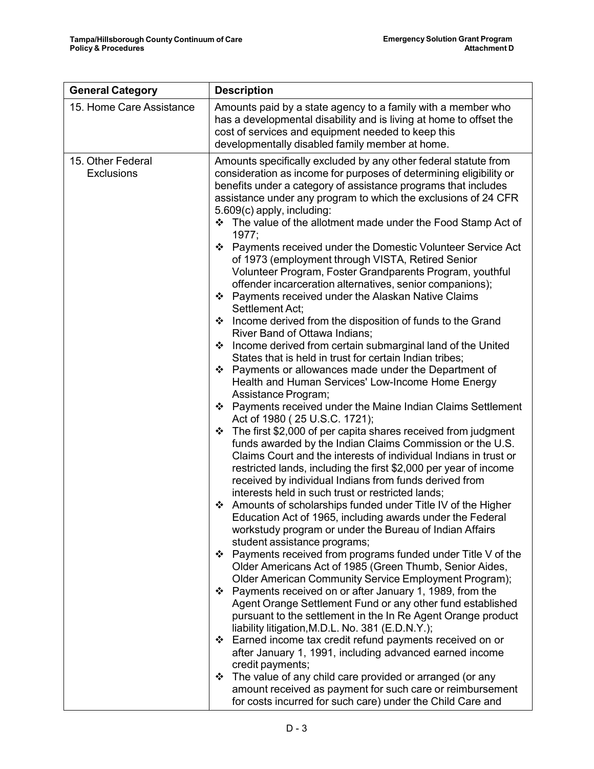| General Category | Description |
|---|---|
| 15. Home Care Assistance | Amounts paid by a state agency to a family with a member who has a developmental disability and is living at home to offset the cost of services and equipment needed to keep this developmentally disabled family member at home. |
| 15. Other Federal Exclusions | Amounts specifically excluded by any other federal statute from consideration as income for purposes of determining eligibility or benefits under a category of assistance programs that includes assistance under any program to which the exclusions of 24 CFR 5.609(c) apply, including:<br>❖ The value of the allotment made under the Food Stamp Act of 1977;<br>❖ Payments received under the Domestic Volunteer Service Act of 1973 (employment through VISTA, Retired Senior Volunteer Program, Foster Grandparents Program, youthful offender incarceration alternatives, senior companions);<br>❖ Payments received under the Alaskan Native Claims Settlement Act;<br>❖ Income derived from the disposition of funds to the Grand River Band of Ottawa Indians;<br>❖ Income derived from certain submarginal land of the United States that is held in trust for certain Indian tribes;<br>❖ Payments or allowances made under the Department of Health and Human Services' Low-Income Home Energy Assistance Program;<br>❖ Payments received under the Maine Indian Claims Settlement Act of 1980 ( 25 U.S.C. 1721);<br>❖ The first $2,000 of per capita shares received from judgment funds awarded by the Indian Claims Commission or the U.S. Claims Court and the interests of individual Indians in trust or restricted lands, including the first $2,000 per year of income received by individual Indians from funds derived from interests held in such trust or restricted lands;<br>❖ Amounts of scholarships funded under Title IV of the Higher Education Act of 1965, including awards under the Federal workstudy program or under the Bureau of Indian Affairs student assistance programs;<br>❖ Payments received from programs funded under Title V of the Older Americans Act of 1985 (Green Thumb, Senior Aides, Older American Community Service Employment Program);<br>❖ Payments received on or after January 1, 1989, from the Agent Orange Settlement Fund or any other fund established pursuant to the settlement in the In Re Agent Orange product liability litigation,M.D.L. No. 381 (E.D.N.Y.);<br>❖ Earned income tax credit refund payments received on or after January 1, 1991, including advanced earned income credit payments;<br>❖ The value of any child care provided or arranged (or any amount received as payment for such care or reimbursement for costs incurred for such care) under the Child Care and |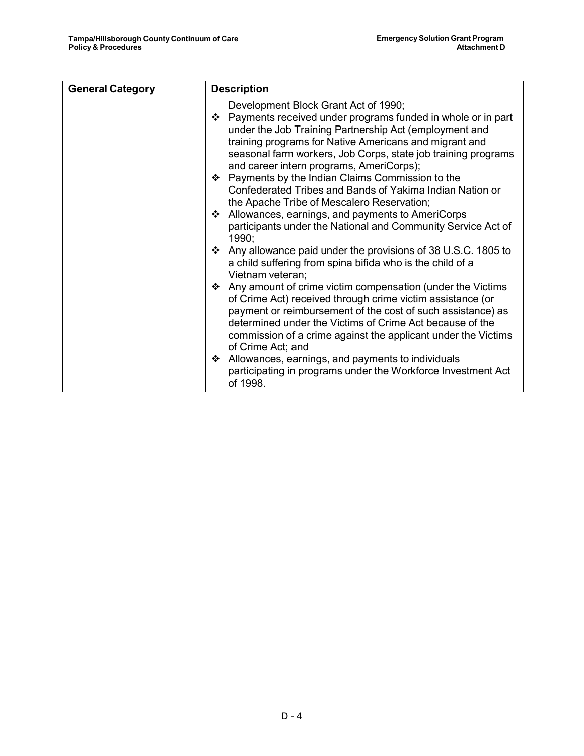| General Category | Description |
| --- | --- |
| | Development Block Grant Act of 1990;<br>❖ Payments received under programs funded in whole or in part under the Job Training Partnership Act (employment and training programs for Native Americans and migrant and seasonal farm workers, Job Corps, state job training programs and career intern programs, AmeriCorps);<br>❖ Payments by the Indian Claims Commission to the Confederated Tribes and Bands of Yakima Indian Nation or the Apache Tribe of Mescalero Reservation;<br>❖ Allowances, earnings, and payments to AmeriCorps participants under the National and Community Service Act of 1990;<br>❖ Any allowance paid under the provisions of 38 U.S.C. 1805 to a child suffering from spina bifida who is the child of a Vietnam veteran;<br>❖ Any amount of crime victim compensation (under the Victims of Crime Act) received through crime victim assistance (or payment or reimbursement of the cost of such assistance) as determined under the Victims of Crime Act because of the commission of a crime against the applicant under the Victims of Crime Act; and<br>❖ Allowances, earnings, and payments to individuals participating in programs under the Workforce Investment Act of 1998. |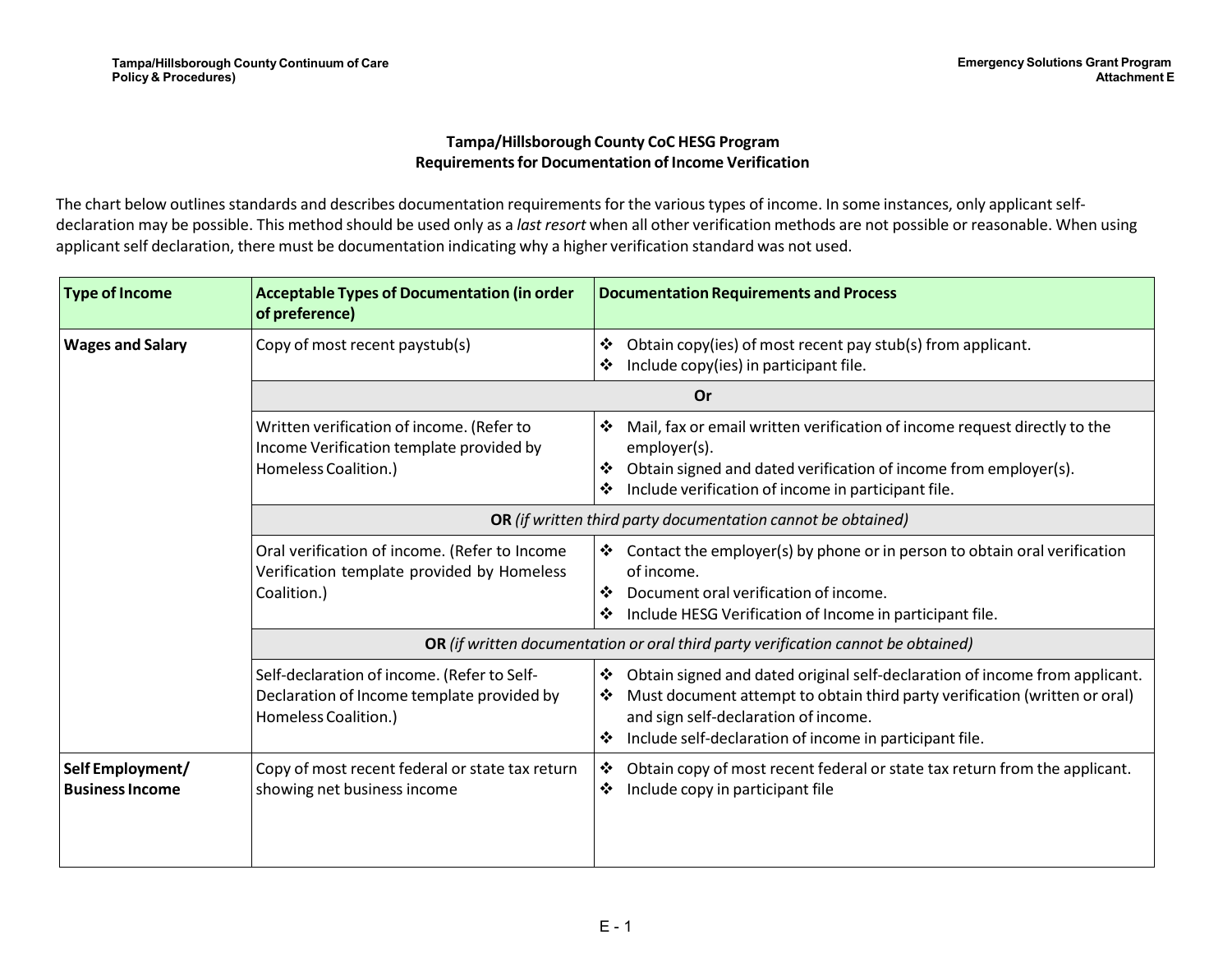## Tampa/Hillsborough County CoC HESG Program
## Requirements for Documentation of Income Verification

The chart below outlines standards and describes documentation requirements for the various types of income. In some instances, only applicant self-declaration may be possible. This method should be used only as a *last resort* when all other verification methods are not possible or reasonable. When using applicant self declaration, there must be documentation indicating why a higher verification standard was not used.

| Type of Income | Acceptable Types of Documentation (in order of preference) | Documentation Requirements and Process |
|---|---|---|
| **Wages and Salary** | Copy of most recent paystub(s) | ❖ Obtain copy(ies) of most recent pay stub(s) from applicant.<br>❖ Include copy(ies) in participant file. |
| | **Or** | |
| | Written verification of income. (Refer to Income Verification template provided by Homeless Coalition.) | ❖ Mail, fax or email written verification of income request directly to the employer(s).<br>❖ Obtain signed and dated verification of income from employer(s).<br>❖ Include verification of income in participant file. |
| | **OR** *(if written third party documentation cannot be obtained)* | |
| | Oral verification of income. (Refer to Income Verification template provided by Homeless Coalition.) | ❖ Contact the employer(s) by phone or in person to obtain oral verification of income.<br>❖ Document oral verification of income.<br>❖ Include HESG Verification of Income in participant file. |
| | **OR** *(if written documentation or oral third party verification cannot be obtained)* | |
| | Self-declaration of income. (Refer to Self-Declaration of Income template provided by Homeless Coalition.) | ❖ Obtain signed and dated original self-declaration of income from applicant.<br>❖ Must document attempt to obtain third party verification (written or oral) and sign self-declaration of income.<br>❖ Include self-declaration of income in participant file. |
| **Self Employment/ Business Income** | Copy of most recent federal or state tax return showing net business income | ❖ Obtain copy of most recent federal or state tax return from the applicant.<br>❖ Include copy in participant file |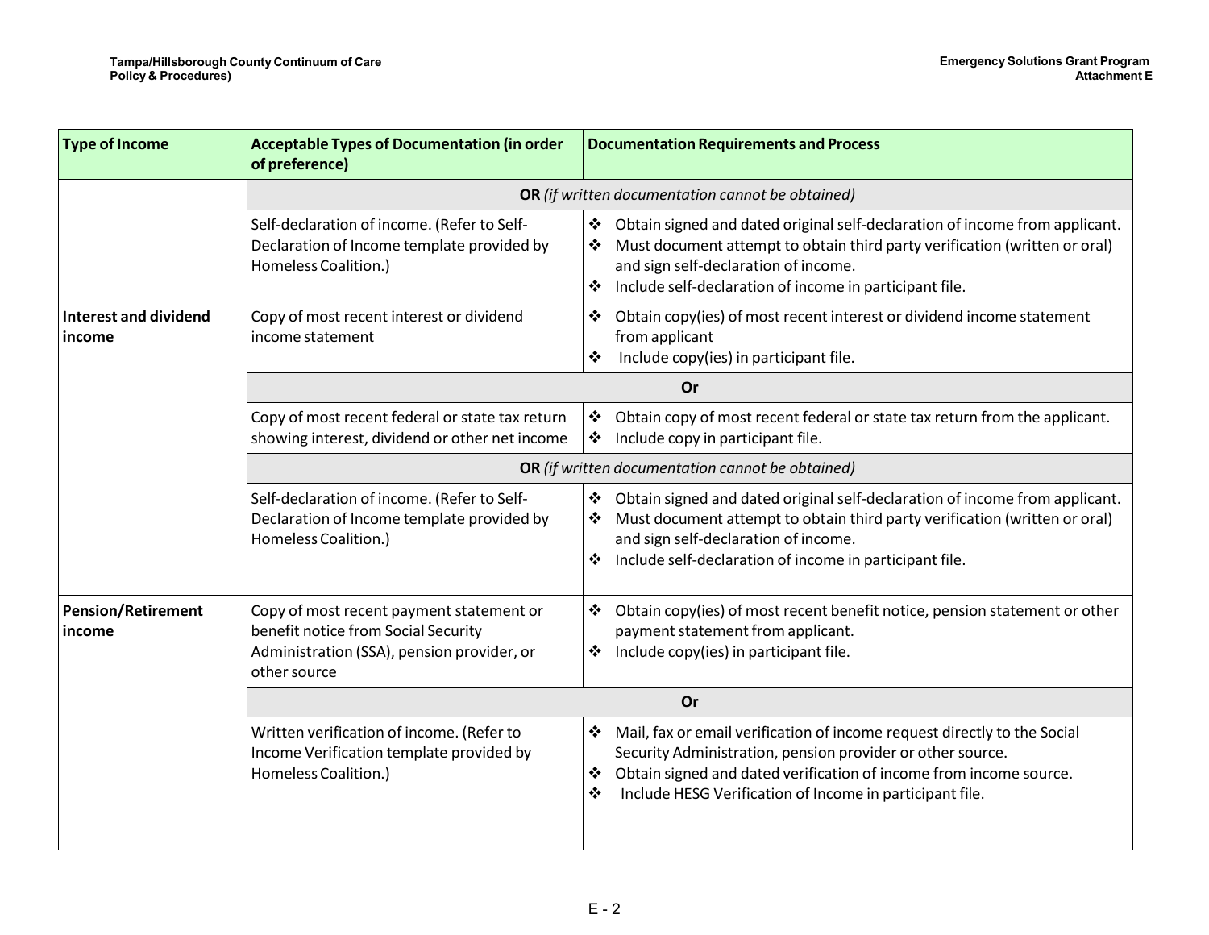| Type of Income | Acceptable Types of Documentation (in order of preference) | Documentation Requirements and Process |
|---|---|---|
| | **OR** *(if written documentation cannot be obtained)* | |
| | Self-declaration of income. (Refer to Self-Declaration of Income template provided by Homeless Coalition.) | ❖ Obtain signed and dated original self-declaration of income from applicant.<br>❖ Must document attempt to obtain third party verification (written or oral) and sign self-declaration of income.<br>❖ Include self-declaration of income in participant file. |
| **Interest and dividend income** | Copy of most recent interest or dividend income statement | ❖ Obtain copy(ies) of most recent interest or dividend income statement from applicant<br>❖ Include copy(ies) in participant file. |
| | **Or** | |
| | Copy of most recent federal or state tax return showing interest, dividend or other net income | ❖ Obtain copy of most recent federal or state tax return from the applicant.<br>❖ Include copy in participant file. |
| | **OR** *(if written documentation cannot be obtained)* | |
| | Self-declaration of income. (Refer to Self-Declaration of Income template provided by Homeless Coalition.) | ❖ Obtain signed and dated original self-declaration of income from applicant.<br>❖ Must document attempt to obtain third party verification (written or oral) and sign self-declaration of income.<br>❖ Include self-declaration of income in participant file. |
| **Pension/Retirement income** | Copy of most recent payment statement or benefit notice from Social Security Administration (SSA), pension provider, or other source | ❖ Obtain copy(ies) of most recent benefit notice, pension statement or other payment statement from applicant.<br>❖ Include copy(ies) in participant file. |
| | **Or** | |
| | Written verification of income. (Refer to Income Verification template provided by Homeless Coalition.) | ❖ Mail, fax or email verification of income request directly to the Social Security Administration, pension provider or other source.<br>❖ Obtain signed and dated verification of income from income source.<br>❖ Include HESG Verification of Income in participant file. |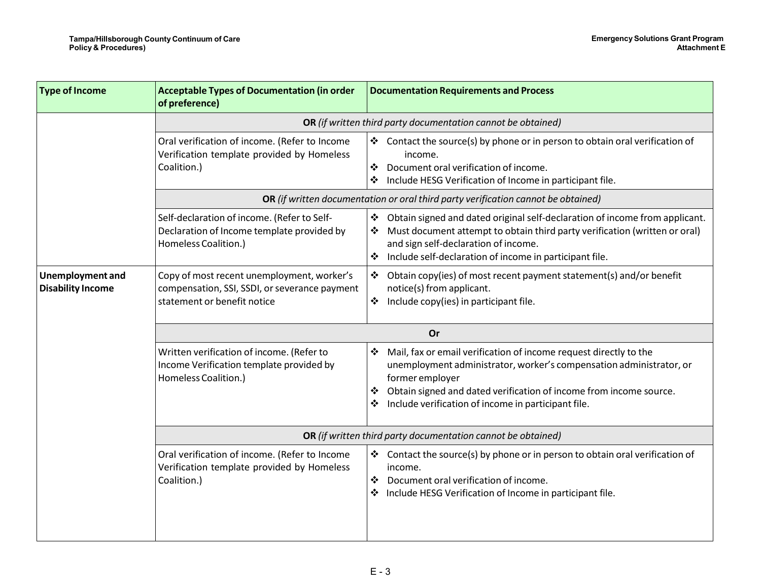| Type of Income | Acceptable Types of Documentation (in order of preference) | Documentation Requirements and Process |
|---|---|---|
| | **OR** *(if written third party documentation cannot be obtained)* | |
| | Oral verification of income. (Refer to Income Verification template provided by Homeless Coalition.) | ❖ Contact the source(s) by phone or in person to obtain oral verification of income.<br>❖ Document oral verification of income.<br>❖ Include HESG Verification of Income in participant file. |
| | **OR** *(if written documentation or oral third party verification cannot be obtained)* | |
| | Self-declaration of income. (Refer to Self-Declaration of Income template provided by Homeless Coalition.) | ❖ Obtain signed and dated original self-declaration of income from applicant.<br>❖ Must document attempt to obtain third party verification (written or oral) and sign self-declaration of income.<br>❖ Include self-declaration of income in participant file. |
| **Unemployment and Disability Income** | Copy of most recent unemployment, worker's compensation, SSI, SSDI, or severance payment statement or benefit notice | ❖ Obtain copy(ies) of most recent payment statement(s) and/or benefit notice(s) from applicant.<br>❖ Include copy(ies) in participant file. |
| | **Or** | |
| | Written verification of income. (Refer to Income Verification template provided by Homeless Coalition.) | ❖ Mail, fax or email verification of income request directly to the unemployment administrator, worker's compensation administrator, or former employer<br>❖ Obtain signed and dated verification of income from income source.<br>❖ Include verification of income in participant file. |
| | **OR** *(if written third party documentation cannot be obtained)* | |
| | Oral verification of income. (Refer to Income Verification template provided by Homeless Coalition.) | ❖ Contact the source(s) by phone or in person to obtain oral verification of income.<br>❖ Document oral verification of income.<br>❖ Include HESG Verification of Income in participant file. |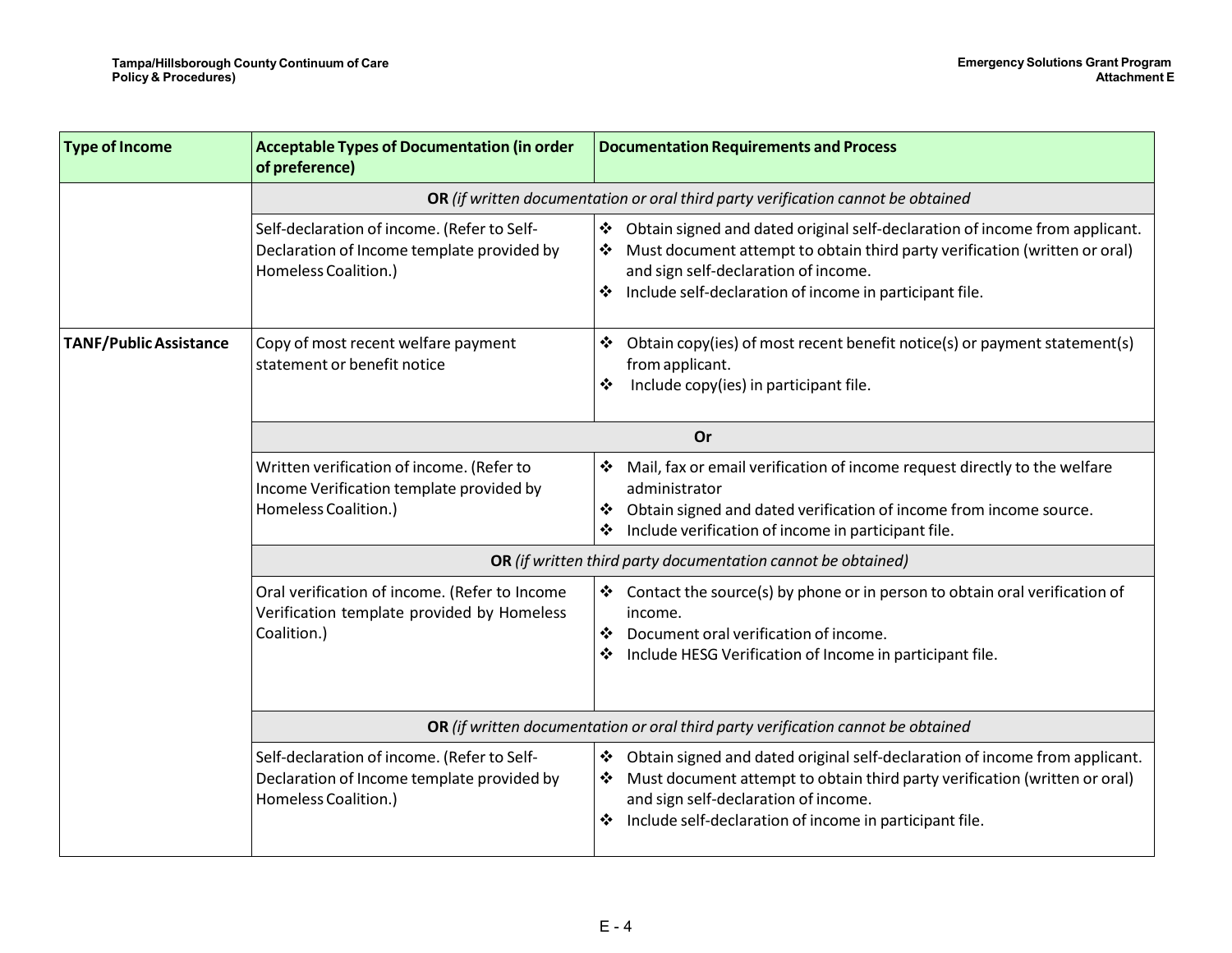| Type of Income | Acceptable Types of Documentation (in order of preference) | Documentation Requirements and Process |
|---|---|---|
| | **OR** *(if written documentation or oral third party verification cannot be obtained* | |
| | Self-declaration of income. (Refer to Self-Declaration of Income template provided by Homeless Coalition.) | ❖ Obtain signed and dated original self-declaration of income from applicant.<br>❖ Must document attempt to obtain third party verification (written or oral) and sign self-declaration of income.<br>❖ Include self-declaration of income in participant file. |
| **TANF/Public Assistance** | Copy of most recent welfare payment statement or benefit notice | ❖ Obtain copy(ies) of most recent benefit notice(s) or payment statement(s) from applicant.<br>❖ Include copy(ies) in participant file. |
| | **Or** | |
| | Written verification of income. (Refer to Income Verification template provided by Homeless Coalition.) | ❖ Mail, fax or email verification of income request directly to the welfare administrator<br>❖ Obtain signed and dated verification of income from income source.<br>❖ Include verification of income in participant file. |
| | **OR** *(if written third party documentation cannot be obtained)* | |
| | Oral verification of income. (Refer to Income Verification template provided by Homeless Coalition.) | ❖ Contact the source(s) by phone or in person to obtain oral verification of income.<br>❖ Document oral verification of income.<br>❖ Include HESG Verification of Income in participant file. |
| | **OR** *(if written documentation or oral third party verification cannot be obtained* | |
| | Self-declaration of income. (Refer to Self-Declaration of Income template provided by Homeless Coalition.) | ❖ Obtain signed and dated original self-declaration of income from applicant.<br>❖ Must document attempt to obtain third party verification (written or oral) and sign self-declaration of income.<br>❖ Include self-declaration of income in participant file. |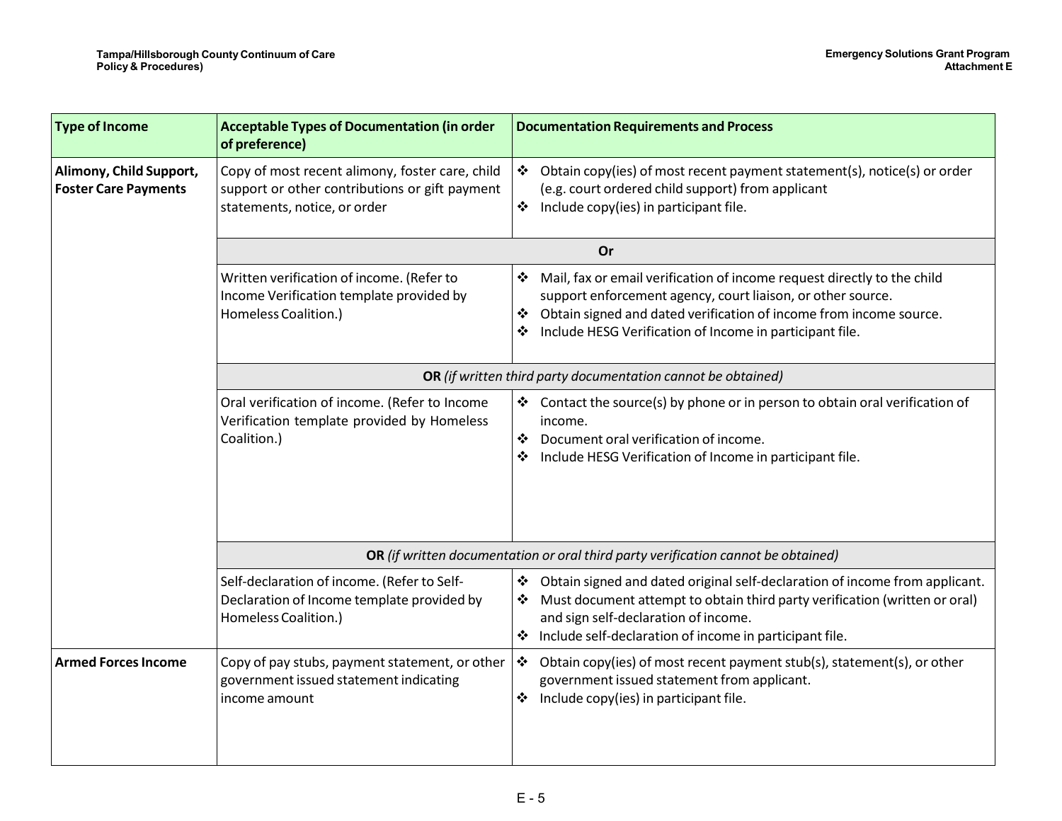| Type of Income | Acceptable Types of Documentation (in order of preference) | Documentation Requirements and Process |
|---|---|---|
| **Alimony, Child Support, Foster Care Payments** | Copy of most recent alimony, foster care, child support or other contributions or gift payment statements, notice, or order | ❖ Obtain copy(ies) of most recent payment statement(s), notice(s) or order (e.g. court ordered child support) from applicant<br>❖ Include copy(ies) in participant file. |
| | **Or** | |
| | Written verification of income. (Refer to Income Verification template provided by Homeless Coalition.) | ❖ Mail, fax or email verification of income request directly to the child support enforcement agency, court liaison, or other source.<br>❖ Obtain signed and dated verification of income from income source.<br>❖ Include HESG Verification of Income in participant file. |
| | **OR** *(if written third party documentation cannot be obtained)* | |
| | Oral verification of income. (Refer to Income Verification template provided by Homeless Coalition.) | ❖ Contact the source(s) by phone or in person to obtain oral verification of income.<br>❖ Document oral verification of income.<br>❖ Include HESG Verification of Income in participant file. |
| | **OR** *(if written documentation or oral third party verification cannot be obtained)* | |
| | Self-declaration of income. (Refer to Self-Declaration of Income template provided by Homeless Coalition.) | ❖ Obtain signed and dated original self-declaration of income from applicant.<br>❖ Must document attempt to obtain third party verification (written or oral) and sign self-declaration of income.<br>❖ Include self-declaration of income in participant file. |
| **Armed Forces Income** | Copy of pay stubs, payment statement, or other government issued statement indicating income amount | ❖ Obtain copy(ies) of most recent payment stub(s), statement(s), or other government issued statement from applicant.<br>❖ Include copy(ies) in participant file. |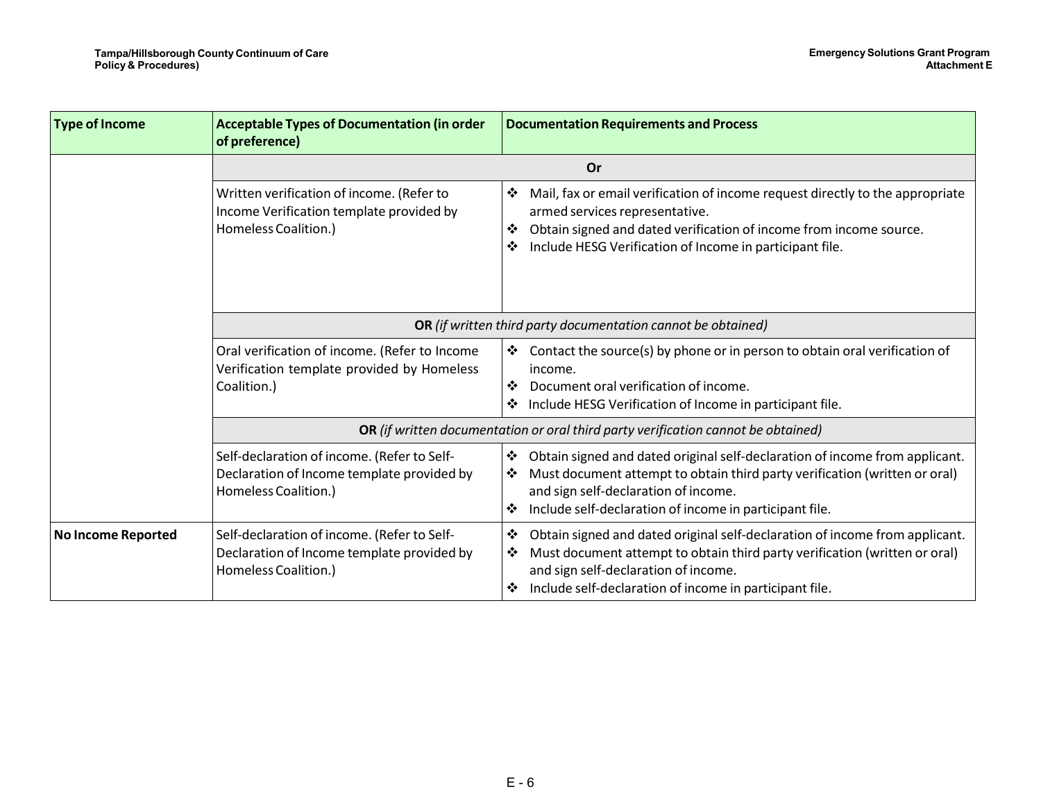| Type of Income | Acceptable Types of Documentation (in order of preference) | Documentation Requirements and Process |
|---|---|---|
| | **Or** | |
| | Written verification of income. (Refer to Income Verification template provided by Homeless Coalition.) | ❖ Mail, fax or email verification of income request directly to the appropriate armed services representative.<br>❖ Obtain signed and dated verification of income from income source.<br>❖ Include HESG Verification of Income in participant file. |
| | **OR** *(if written third party documentation cannot be obtained)* | |
| | Oral verification of income. (Refer to Income Verification template provided by Homeless Coalition.) | ❖ Contact the source(s) by phone or in person to obtain oral verification of income.<br>❖ Document oral verification of income.<br>❖ Include HESG Verification of Income in participant file. |
| | **OR** *(if written documentation or oral third party verification cannot be obtained)* | |
| | Self-declaration of income. (Refer to Self-Declaration of Income template provided by Homeless Coalition.) | ❖ Obtain signed and dated original self-declaration of income from applicant.<br>❖ Must document attempt to obtain third party verification (written or oral) and sign self-declaration of income.<br>❖ Include self-declaration of income in participant file. |
| **No Income Reported** | Self-declaration of income. (Refer to Self-Declaration of Income template provided by Homeless Coalition.) | ❖ Obtain signed and dated original self-declaration of income from applicant.<br>❖ Must document attempt to obtain third party verification (written or oral) and sign self-declaration of income.<br>❖ Include self-declaration of income in participant file. |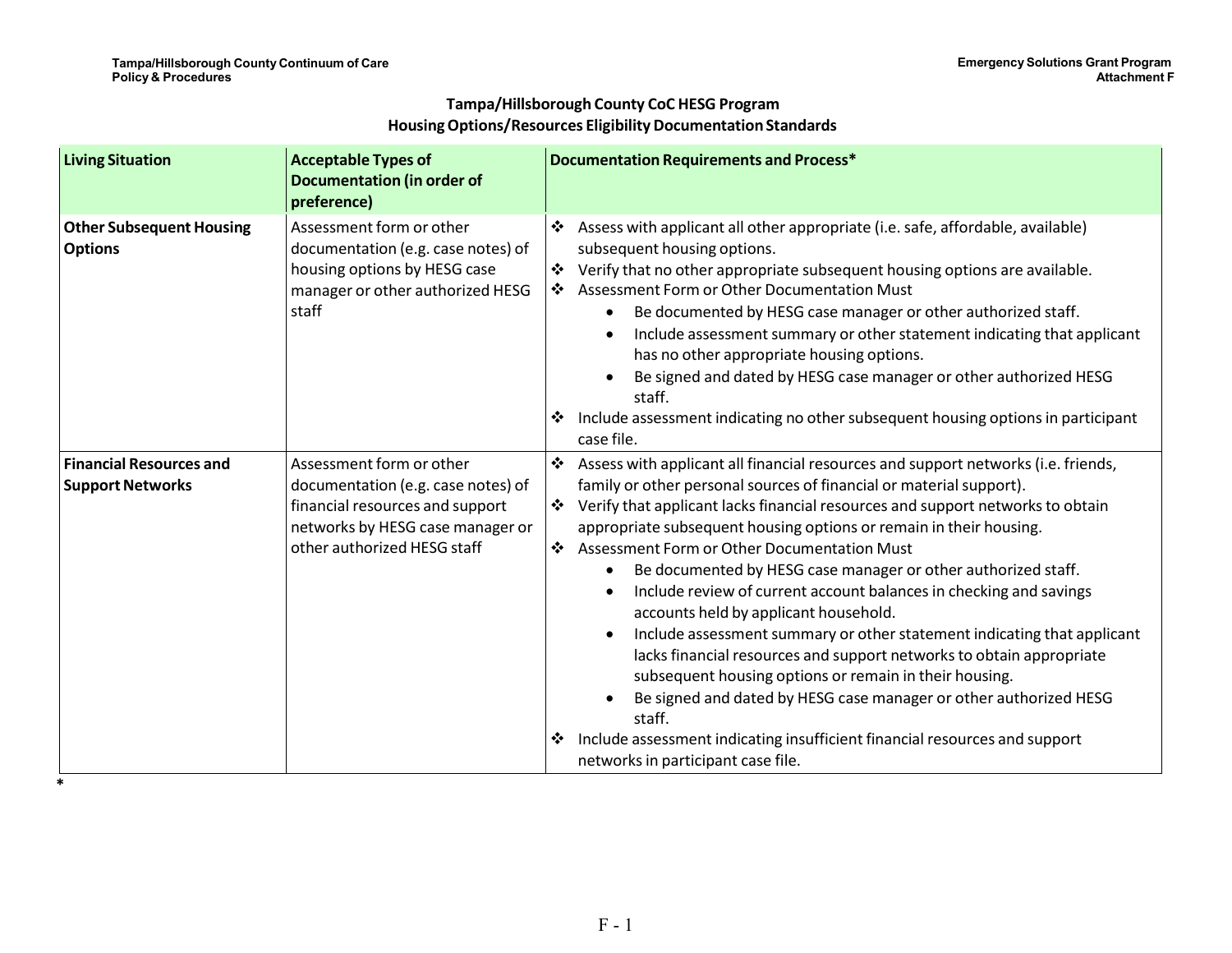## Tampa/Hillsborough County CoC HESG Program
## Housing Options/Resources Eligibility Documentation Standards

| Living Situation | Acceptable Types of Documentation (in order of preference) | Documentation Requirements and Process* |
|---|---|---|
| **Other Subsequent Housing Options** | Assessment form or other documentation (e.g. case notes) of housing options by HESG case manager or other authorized HESG staff | ❖ Assess with applicant all other appropriate (i.e. safe, affordable, available) subsequent housing options.<br>❖ Verify that no other appropriate subsequent housing options are available.<br>❖ Assessment Form or Other Documentation Must<br>• Be documented by HESG case manager or other authorized staff.<br>• Include assessment summary or other statement indicating that applicant has no other appropriate housing options.<br>• Be signed and dated by HESG case manager or other authorized HESG staff.<br>❖ Include assessment indicating no other subsequent housing options in participant case file. |
| **Financial Resources and Support Networks** | Assessment form or other documentation (e.g. case notes) of financial resources and support networks by HESG case manager or other authorized HESG staff | ❖ Assess with applicant all financial resources and support networks (i.e. friends, family or other personal sources of financial or material support).<br>❖ Verify that applicant lacks financial resources and support networks to obtain appropriate subsequent housing options or remain in their housing.<br>❖ Assessment Form or Other Documentation Must<br>• Be documented by HESG case manager or other authorized staff.<br>• Include review of current account balances in checking and savings accounts held by applicant household.<br>• Include assessment summary or other statement indicating that applicant lacks financial resources and support networks to obtain appropriate subsequent housing options or remain in their housing.<br>• Be signed and dated by HESG case manager or other authorized HESG staff.<br>❖ Include assessment indicating insufficient financial resources and support networks in participant case file. |

*